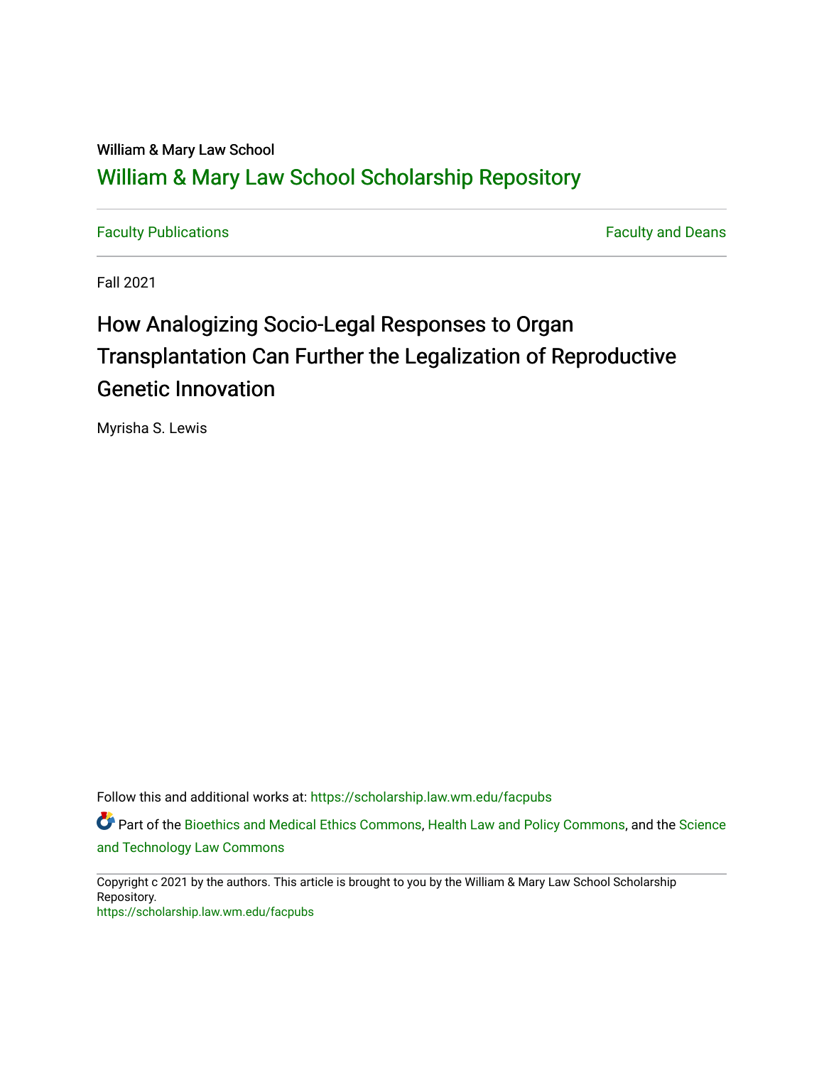William & Mary Law School

# William & Mary Law School Scholarship Repository

Faculty Publications | Faculty and Deans

Fall 2021

# How Analogizing Socio-Legal Responses to Organ Transplantation Can Further the Legalization of Reproductive Genetic Innovation

Myrisha S. Lewis

Follow this and additional works at: https://scholarship.law.wm.edu/facpubs

Part of the Bioethics and Medical Ethics Commons, Health Law and Policy Commons, and the Science and Technology Law Commons

Copyright c 2021 by the authors. This article is brought to you by the William & Mary Law School Scholarship Repository.
https://scholarship.law.wm.edu/facpubs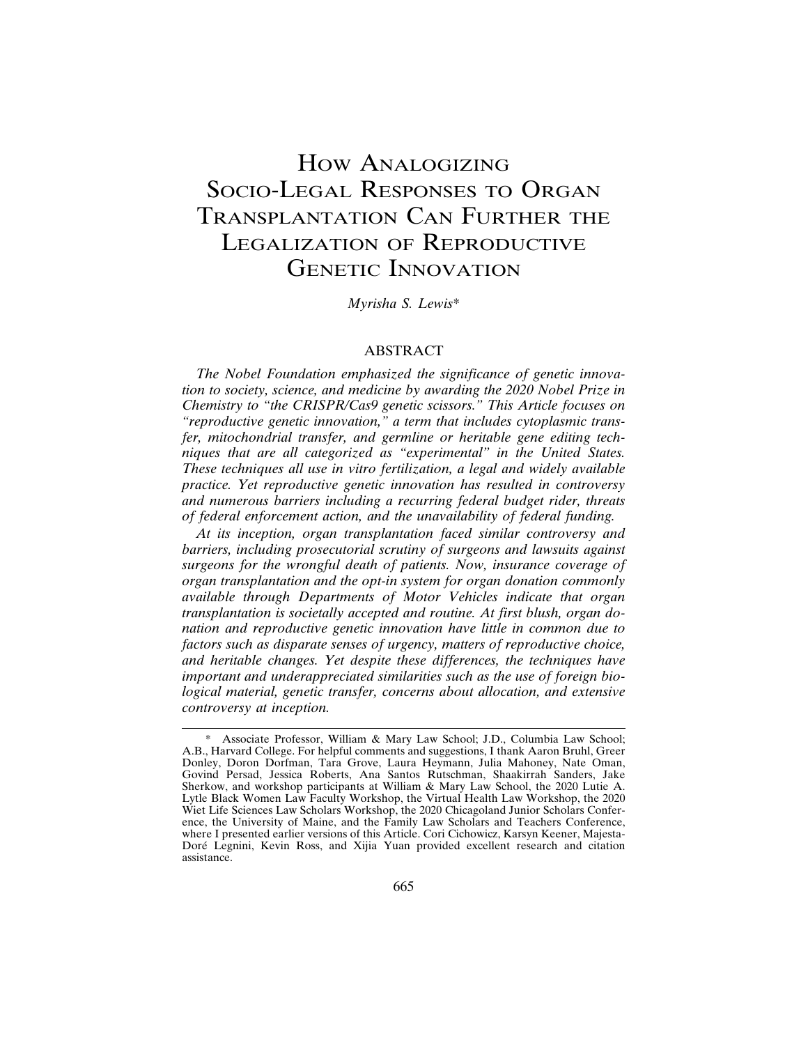# How Analogizing Socio-Legal Responses to Organ Transplantation Can Further the Legalization of Reproductive Genetic Innovation

*Myrisha S. Lewis**

## ABSTRACT

*The Nobel Foundation emphasized the significance of genetic innovation to society, science, and medicine by awarding the 2020 Nobel Prize in Chemistry to "the CRISPR/Cas9 genetic scissors." This Article focuses on "reproductive genetic innovation," a term that includes cytoplasmic transfer, mitochondrial transfer, and germline or heritable gene editing techniques that are all categorized as "experimental" in the United States. These techniques all use in vitro fertilization, a legal and widely available practice. Yet reproductive genetic innovation has resulted in controversy and numerous barriers including a recurring federal budget rider, threats of federal enforcement action, and the unavailability of federal funding.*

*At its inception, organ transplantation faced similar controversy and barriers, including prosecutorial scrutiny of surgeons and lawsuits against surgeons for the wrongful death of patients. Now, insurance coverage of organ transplantation and the opt-in system for organ donation commonly available through Departments of Motor Vehicles indicate that organ transplantation is societally accepted and routine. At first blush, organ donation and reproductive genetic innovation have little in common due to factors such as disparate senses of urgency, matters of reproductive choice, and heritable changes. Yet despite these differences, the techniques have important and underappreciated similarities such as the use of foreign biological material, genetic transfer, concerns about allocation, and extensive controversy at inception.*

---

\* Associate Professor, William & Mary Law School; J.D., Columbia Law School; A.B., Harvard College. For helpful comments and suggestions, I thank Aaron Bruhl, Greer Donley, Doron Dorfman, Tara Grove, Laura Heymann, Julia Mahoney, Nate Oman, Govind Persad, Jessica Roberts, Ana Santos Rutschman, Shaakirrah Sanders, Jake Sherkow, and workshop participants at William & Mary Law School, the 2020 Lutie A. Lytle Black Women Law Faculty Workshop, the Virtual Health Law Workshop, the 2020 Wiet Life Sciences Law Scholars Workshop, the 2020 Chicagoland Junior Scholars Conference, the University of Maine, and the Family Law Scholars and Teachers Conference, where I presented earlier versions of this Article. Cori Cichowicz, Karsyn Keener, Majesta-Doré Legnini, Kevin Ross, and Xijia Yuan provided excellent research and citation assistance.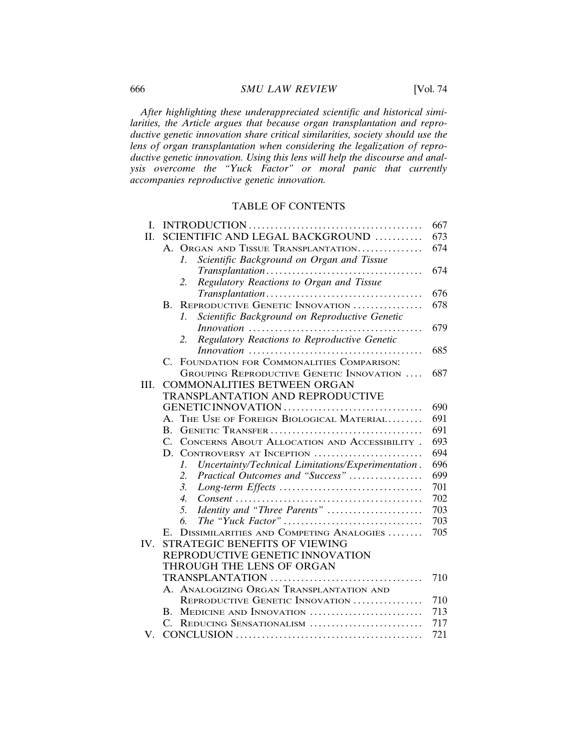*After highlighting these underappreciated scientific and historical similarities, the Article argues that because organ transplantation and reproductive genetic innovation share critical similarities, society should use the lens of organ transplantation when considering the legalization of reproductive genetic innovation. Using this lens will help the discourse and analysis overcome the "Yuck Factor" or moral panic that currently accompanies reproductive genetic innovation.*

## TABLE OF CONTENTS

| | |
|---|---|
| I. INTRODUCTION | 667 |
| II. SCIENTIFIC AND LEGAL BACKGROUND | 673 |
| A. ORGAN AND TISSUE TRANSPLANTATION | 674 |
| 1. *Scientific Background on Organ and Tissue Transplantation* | 674 |
| 2. *Regulatory Reactions to Organ and Tissue Transplantation* | 676 |
| B. REPRODUCTIVE GENETIC INNOVATION | 678 |
| 1. *Scientific Background on Reproductive Genetic Innovation* | 679 |
| 2. *Regulatory Reactions to Reproductive Genetic Innovation* | 685 |
| C. FOUNDATION FOR COMMONALITIES COMPARISON: GROUPING REPRODUCTIVE GENETIC INNOVATION | 687 |
| III. COMMONALITIES BETWEEN ORGAN TRANSPLANTATION AND REPRODUCTIVE GENETIC INNOVATION | 690 |
| A. THE USE OF FOREIGN BIOLOGICAL MATERIAL | 691 |
| B. GENETIC TRANSFER | 691 |
| C. CONCERNS ABOUT ALLOCATION AND ACCESSIBILITY | 693 |
| D. CONTROVERSY AT INCEPTION | 694 |
| 1. *Uncertainty/Technical Limitations/Experimentation* | 696 |
| 2. *Practical Outcomes and "Success"* | 699 |
| 3. *Long-term Effects* | 701 |
| 4. *Consent* | 702 |
| 5. *Identity and "Three Parents"* | 703 |
| 6. *The "Yuck Factor"* | 703 |
| E. DISSIMILARITIES AND COMPETING ANALOGIES | 705 |
| IV. STRATEGIC BENEFITS OF VIEWING REPRODUCTIVE GENETIC INNOVATION THROUGH THE LENS OF ORGAN TRANSPLANTATION | 710 |
| A. ANALOGIZING ORGAN TRANSPLANTATION AND REPRODUCTIVE GENETIC INNOVATION | 710 |
| B. MEDICINE AND INNOVATION | 713 |
| C. REDUCING SENSATIONALISM | 717 |
| V. CONCLUSION | 721 |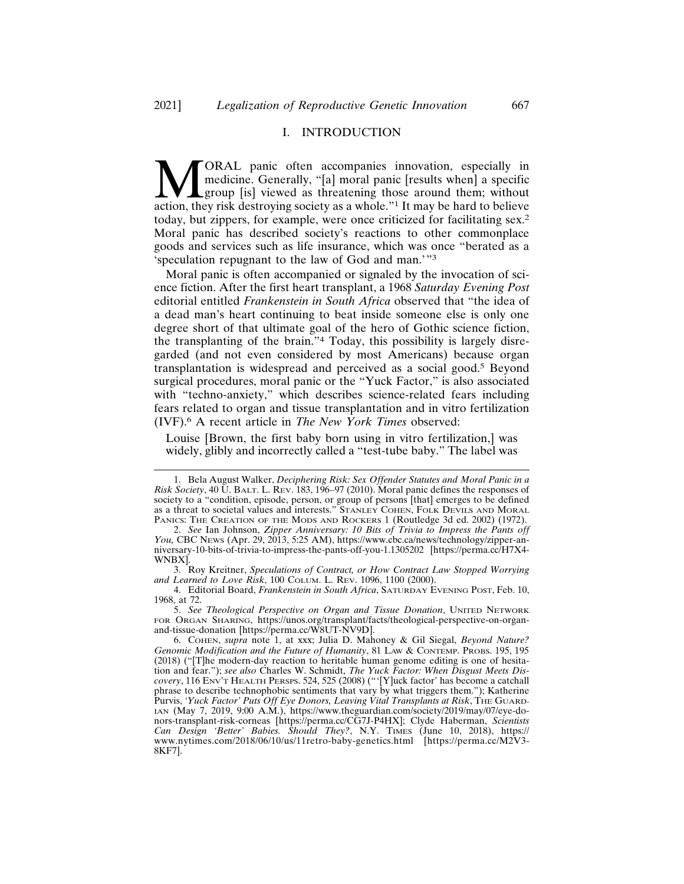# I. INTRODUCTION

MORAL panic often accompanies innovation, especially in medicine. Generally, "[a] moral panic [results when] a specific group [is] viewed as threatening those around them; without action, they risk destroying society as a whole."[1] It may be hard to believe today, but zippers, for example, were once criticized for facilitating sex.[2] Moral panic has described society's reactions to other commonplace goods and services such as life insurance, which was once "berated as a 'speculation repugnant to the law of God and man.'"[3]

Moral panic is often accompanied or signaled by the invocation of science fiction. After the first heart transplant, a 1968 *Saturday Evening Post* editorial entitled *Frankenstein in South Africa* observed that "the idea of a dead man's heart continuing to beat inside someone else is only one degree short of that ultimate goal of the hero of Gothic science fiction, the transplanting of the brain."[4] Today, this possibility is largely disregarded (and not even considered by most Americans) because organ transplantation is widespread and perceived as a social good.[5] Beyond surgical procedures, moral panic or the "Yuck Factor," is also associated with "techno-anxiety," which describes science-related fears including fears related to organ and tissue transplantation and in vitro fertilization (IVF).[6] A recent article in *The New York Times* observed:

> Louise [Brown, the first baby born using in vitro fertilization,] was widely, glibly and incorrectly called a "test-tube baby." The label was

---

1. Bela August Walker, *Deciphering Risk: Sex Offender Statutes and Moral Panic in a Risk Society*, 40 U. BALT. L. REV. 183, 196–97 (2010). Moral panic defines the responses of society to a "condition, episode, person, or group of persons [that] emerges to be defined as a threat to societal values and interests." STANLEY COHEN, FOLK DEVILS AND MORAL PANICS: THE CREATION OF THE MODS AND ROCKERS 1 (Routledge 3d ed. 2002) (1972).

2. *See* Ian Johnson, *Zipper Anniversary: 10 Bits of Trivia to Impress the Pants off You,* CBC NEWS (Apr. 29, 2013, 5:25 AM), https://www.cbc.ca/news/technology/zipper-anniversary-10-bits-of-trivia-to-impress-the-pants-off-you-1.1305202 [https://perma.cc/H7X4-WNBX].

3. Roy Kreitner, *Speculations of Contract, or How Contract Law Stopped Worrying and Learned to Love Risk*, 100 COLUM. L. REV. 1096, 1100 (2000).

4. Editorial Board, *Frankenstein in South Africa*, SATURDAY EVENING POST, Feb. 10, 1968, at 72.

5. *See Theological Perspective on Organ and Tissue Donation*, UNITED NETWORK FOR ORGAN SHARING, https://unos.org/transplant/facts/theological-perspective-on-organ-and-tissue-donation [https://perma.cc/W8UT-NV9D].

6. COHEN, *supra* note 1, at xxx; Julia D. Mahoney & Gil Siegal, *Beyond Nature? Genomic Modification and the Future of Humanity*, 81 LAW & CONTEMP. PROBS. 195, 195 (2018) ("[T]he modern-day reaction to heritable human genome editing is one of hesitation and fear."); *see also* Charles W. Schmidt, *The Yuck Factor: When Disgust Meets Discovery*, 116 ENV'T HEALTH PERSPS. 524, 525 (2008) ("'[Y]uck factor' has become a catchall phrase to describe technophobic sentiments that vary by what triggers them."); Katherine Purvis, *'Yuck Factor' Puts Off Eye Donors, Leaving Vital Transplants at Risk*, THE GUARDIAN (May 7, 2019, 9:00 A.M.), https://www.theguardian.com/society/2019/may/07/eye-donors-transplant-risk-corneas [https://perma.cc/CG7J-P4HX]; Clyde Haberman, *Scientists Can Design 'Better' Babies. Should They?*, N.Y. TIMES (June 10, 2018), https://www.nytimes.com/2018/06/10/us/11retro-baby-genetics.html [https://perma.cc/M2V3-8KF7].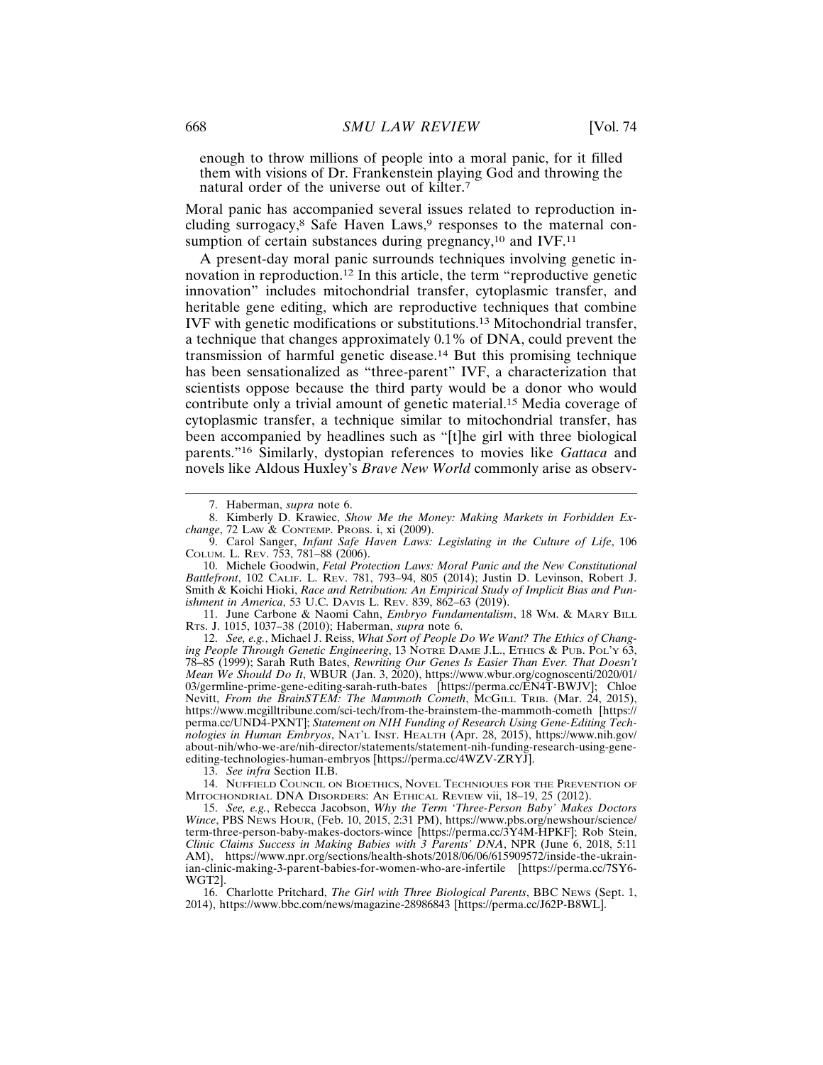enough to throw millions of people into a moral panic, for it filled them with visions of Dr. Frankenstein playing God and throwing the natural order of the universe out of kilter.[7]

Moral panic has accompanied several issues related to reproduction including surrogacy,[8] Safe Haven Laws,[9] responses to the maternal consumption of certain substances during pregnancy,[10] and IVF.[11]

A present-day moral panic surrounds techniques involving genetic innovation in reproduction.[12] In this article, the term "reproductive genetic innovation" includes mitochondrial transfer, cytoplasmic transfer, and heritable gene editing, which are reproductive techniques that combine IVF with genetic modifications or substitutions.[13] Mitochondrial transfer, a technique that changes approximately 0.1% of DNA, could prevent the transmission of harmful genetic disease.[14] But this promising technique has been sensationalized as "three-parent" IVF, a characterization that scientists oppose because the third party would be a donor who would contribute only a trivial amount of genetic material.[15] Media coverage of cytoplasmic transfer, a technique similar to mitochondrial transfer, has been accompanied by headlines such as "[t]he girl with three biological parents."[16] Similarly, dystopian references to movies like *Gattaca* and novels like Aldous Huxley's *Brave New World* commonly arise as observ-

---

7. Haberman, *supra* note 6.

8. Kimberly D. Krawiec, *Show Me the Money: Making Markets in Forbidden Exchange*, 72 LAW & CONTEMP. PROBS. i, xi (2009).

9. Carol Sanger, *Infant Safe Haven Laws: Legislating in the Culture of Life*, 106 COLUM. L. REV. 753, 781–88 (2006).

10. Michele Goodwin, *Fetal Protection Laws: Moral Panic and the New Constitutional Battlefront*, 102 CALIF. L. REV. 781, 793–94, 805 (2014); Justin D. Levinson, Robert J. Smith & Koichi Hioki, *Race and Retribution: An Empirical Study of Implicit Bias and Punishment in America*, 53 U.C. DAVIS L. REV. 839, 862–63 (2019).

11. June Carbone & Naomi Cahn, *Embryo Fundamentalism*, 18 WM. & MARY BILL RTS. J. 1015, 1037–38 (2010); Haberman, *supra* note 6.

12. *See, e.g.*, Michael J. Reiss, *What Sort of People Do We Want? The Ethics of Changing People Through Genetic Engineering*, 13 NOTRE DAME J.L., ETHICS & PUB. POL'Y 63, 78–85 (1999); Sarah Ruth Bates, *Rewriting Our Genes Is Easier Than Ever. That Doesn't Mean We Should Do It*, WBUR (Jan. 3, 2020), https://www.wbur.org/cognoscenti/2020/01/03/germline-prime-gene-editing-sarah-ruth-bates [https://perma.cc/EN4T-BWJV]; Chloe Nevitt, *From the BrainSTEM: The Mammoth Cometh*, MCGILL TRIB. (Mar. 24, 2015), https://www.mcgilltribune.com/sci-tech/from-the-brainstem-the-mammoth-cometh [https://perma.cc/UND4-PXNT]; *Statement on NIH Funding of Research Using Gene-Editing Technologies in Human Embryos*, NAT'L INST. HEALTH (Apr. 28, 2015), https://www.nih.gov/about-nih/who-we-are/nih-director/statements/statement-nih-funding-research-using-gene-editing-technologies-human-embryos [https://perma.cc/4WZV-ZRYJ].

13. *See infra* Section II.B.

14. NUFFIELD COUNCIL ON BIOETHICS, NOVEL TECHNIQUES FOR THE PREVENTION OF MITOCHONDRIAL DNA DISORDERS: AN ETHICAL REVIEW vii, 18–19, 25 (2012).

15. *See, e.g.*, Rebecca Jacobson, *Why the Term 'Three-Person Baby' Makes Doctors Wince*, PBS NEWS HOUR, (Feb. 10, 2015, 2:31 PM), https://www.pbs.org/newshour/science/term-three-person-baby-makes-doctors-wince [https://perma.cc/3Y4M-HPKF]; Rob Stein, *Clinic Claims Success in Making Babies with 3 Parents' DNA*, NPR (June 6, 2018, 5:11 AM), https://www.npr.org/sections/health-shots/2018/06/06/615909572/inside-the-ukrainian-clinic-making-3-parent-babies-for-women-who-are-infertile [https://perma.cc/7SY6-WGT2].

16. Charlotte Pritchard, *The Girl with Three Biological Parents*, BBC NEWS (Sept. 1, 2014), https://www.bbc.com/news/magazine-28986843 [https://perma.cc/J62P-B8WL].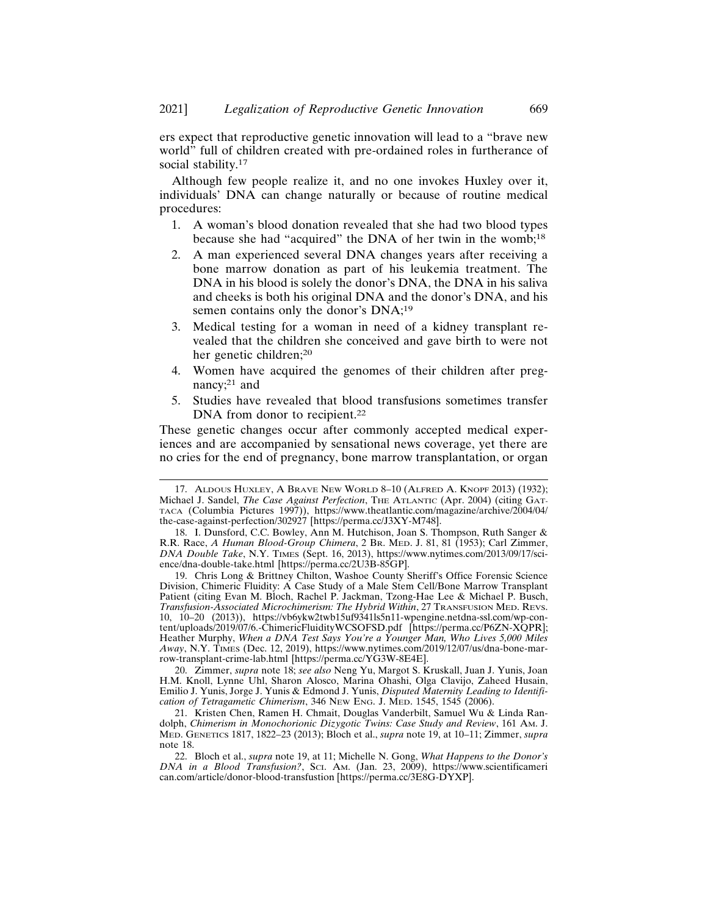ers expect that reproductive genetic innovation will lead to a "brave new world" full of children created with pre-ordained roles in furtherance of social stability.[17]

Although few people realize it, and no one invokes Huxley over it, individuals' DNA can change naturally or because of routine medical procedures:

1. A woman's blood donation revealed that she had two blood types because she had "acquired" the DNA of her twin in the womb;[18]
2. A man experienced several DNA changes years after receiving a bone marrow donation as part of his leukemia treatment. The DNA in his blood is solely the donor's DNA, the DNA in his saliva and cheeks is both his original DNA and the donor's DNA, and his semen contains only the donor's DNA;[19]
3. Medical testing for a woman in need of a kidney transplant revealed that the children she conceived and gave birth to were not her genetic children;[20]
4. Women have acquired the genomes of their children after pregnancy;[21] and
5. Studies have revealed that blood transfusions sometimes transfer DNA from donor to recipient.[22]

These genetic changes occur after commonly accepted medical experiences and are accompanied by sensational news coverage, yet there are no cries for the end of pregnancy, bone marrow transplantation, or organ

---

17. Aldous Huxley, A Brave New World 8–10 (Alfred A. Knopf 2013) (1932); Michael J. Sandel, *The Case Against Perfection*, The Atlantic (Apr. 2004) (citing Gattaca (Columbia Pictures 1997)), https://www.theatlantic.com/magazine/archive/2004/04/the-case-against-perfection/302927 [https://perma.cc/J3XY-M748].

18. I. Dunsford, C.C. Bowley, Ann M. Hutchison, Joan S. Thompson, Ruth Sanger & R.R. Race, *A Human Blood-Group Chimera*, 2 Br. Med. J. 81, 81 (1953); Carl Zimmer, *DNA Double Take*, N.Y. Times (Sept. 16, 2013), https://www.nytimes.com/2013/09/17/science/dna-double-take.html [https://perma.cc/2U3B-85GP].

19. Chris Long & Brittney Chilton, Washoe County Sheriff's Office Forensic Science Division, Chimeric Fluidity: A Case Study of a Male Stem Cell/Bone Marrow Transplant Patient (citing Evan M. Bloch, Rachel P. Jackman, Tzong-Hae Lee & Michael P. Busch, *Transfusion-Associated Microchimerism: The Hybrid Within*, 27 Transfusion Med. Revs. 10, 10–20 (2013)), https://vb6ykw2twb15uf9341ls5n11-wpengine.netdna-ssl.com/wp-content/uploads/2019/07/6.-ChimericFluidityWCSOFSD.pdf [https://perma.cc/P6ZN-XQPR]; Heather Murphy, *When a DNA Test Says You're a Younger Man, Who Lives 5,000 Miles Away*, N.Y. Times (Dec. 12, 2019), https://www.nytimes.com/2019/12/07/us/dna-bone-marrow-transplant-crime-lab.html [https://perma.cc/YG3W-8E4E].

20. Zimmer, *supra* note 18; *see also* Neng Yu, Margot S. Kruskall, Juan J. Yunis, Joan H.M. Knoll, Lynne Uhl, Sharon Alosco, Marina Ohashi, Olga Clavijo, Zaheed Husain, Emilio J. Yunis, Jorge J. Yunis & Edmond J. Yunis, *Disputed Maternity Leading to Identification of Tetragametic Chimerism*, 346 New Eng. J. Med. 1545, 1545 (2006).

21. Kristen Chen, Ramen H. Chmait, Douglas Vanderbilt, Samuel Wu & Linda Randolph, *Chimerism in Monochorionic Dizygotic Twins: Case Study and Review*, 161 Am. J. Med. Genetics 1817, 1822–23 (2013); Bloch et al., *supra* note 19, at 10–11; Zimmer, *supra* note 18.

22. Bloch et al., *supra* note 19, at 11; Michelle N. Gong, *What Happens to the Donor's DNA in a Blood Transfusion?*, Sci. Am. (Jan. 23, 2009), https://www.scientificamerican.com/article/donor-blood-transfustion [https://perma.cc/3E8G-DYXP].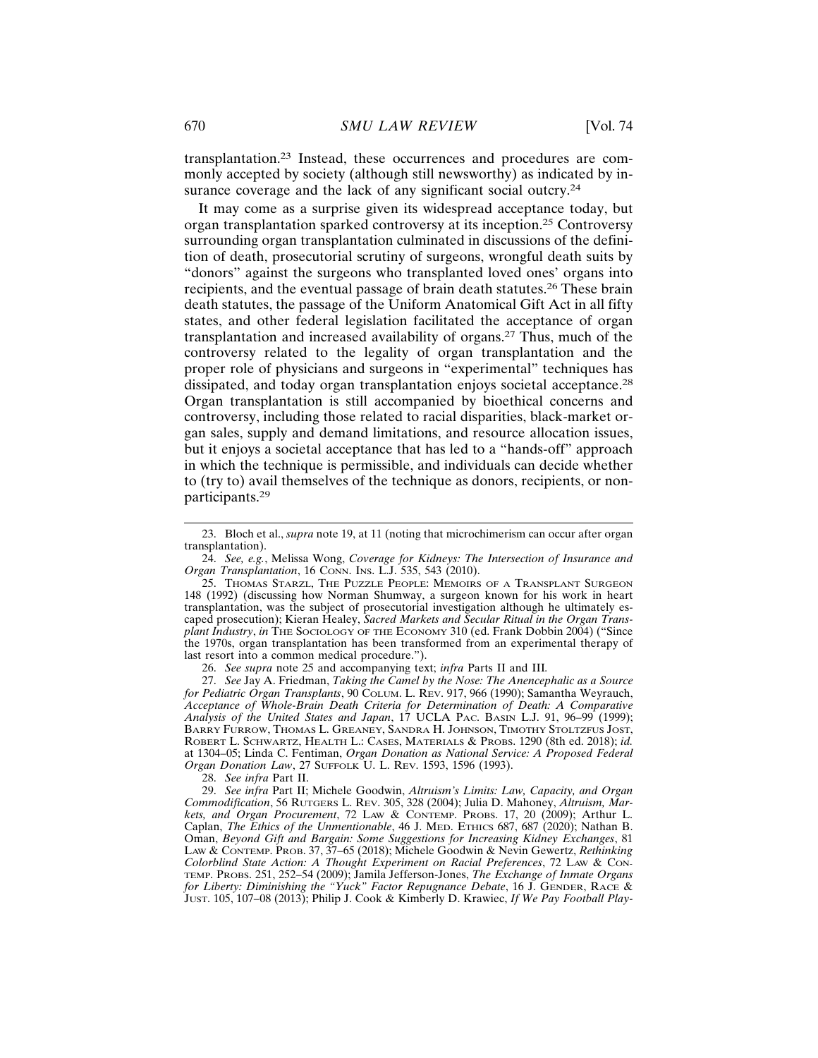transplantation.[23] Instead, these occurrences and procedures are commonly accepted by society (although still newsworthy) as indicated by insurance coverage and the lack of any significant social outcry.[24]

It may come as a surprise given its widespread acceptance today, but organ transplantation sparked controversy at its inception.[25] Controversy surrounding organ transplantation culminated in discussions of the definition of death, prosecutorial scrutiny of surgeons, wrongful death suits by "donors" against the surgeons who transplanted loved ones' organs into recipients, and the eventual passage of brain death statutes.[26] These brain death statutes, the passage of the Uniform Anatomical Gift Act in all fifty states, and other federal legislation facilitated the acceptance of organ transplantation and increased availability of organs.[27] Thus, much of the controversy related to the legality of organ transplantation and the proper role of physicians and surgeons in "experimental" techniques has dissipated, and today organ transplantation enjoys societal acceptance.[28] Organ transplantation is still accompanied by bioethical concerns and controversy, including those related to racial disparities, black-market organ sales, supply and demand limitations, and resource allocation issues, but it enjoys a societal acceptance that has led to a "hands-off" approach in which the technique is permissible, and individuals can decide whether to (try to) avail themselves of the technique as donors, recipients, or nonparticipants.[29]

---

23. Bloch et al., *supra* note 19, at 11 (noting that microchimerism can occur after organ transplantation).

24. *See, e.g.*, Melissa Wong, *Coverage for Kidneys: The Intersection of Insurance and Organ Transplantation*, 16 CONN. INS. L.J. 535, 543 (2010).

25. THOMAS STARZL, THE PUZZLE PEOPLE: MEMOIRS OF A TRANSPLANT SURGEON 148 (1992) (discussing how Norman Shumway, a surgeon known for his work in heart transplantation, was the subject of prosecutorial investigation although he ultimately escaped prosecution); Kieran Healey, *Sacred Markets and Secular Ritual in the Organ Transplant Industry*, *in* THE SOCIOLOGY OF THE ECONOMY 310 (ed. Frank Dobbin 2004) ("Since the 1970s, organ transplantation has been transformed from an experimental therapy of last resort into a common medical procedure.").

26. *See supra* note 25 and accompanying text; *infra* Parts II and III.

27. *See* Jay A. Friedman, *Taking the Camel by the Nose: The Anencephalic as a Source for Pediatric Organ Transplants*, 90 COLUM. L. REV. 917, 966 (1990); Samantha Weyrauch, *Acceptance of Whole-Brain Death Criteria for Determination of Death: A Comparative Analysis of the United States and Japan*, 17 UCLA PAC. BASIN L.J. 91, 96–99 (1999); BARRY FURROW, THOMAS L. GREANEY, SANDRA H. JOHNSON, TIMOTHY STOLTZFUS JOST, ROBERT L. SCHWARTZ, HEALTH L.: CASES, MATERIALS & PROBS. 1290 (8th ed. 2018); *id.* at 1304–05; Linda C. Fentiman, *Organ Donation as National Service: A Proposed Federal Organ Donation Law*, 27 SUFFOLK U. L. REV. 1593, 1596 (1993).

28. *See infra* Part II.

29. *See infra* Part II; Michele Goodwin, *Altruism's Limits: Law, Capacity, and Organ Commodification*, 56 RUTGERS L. REV. 305, 328 (2004); Julia D. Mahoney, *Altruism, Markets, and Organ Procurement*, 72 LAW & CONTEMP. PROBS. 17, 20 (2009); Arthur L. Caplan, *The Ethics of the Unmentionable*, 46 J. MED. ETHICS 687, 687 (2020); Nathan B. Oman, *Beyond Gift and Bargain: Some Suggestions for Increasing Kidney Exchanges*, 81 LAW & CONTEMP. PROB. 37, 37–65 (2018); Michele Goodwin & Nevin Gewertz, *Rethinking Colorblind State Action: A Thought Experiment on Racial Preferences*, 72 LAW & CONTEMP. PROBS. 251, 252–54 (2009); Jamila Jefferson-Jones, *The Exchange of Inmate Organs for Liberty: Diminishing the "Yuck" Factor Repugnance Debate*, 16 J. GENDER, RACE & JUST. 105, 107–08 (2013); Philip J. Cook & Kimberly D. Krawiec, *If We Pay Football Play-*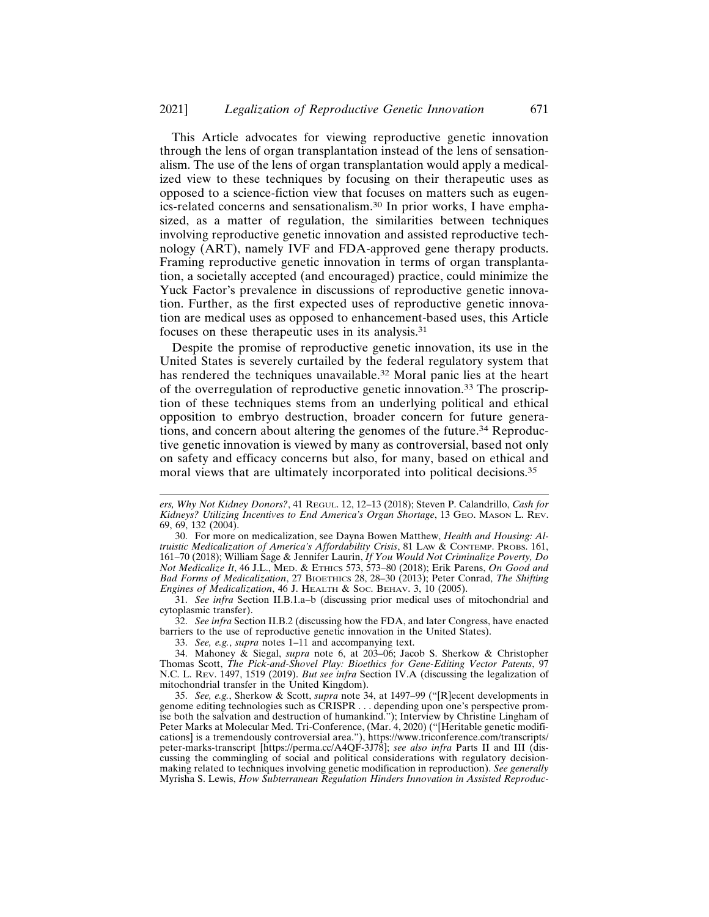This Article advocates for viewing reproductive genetic innovation through the lens of organ transplantation instead of the lens of sensationalism. The use of the lens of organ transplantation would apply a medicalized view to these techniques by focusing on their therapeutic uses as opposed to a science-fiction view that focuses on matters such as eugenics-related concerns and sensationalism.[30] In prior works, I have emphasized, as a matter of regulation, the similarities between techniques involving reproductive genetic innovation and assisted reproductive technology (ART), namely IVF and FDA-approved gene therapy products. Framing reproductive genetic innovation in terms of organ transplantation, a societally accepted (and encouraged) practice, could minimize the Yuck Factor's prevalence in discussions of reproductive genetic innovation. Further, as the first expected uses of reproductive genetic innovation are medical uses as opposed to enhancement-based uses, this Article focuses on these therapeutic uses in its analysis.[31]

Despite the promise of reproductive genetic innovation, its use in the United States is severely curtailed by the federal regulatory system that has rendered the techniques unavailable.[32] Moral panic lies at the heart of the overregulation of reproductive genetic innovation.[33] The proscription of these techniques stems from an underlying political and ethical opposition to embryo destruction, broader concern for future generations, and concern about altering the genomes of the future.[34] Reproductive genetic innovation is viewed by many as controversial, based not only on safety and efficacy concerns but also, for many, based on ethical and moral views that are ultimately incorporated into political decisions.[35]

---

*ers, Why Not Kidney Donors?*, 41 REGUL. 12, 12–13 (2018); Steven P. Calandrillo, *Cash for Kidneys? Utilizing Incentives to End America's Organ Shortage*, 13 GEO. MASON L. REV. 69, 69, 132 (2004).

30. For more on medicalization, see Dayna Bowen Matthew, *Health and Housing: Altruistic Medicalization of America's Affordability Crisis*, 81 LAW & CONTEMP. PROBS. 161, 161–70 (2018); William Sage & Jennifer Laurin, *If You Would Not Criminalize Poverty, Do Not Medicalize It*, 46 J.L., MED. & ETHICS 573, 573–80 (2018); Erik Parens, *On Good and Bad Forms of Medicalization*, 27 BIOETHICS 28, 28–30 (2013); Peter Conrad, *The Shifting Engines of Medicalization*, 46 J. HEALTH & SOC. BEHAV. 3, 10 (2005).

31. *See infra* Section II.B.1.a–b (discussing prior medical uses of mitochondrial and cytoplasmic transfer).

32. *See infra* Section II.B.2 (discussing how the FDA, and later Congress, have enacted barriers to the use of reproductive genetic innovation in the United States).

33. *See, e.g.*, *supra* notes 1–11 and accompanying text.

34. Mahoney & Siegal, *supra* note 6, at 203–06; Jacob S. Sherkow & Christopher Thomas Scott, *The Pick-and-Shovel Play: Bioethics for Gene-Editing Vector Patents*, 97 N.C. L. REV. 1497, 1519 (2019). *But see infra* Section IV.A (discussing the legalization of mitochondrial transfer in the United Kingdom).

35. *See, e.g.*, Sherkow & Scott, *supra* note 34, at 1497–99 ("[R]ecent developments in genome editing technologies such as CRISPR . . . depending upon one's perspective promise both the salvation and destruction of humankind."); Interview by Christine Lingham of Peter Marks at Molecular Med. Tri-Conference, (Mar. 4, 2020) ("[Heritable genetic modifications] is a tremendously controversial area."), https://www.triconference.com/transcripts/peter-marks-transcript [https://perma.cc/A4QF-3J78]; *see also infra* Parts II and III (discussing the commingling of social and political considerations with regulatory decision-making related to techniques involving genetic modification in reproduction). *See generally* Myrisha S. Lewis, *How Subterranean Regulation Hinders Innovation in Assisted Reproduc-*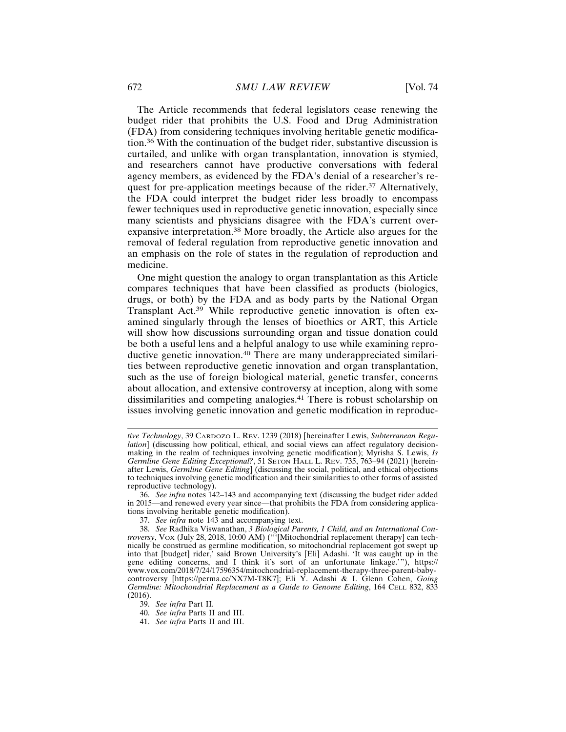The Article recommends that federal legislators cease renewing the budget rider that prohibits the U.S. Food and Drug Administration (FDA) from considering techniques involving heritable genetic modification.[36] With the continuation of the budget rider, substantive discussion is curtailed, and unlike with organ transplantation, innovation is stymied, and researchers cannot have productive conversations with federal agency members, as evidenced by the FDA's denial of a researcher's request for pre-application meetings because of the rider.[37] Alternatively, the FDA could interpret the budget rider less broadly to encompass fewer techniques used in reproductive genetic innovation, especially since many scientists and physicians disagree with the FDA's current over-expansive interpretation.[38] More broadly, the Article also argues for the removal of federal regulation from reproductive genetic innovation and an emphasis on the role of states in the regulation of reproduction and medicine.

One might question the analogy to organ transplantation as this Article compares techniques that have been classified as products (biologics, drugs, or both) by the FDA and as body parts by the National Organ Transplant Act.[39] While reproductive genetic innovation is often examined singularly through the lenses of bioethics or ART, this Article will show how discussions surrounding organ and tissue donation could be both a useful lens and a helpful analogy to use while examining reproductive genetic innovation.[40] There are many underappreciated similarities between reproductive genetic innovation and organ transplantation, such as the use of foreign biological material, genetic transfer, concerns about allocation, and extensive controversy at inception, along with some dissimilarities and competing analogies.[41] There is robust scholarship on issues involving genetic innovation and genetic modification in reproduc-

---

*tive Technology*, 39 CARDOZO L. REV. 1239 (2018) [hereinafter Lewis, *Subterranean Regulation*] (discussing how political, ethical, and social views can affect regulatory decision-making in the realm of techniques involving genetic modification); Myrisha S. Lewis, *Is Germline Gene Editing Exceptional?*, 51 SETON HALL L. REV. 735, 763–94 (2021) [hereinafter Lewis, *Germline Gene Editing*] (discussing the social, political, and ethical objections to techniques involving genetic modification and their similarities to other forms of assisted reproductive technology).

36. *See infra* notes 142–143 and accompanying text (discussing the budget rider added in 2015—and renewed every year since—that prohibits the FDA from considering applications involving heritable genetic modification).

37. *See infra* note 143 and accompanying text.

38. *See* Radhika Viswanathan, *3 Biological Parents, 1 Child, and an International Controversy*, VOX (July 28, 2018, 10:00 AM) ("'[Mitochondrial replacement therapy] can technically be construed as germline modification, so mitochondrial replacement got swept up into that [budget] rider,' said Brown University's [Eli] Adashi. 'It was caught up in the gene editing concerns, and I think it's sort of an unfortunate linkage.'"), https://www.vox.com/2018/7/24/17596354/mitochondrial-replacement-therapy-three-parent-baby-controversy [https://perma.cc/NX7M-T8K7]; Eli Y. Adashi & I. Glenn Cohen, *Going Germline: Mitochondrial Replacement as a Guide to Genome Editing*, 164 CELL 832, 833 (2016).

39. *See infra* Part II.

40. *See infra* Parts II and III.

41. *See infra* Parts II and III.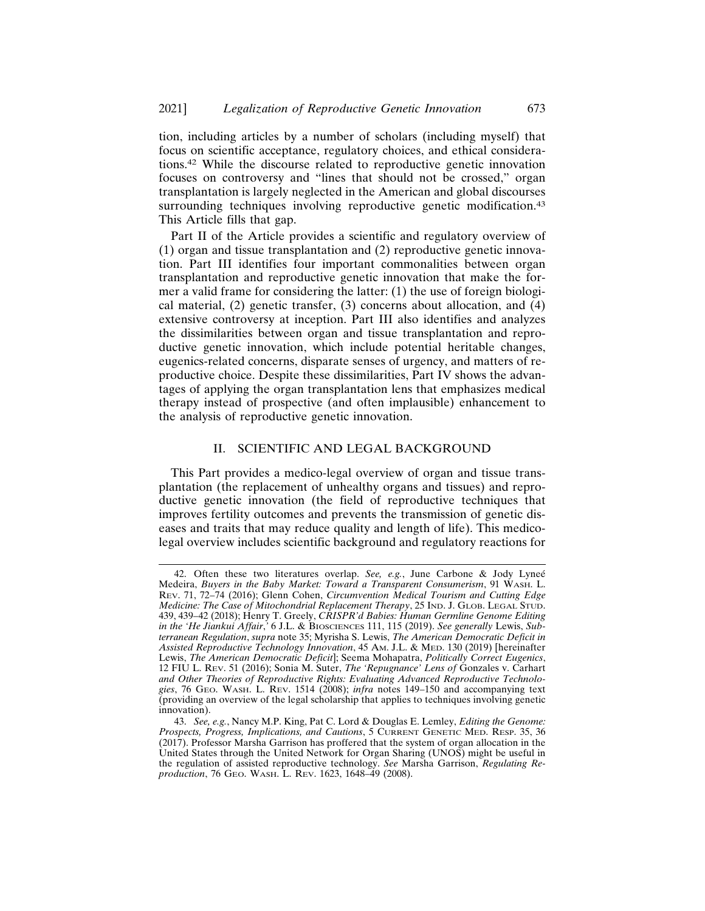tion, including articles by a number of scholars (including myself) that focus on scientific acceptance, regulatory choices, and ethical considerations.[42] While the discourse related to reproductive genetic innovation focuses on controversy and "lines that should not be crossed," organ transplantation is largely neglected in the American and global discourses surrounding techniques involving reproductive genetic modification.[43] This Article fills that gap.

Part II of the Article provides a scientific and regulatory overview of (1) organ and tissue transplantation and (2) reproductive genetic innovation. Part III identifies four important commonalities between organ transplantation and reproductive genetic innovation that make the former a valid frame for considering the latter: (1) the use of foreign biological material, (2) genetic transfer, (3) concerns about allocation, and (4) extensive controversy at inception. Part III also identifies and analyzes the dissimilarities between organ and tissue transplantation and reproductive genetic innovation, which include potential heritable changes, eugenics-related concerns, disparate senses of urgency, and matters of reproductive choice. Despite these dissimilarities, Part IV shows the advantages of applying the organ transplantation lens that emphasizes medical therapy instead of prospective (and often implausible) enhancement to the analysis of reproductive genetic innovation.

## II. SCIENTIFIC AND LEGAL BACKGROUND

This Part provides a medico-legal overview of organ and tissue transplantation (the replacement of unhealthy organs and tissues) and reproductive genetic innovation (the field of reproductive techniques that improves fertility outcomes and prevents the transmission of genetic diseases and traits that may reduce quality and length of life). This medico-legal overview includes scientific background and regulatory reactions for

---

42. Often these two literatures overlap. *See, e.g.*, June Carbone & Jody Lyneé Medeira, *Buyers in the Baby Market: Toward a Transparent Consumerism*, 91 WASH. L. REV. 71, 72–74 (2016); Glenn Cohen, *Circumvention Medical Tourism and Cutting Edge Medicine: The Case of Mitochondrial Replacement Therapy*, 25 IND. J. GLOB. LEGAL STUD. 439, 439–42 (2018); Henry T. Greely, *CRISPR'd Babies: Human Germline Genome Editing in the 'He Jiankui Affair*,' 6 J.L. & BIOSCIENCES 111, 115 (2019). *See generally* Lewis, *Subterranean Regulation*, *supra* note 35; Myrisha S. Lewis, *The American Democratic Deficit in Assisted Reproductive Technology Innovation*, 45 AM. J.L. & MED. 130 (2019) [hereinafter Lewis, *The American Democratic Deficit*]; Seema Mohapatra, *Politically Correct Eugenics*, 12 FIU L. REV. 51 (2016); Sonia M. Suter, *The 'Repugnance' Lens of* Gonzales v. Carhart *and Other Theories of Reproductive Rights: Evaluating Advanced Reproductive Technologies*, 76 GEO. WASH. L. REV. 1514 (2008); *infra* notes 149–150 and accompanying text (providing an overview of the legal scholarship that applies to techniques involving genetic innovation).

43. *See, e.g.*, Nancy M.P. King, Pat C. Lord & Douglas E. Lemley, *Editing the Genome: Prospects, Progress, Implications, and Cautions*, 5 CURRENT GENETIC MED. RESP. 35, 36 (2017). Professor Marsha Garrison has proffered that the system of organ allocation in the United States through the United Network for Organ Sharing (UNOS) might be useful in the regulation of assisted reproductive technology. *See* Marsha Garrison, *Regulating Reproduction*, 76 GEO. WASH. L. REV. 1623, 1648–49 (2008).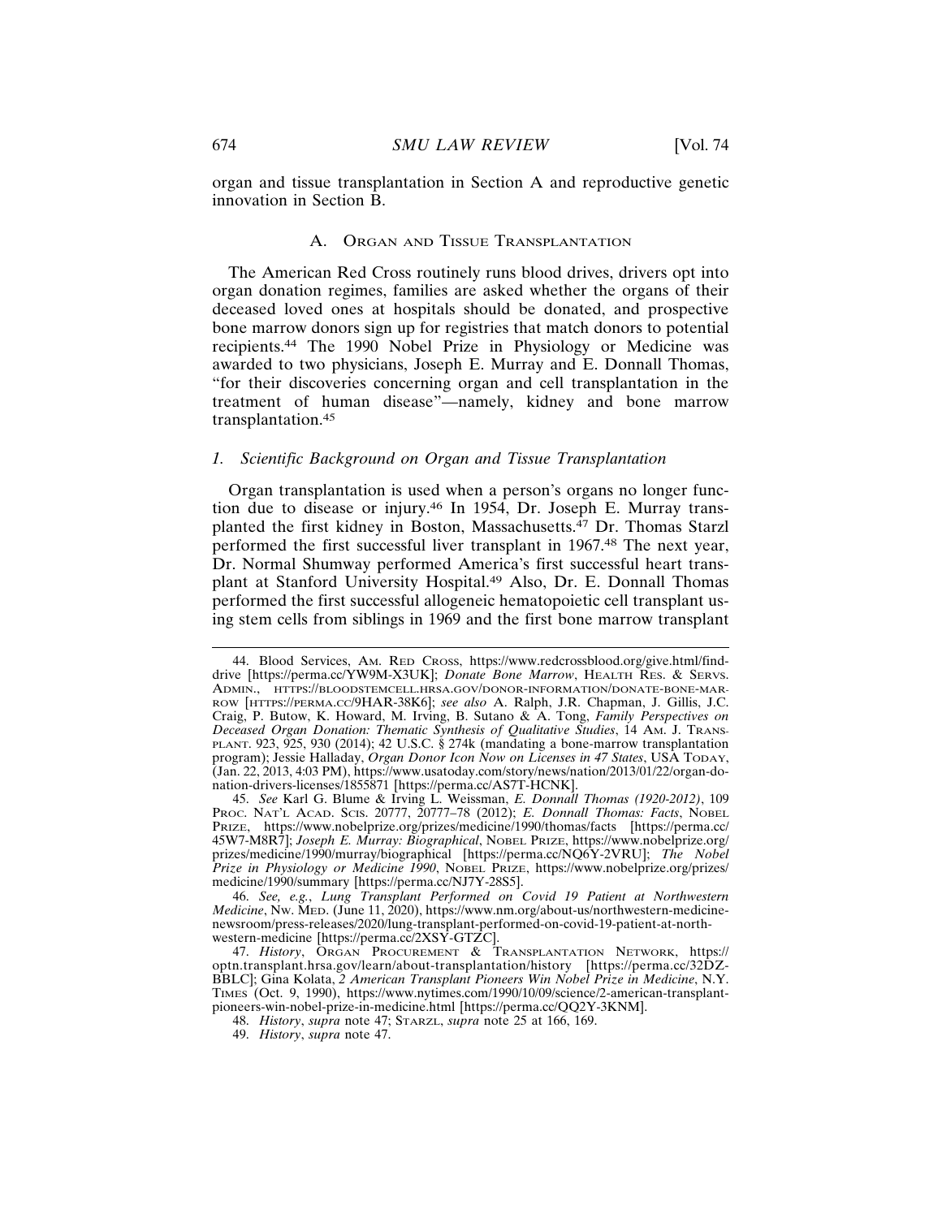organ and tissue transplantation in Section A and reproductive genetic innovation in Section B.

### A. Organ and Tissue Transplantation

The American Red Cross routinely runs blood drives, drivers opt into organ donation regimes, families are asked whether the organs of their deceased loved ones at hospitals should be donated, and prospective bone marrow donors sign up for registries that match donors to potential recipients.[44] The 1990 Nobel Prize in Physiology or Medicine was awarded to two physicians, Joseph E. Murray and E. Donnall Thomas, "for their discoveries concerning organ and cell transplantation in the treatment of human disease"—namely, kidney and bone marrow transplantation.[45]

#### *1. Scientific Background on Organ and Tissue Transplantation*

Organ transplantation is used when a person's organs no longer function due to disease or injury.[46] In 1954, Dr. Joseph E. Murray transplanted the first kidney in Boston, Massachusetts.[47] Dr. Thomas Starzl performed the first successful liver transplant in 1967.[48] The next year, Dr. Normal Shumway performed America's first successful heart transplant at Stanford University Hospital.[49] Also, Dr. E. Donnall Thomas performed the first successful allogeneic hematopoietic cell transplant using stem cells from siblings in 1969 and the first bone marrow transplant

---

44. Blood Services, Am. Red Cross, https://www.redcrossblood.org/give.html/find-drive [https://perma.cc/YW9M-X3UK]; *Donate Bone Marrow*, Health Res. & Servs. Admin., https://bloodstemcell.hrsa.gov/donor-information/donate-bone-marrow [https://perma.cc/9HAR-38K6]; *see also* A. Ralph, J.R. Chapman, J. Gillis, J.C. Craig, P. Butow, K. Howard, M. Irving, B. Sutano & A. Tong, *Family Perspectives on Deceased Organ Donation: Thematic Synthesis of Qualitative Studies*, 14 Am. J. Transplant. 923, 925, 930 (2014); 42 U.S.C. § 274k (mandating a bone-marrow transplantation program); Jessie Halladay, *Organ Donor Icon Now on Licenses in 47 States*, USA Today, (Jan. 22, 2013, 4:03 PM), https://www.usatoday.com/story/news/nation/2013/01/22/organ-donation-drivers-licenses/1855871 [https://perma.cc/AS7T-HCNK].

45. *See* Karl G. Blume & Irving L. Weissman, *E. Donnall Thomas (1920-2012)*, 109 Proc. Nat'l Acad. Scis. 20777, 20777–78 (2012); *E. Donnall Thomas: Facts*, Nobel Prize, https://www.nobelprize.org/prizes/medicine/1990/thomas/facts [https://perma.cc/45W7-M8R7]; *Joseph E. Murray: Biographical*, Nobel Prize, https://www.nobelprize.org/prizes/medicine/1990/murray/biographical [https://perma.cc/NQ6Y-2VRU]; *The Nobel Prize in Physiology or Medicine 1990*, Nobel Prize, https://www.nobelprize.org/prizes/medicine/1990/summary [https://perma.cc/NJ7Y-28S5].

46. *See, e.g.*, *Lung Transplant Performed on Covid 19 Patient at Northwestern Medicine*, Nw. Med. (June 11, 2020), https://www.nm.org/about-us/northwestern-medicine-newsroom/press-releases/2020/lung-transplant-performed-on-covid-19-patient-at-northwestern-medicine [https://perma.cc/2XSY-GTZC].

47. *History*, Organ Procurement & Transplantation Network, https://optn.transplant.hrsa.gov/learn/about-transplantation/history [https://perma.cc/32DZ-BBLC]; Gina Kolata, *2 American Transplant Pioneers Win Nobel Prize in Medicine*, N.Y. Times (Oct. 9, 1990), https://www.nytimes.com/1990/10/09/science/2-american-transplant-pioneers-win-nobel-prize-in-medicine.html [https://perma.cc/QQ2Y-3KNM].

48. *History*, *supra* note 47; Starzl, *supra* note 25 at 166, 169.

49. *History*, *supra* note 47.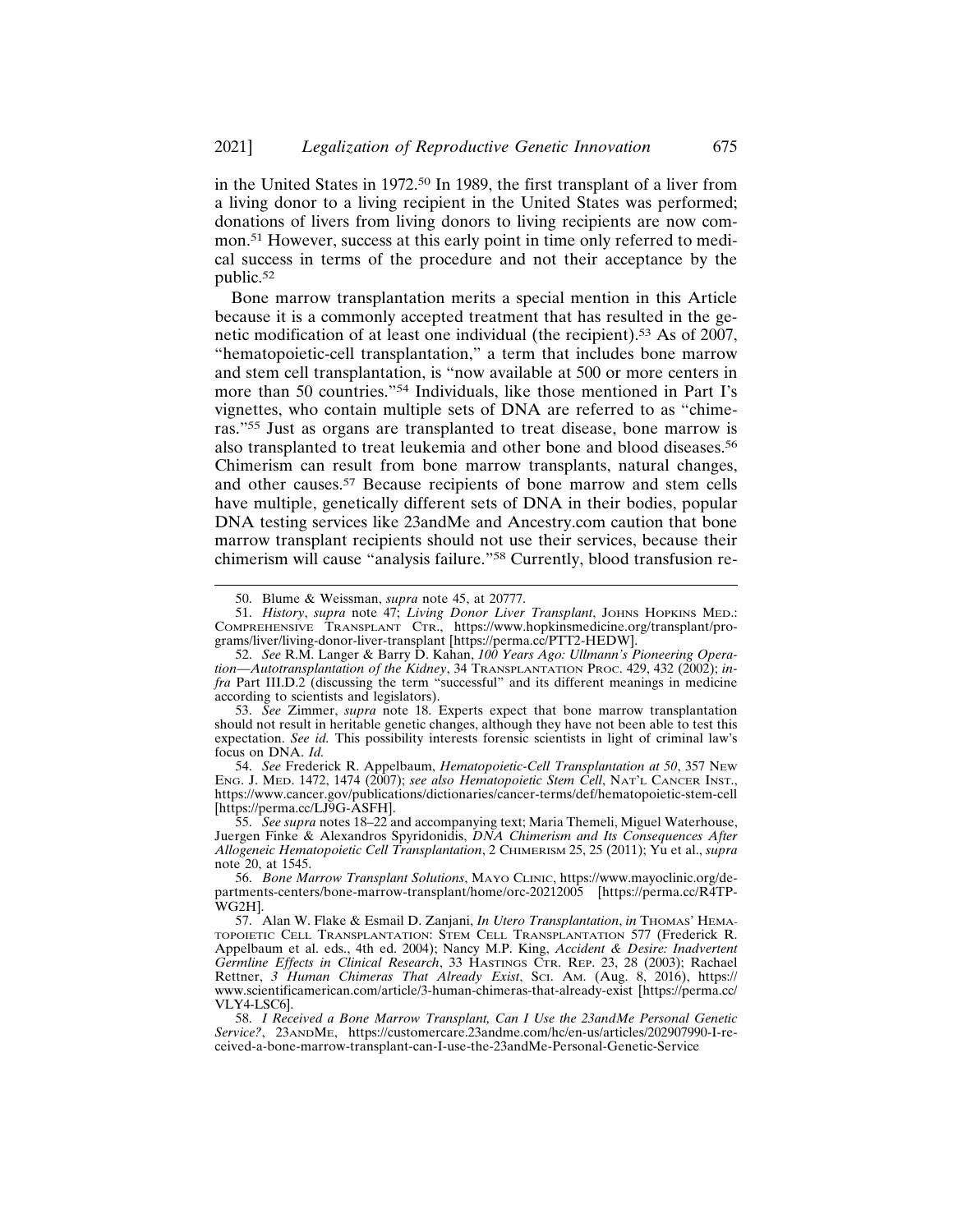in the United States in 1972.[50] In 1989, the first transplant of a liver from a living donor to a living recipient in the United States was performed; donations of livers from living donors to living recipients are now common.[51] However, success at this early point in time only referred to medical success in terms of the procedure and not their acceptance by the public.[52]

Bone marrow transplantation merits a special mention in this Article because it is a commonly accepted treatment that has resulted in the genetic modification of at least one individual (the recipient).[53] As of 2007, "hematopoietic-cell transplantation," a term that includes bone marrow and stem cell transplantation, is "now available at 500 or more centers in more than 50 countries."[54] Individuals, like those mentioned in Part I's vignettes, who contain multiple sets of DNA are referred to as "chimeras."[55] Just as organs are transplanted to treat disease, bone marrow is also transplanted to treat leukemia and other bone and blood diseases.[56] Chimerism can result from bone marrow transplants, natural changes, and other causes.[57] Because recipients of bone marrow and stem cells have multiple, genetically different sets of DNA in their bodies, popular DNA testing services like 23andMe and Ancestry.com caution that bone marrow transplant recipients should not use their services, because their chimerism will cause "analysis failure."[58] Currently, blood transfusion re-

---

50. Blume & Weissman, *supra* note 45, at 20777.

51. *History*, *supra* note 47; *Living Donor Liver Transplant*, JOHNS HOPKINS MED.: COMPREHENSIVE TRANSPLANT CTR., https://www.hopkinsmedicine.org/transplant/programs/liver/living-donor-liver-transplant [https://perma.cc/PTT2-HEDW].

52. *See* R.M. Langer & Barry D. Kahan, *100 Years Ago: Ullmann's Pioneering Operation—Autotransplantation of the Kidney*, 34 TRANSPLANTATION PROC. 429, 432 (2002); *infra* Part III.D.2 (discussing the term "successful" and its different meanings in medicine according to scientists and legislators).

53. *See* Zimmer, *supra* note 18. Experts expect that bone marrow transplantation should not result in heritable genetic changes, although they have not been able to test this expectation. *See id.* This possibility interests forensic scientists in light of criminal law's focus on DNA. *Id.*

54. *See* Frederick R. Appelbaum, *Hematopoietic-Cell Transplantation at 50*, 357 NEW ENG. J. MED. 1472, 1474 (2007); *see also Hematopoietic Stem Cell*, NAT'L CANCER INST., https://www.cancer.gov/publications/dictionaries/cancer-terms/def/hematopoietic-stem-cell [https://perma.cc/LJ9G-ASFH].

55. *See supra* notes 18–22 and accompanying text; Maria Themeli, Miguel Waterhouse, Juergen Finke & Alexandros Spyridonidis, *DNA Chimerism and Its Consequences After Allogeneic Hematopoietic Cell Transplantation*, 2 CHIMERISM 25, 25 (2011); Yu et al., *supra* note 20, at 1545.

56. *Bone Marrow Transplant Solutions*, MAYO CLINIC, https://www.mayoclinic.org/departments-centers/bone-marrow-transplant/home/orc-20212005 [https://perma.cc/R4TP-WG2H].

57. Alan W. Flake & Esmail D. Zanjani, *In Utero Transplantation*, *in* THOMAS' HEMATOPOIETIC CELL TRANSPLANTATION: STEM CELL TRANSPLANTATION 577 (Frederick R. Appelbaum et al. eds., 4th ed. 2004); Nancy M.P. King, *Accident & Desire: Inadvertent Germline Effects in Clinical Research*, 33 HASTINGS CTR. REP. 23, 28 (2003); Rachael Rettner, *3 Human Chimeras That Already Exist*, SCI. AM. (Aug. 8, 2016), https://www.scientificamerican.com/article/3-human-chimeras-that-already-exist [https://perma.cc/VLY4-LSC6].

58. *I Received a Bone Marrow Transplant, Can I Use the 23andMe Personal Genetic Service?*, 23ANDME, https://customercare.23andme.com/hc/en-us/articles/202907990-I-received-a-bone-marrow-transplant-can-I-use-the-23andMe-Personal-Genetic-Service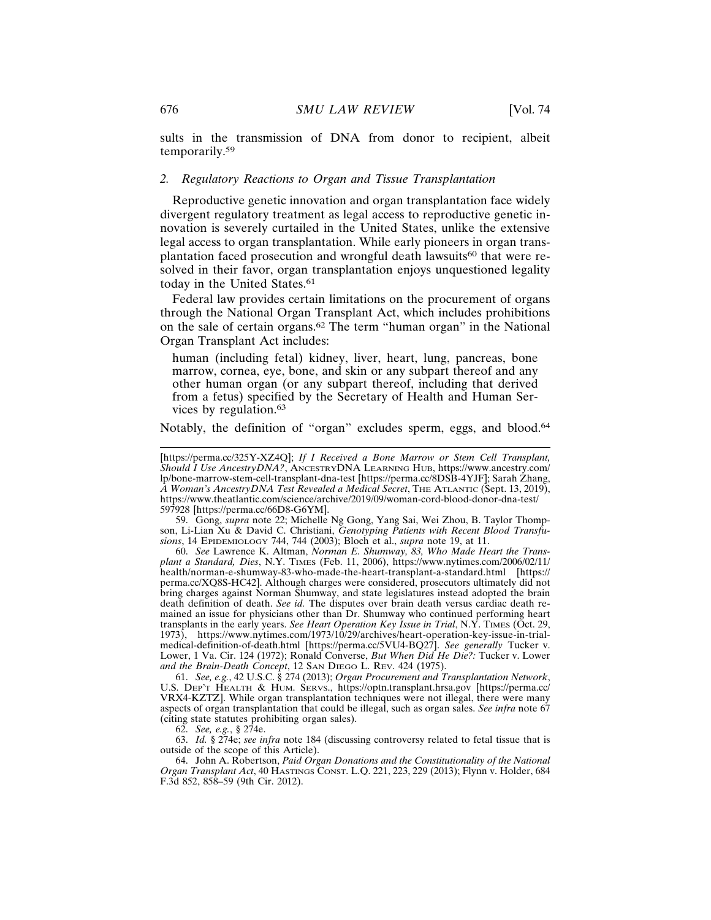sults in the transmission of DNA from donor to recipient, albeit temporarily.[59]

### *2. Regulatory Reactions to Organ and Tissue Transplantation*

Reproductive genetic innovation and organ transplantation face widely divergent regulatory treatment as legal access to reproductive genetic innovation is severely curtailed in the United States, unlike the extensive legal access to organ transplantation. While early pioneers in organ transplantation faced prosecution and wrongful death lawsuits[60] that were resolved in their favor, organ transplantation enjoys unquestioned legality today in the United States.[61]

Federal law provides certain limitations on the procurement of organs through the National Organ Transplant Act, which includes prohibitions on the sale of certain organs.[62] The term "human organ" in the National Organ Transplant Act includes:

> human (including fetal) kidney, liver, heart, lung, pancreas, bone marrow, cornea, eye, bone, and skin or any subpart thereof and any other human organ (or any subpart thereof, including that derived from a fetus) specified by the Secretary of Health and Human Services by regulation.[63]

Notably, the definition of "organ" excludes sperm, eggs, and blood.[64]

---

[https://perma.cc/325Y-XZ4Q]; *If I Received a Bone Marrow or Stem Cell Transplant, Should I Use AncestryDNA?*, ANCESTRYDNA LEARNING HUB, https://www.ancestry.com/lp/bone-marrow-stem-cell-transplant-dna-test [https://perma.cc/8DSB-4YJF]; Sarah Zhang, *A Woman's AncestryDNA Test Revealed a Medical Secret*, THE ATLANTIC (Sept. 13, 2019), https://www.theatlantic.com/science/archive/2019/09/woman-cord-blood-donor-dna-test/597928 [https://perma.cc/66D8-G6YM].

59. Gong, *supra* note 22; Michelle Ng Gong, Yang Sai, Wei Zhou, B. Taylor Thompson, Li-Lian Xu & David C. Christiani, *Genotyping Patients with Recent Blood Transfusions*, 14 EPIDEMIOLOGY 744, 744 (2003); Bloch et al., *supra* note 19, at 11.

60. *See* Lawrence K. Altman, *Norman E. Shumway, 83, Who Made Heart the Transplant a Standard, Dies*, N.Y. TIMES (Feb. 11, 2006), https://www.nytimes.com/2006/02/11/health/norman-e-shumway-83-who-made-the-heart-transplant-a-standard.html [https://perma.cc/XQ8S-HC42]. Although charges were considered, prosecutors ultimately did not bring charges against Norman Shumway, and state legislatures instead adopted the brain death definition of death. *See id.* The disputes over brain death versus cardiac death remained an issue for physicians other than Dr. Shumway who continued performing heart transplants in the early years. *See Heart Operation Key Issue in Trial*, N.Y. TIMES (Oct. 29, 1973), https://www.nytimes.com/1973/10/29/archives/heart-operation-key-issue-in-trial-medical-definition-of-death.html [https://perma.cc/5VU4-BQ27]. *See generally* Tucker v. Lower, 1 Va. Cir. 124 (1972); Ronald Converse, *But When Did He Die?:* Tucker v. Lower *and the Brain-Death Concept*, 12 SAN DIEGO L. REV. 424 (1975).

61. *See, e.g.*, 42 U.S.C. § 274 (2013); *Organ Procurement and Transplantation Network*, U.S. DEP'T HEALTH & HUM. SERVS., https://optn.transplant.hrsa.gov [https://perma.cc/VRX4-KZTZ]. While organ transplantation techniques were not illegal, there were many aspects of organ transplantation that could be illegal, such as organ sales. *See infra* note 67 (citing state statutes prohibiting organ sales).

62. *See, e.g.*, § 274e.

63. *Id.* § 274e; *see infra* note 184 (discussing controversy related to fetal tissue that is outside of the scope of this Article).

64. John A. Robertson, *Paid Organ Donations and the Constitutionality of the National Organ Transplant Act*, 40 HASTINGS CONST. L.Q. 221, 223, 229 (2013); Flynn v. Holder, 684 F.3d 852, 858–59 (9th Cir. 2012).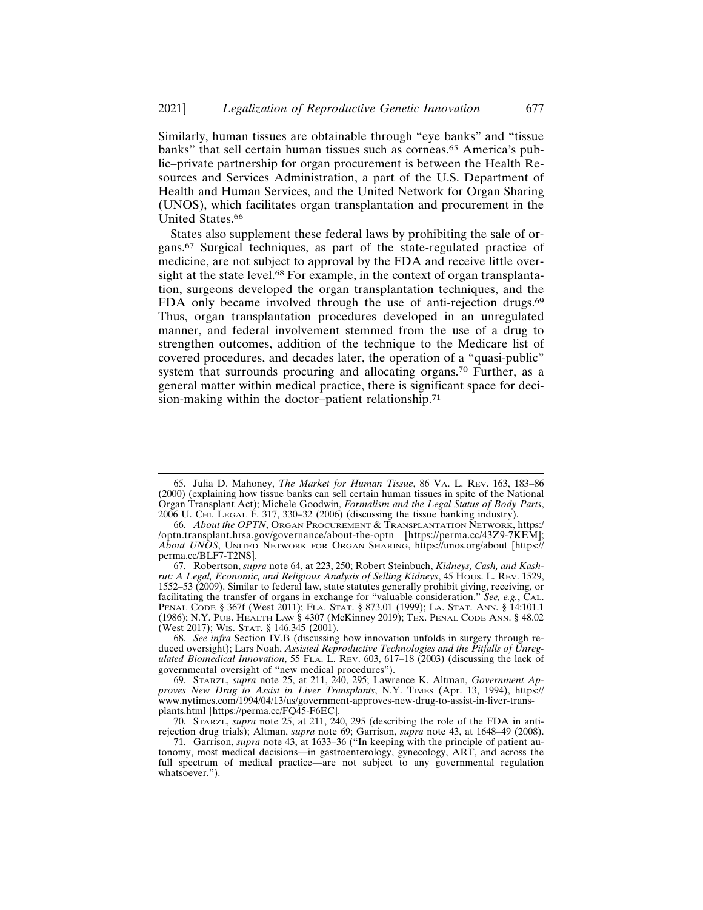Similarly, human tissues are obtainable through "eye banks" and "tissue banks" that sell certain human tissues such as corneas.[65] America's public–private partnership for organ procurement is between the Health Resources and Services Administration, a part of the U.S. Department of Health and Human Services, and the United Network for Organ Sharing (UNOS), which facilitates organ transplantation and procurement in the United States.[66]

States also supplement these federal laws by prohibiting the sale of organs.[67] Surgical techniques, as part of the state-regulated practice of medicine, are not subject to approval by the FDA and receive little oversight at the state level.[68] For example, in the context of organ transplantation, surgeons developed the organ transplantation techniques, and the FDA only became involved through the use of anti-rejection drugs.[69] Thus, organ transplantation procedures developed in an unregulated manner, and federal involvement stemmed from the use of a drug to strengthen outcomes, addition of the technique to the Medicare list of covered procedures, and decades later, the operation of a "quasi-public" system that surrounds procuring and allocating organs.[70] Further, as a general matter within medical practice, there is significant space for decision-making within the doctor–patient relationship.[71]

---

65. Julia D. Mahoney, *The Market for Human Tissue*, 86 VA. L. REV. 163, 183–86 (2000) (explaining how tissue banks can sell certain human tissues in spite of the National Organ Transplant Act); Michele Goodwin, *Formalism and the Legal Status of Body Parts*, 2006 U. CHI. LEGAL F. 317, 330–32 (2006) (discussing the tissue banking industry).

66. *About the OPTN*, ORGAN PROCUREMENT & TRANSPLANTATION NETWORK, https://optn.transplant.hrsa.gov/governance/about-the-optn [https://perma.cc/43Z9-7KEM]; *About UNOS*, UNITED NETWORK FOR ORGAN SHARING, https://unos.org/about [https://perma.cc/BLF7-T2NS].

67. Robertson, *supra* note 64, at 223, 250; Robert Steinbuch, *Kidneys, Cash, and Kashrut: A Legal, Economic, and Religious Analysis of Selling Kidneys*, 45 HOUS. L. REV. 1529, 1552–53 (2009). Similar to federal law, state statutes generally prohibit giving, receiving, or facilitating the transfer of organs in exchange for "valuable consideration." *See, e.g.*, CAL. PENAL CODE § 367f (West 2011); FLA. STAT. § 873.01 (1999); LA. STAT. ANN. § 14:101.1 (1986); N.Y. PUB. HEALTH LAW § 4307 (McKinney 2019); TEX. PENAL CODE ANN. § 48.02 (West 2017); WIS. STAT. § 146.345 (2001).

68. *See infra* Section IV.B (discussing how innovation unfolds in surgery through reduced oversight); Lars Noah, *Assisted Reproductive Technologies and the Pitfalls of Unregulated Biomedical Innovation*, 55 FLA. L. REV. 603, 617–18 (2003) (discussing the lack of governmental oversight of "new medical procedures").

69. STARZL, *supra* note 25, at 211, 240, 295; Lawrence K. Altman, *Government Approves New Drug to Assist in Liver Transplants*, N.Y. TIMES (Apr. 13, 1994), https://www.nytimes.com/1994/04/13/us/government-approves-new-drug-to-assist-in-liver-transplants.html [https://perma.cc/FQ45-F6EC].

70. STARZL, *supra* note 25, at 211, 240, 295 (describing the role of the FDA in anti-rejection drug trials); Altman, *supra* note 69; Garrison, *supra* note 43, at 1648–49 (2008).

71. Garrison, *supra* note 43, at 1633–36 ("In keeping with the principle of patient autonomy, most medical decisions—in gastroenterology, gynecology, ART, and across the full spectrum of medical practice—are not subject to any governmental regulation whatsoever.").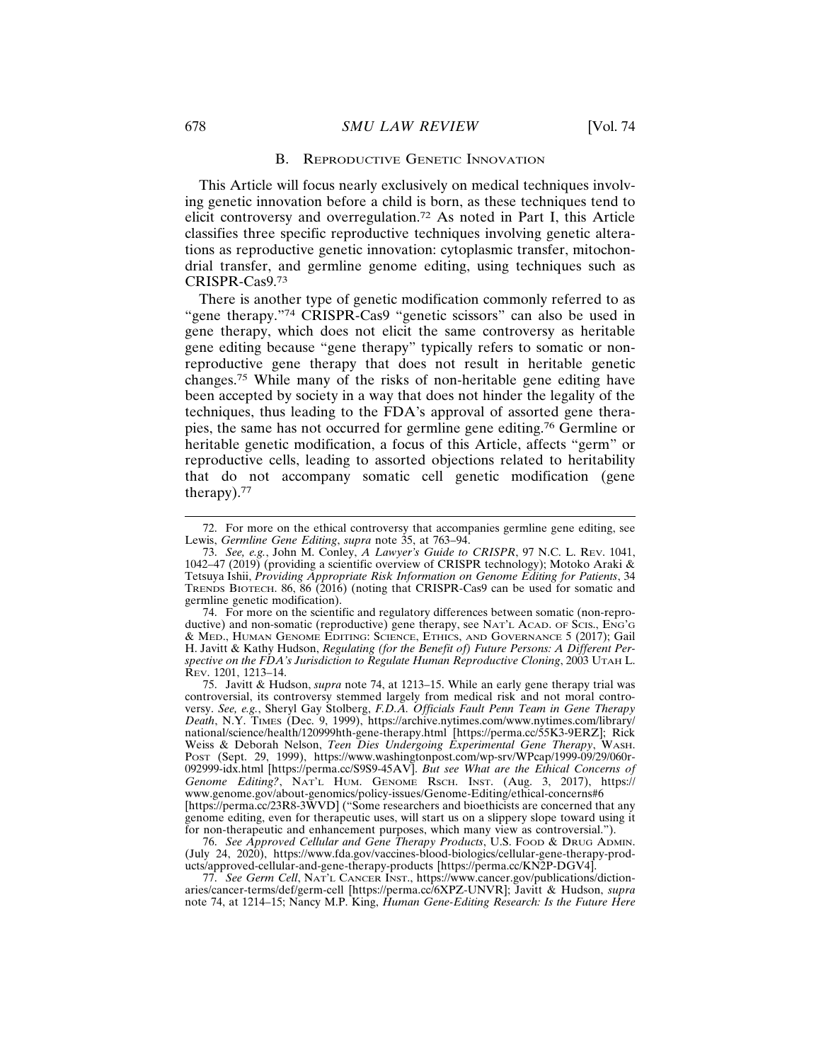### B. Reproductive Genetic Innovation

This Article will focus nearly exclusively on medical techniques involving genetic innovation before a child is born, as these techniques tend to elicit controversy and overregulation.[72] As noted in Part I, this Article classifies three specific reproductive techniques involving genetic alterations as reproductive genetic innovation: cytoplasmic transfer, mitochondrial transfer, and germline genome editing, using techniques such as CRISPR-Cas9.[73]

There is another type of genetic modification commonly referred to as "gene therapy."[74] CRISPR-Cas9 "genetic scissors" can also be used in gene therapy, which does not elicit the same controversy as heritable gene editing because "gene therapy" typically refers to somatic or non-reproductive gene therapy that does not result in heritable genetic changes.[75] While many of the risks of non-heritable gene editing have been accepted by society in a way that does not hinder the legality of the techniques, thus leading to the FDA's approval of assorted gene therapies, the same has not occurred for germline gene editing.[76] Germline or heritable genetic modification, a focus of this Article, affects "germ" or reproductive cells, leading to assorted objections related to heritability that do not accompany somatic cell genetic modification (gene therapy).[77]

---

72. For more on the ethical controversy that accompanies germline gene editing, see Lewis, *Germline Gene Editing*, *supra* note 35, at 763–94.

73. *See, e.g.*, John M. Conley, *A Lawyer's Guide to CRISPR*, 97 N.C. L. Rev. 1041, 1042–47 (2019) (providing a scientific overview of CRISPR technology); Motoko Araki & Tetsuya Ishii, *Providing Appropriate Risk Information on Genome Editing for Patients*, 34 Trends Biotech. 86, 86 (2016) (noting that CRISPR-Cas9 can be used for somatic and germline genetic modification).

74. For more on the scientific and regulatory differences between somatic (non-reproductive) and non-somatic (reproductive) gene therapy, see Nat'l Acad. of Scis., Eng'g & Med., Human Genome Editing: Science, Ethics, and Governance 5 (2017); Gail H. Javitt & Kathy Hudson, *Regulating (for the Benefit of) Future Persons: A Different Perspective on the FDA's Jurisdiction to Regulate Human Reproductive Cloning*, 2003 Utah L. Rev. 1201, 1213–14.

75. Javitt & Hudson, *supra* note 74, at 1213–15. While an early gene therapy trial was controversial, its controversy stemmed largely from medical risk and not moral controversy. *See, e.g.*, Sheryl Gay Stolberg, *F.D.A. Officials Fault Penn Team in Gene Therapy Death*, N.Y. Times (Dec. 9, 1999), https://archive.nytimes.com/www.nytimes.com/library/national/science/health/120999hth-gene-therapy.html [https://perma.cc/55K3-9ERZ]; Rick Weiss & Deborah Nelson, *Teen Dies Undergoing Experimental Gene Therapy*, Wash. Post (Sept. 29, 1999), https://www.washingtonpost.com/wp-srv/WPcap/1999-09/29/060r-092999-idx.html [https://perma.cc/S9S9-45AV]. *But see What are the Ethical Concerns of Genome Editing?*, Nat'l Hum. Genome Rsch. Inst. (Aug. 3, 2017), https://www.genome.gov/about-genomics/policy-issues/Genome-Editing/ethical-concerns#6 [https://perma.cc/23R8-3WVD] ("Some researchers and bioethicists are concerned that any genome editing, even for therapeutic uses, will start us on a slippery slope toward using it for non-therapeutic and enhancement purposes, which many view as controversial.").

76. *See Approved Cellular and Gene Therapy Products*, U.S. Food & Drug Admin. (July 24, 2020), https://www.fda.gov/vaccines-blood-biologics/cellular-gene-therapy-products/approved-cellular-and-gene-therapy-products [https://perma.cc/KN2P-DGV4].

77. *See Germ Cell*, Nat'l Cancer Inst., https://www.cancer.gov/publications/dictionaries/cancer-terms/def/germ-cell [https://perma.cc/6XPZ-UNVR]; Javitt & Hudson, *supra* note 74, at 1214–15; Nancy M.P. King, *Human Gene-Editing Research: Is the Future Here*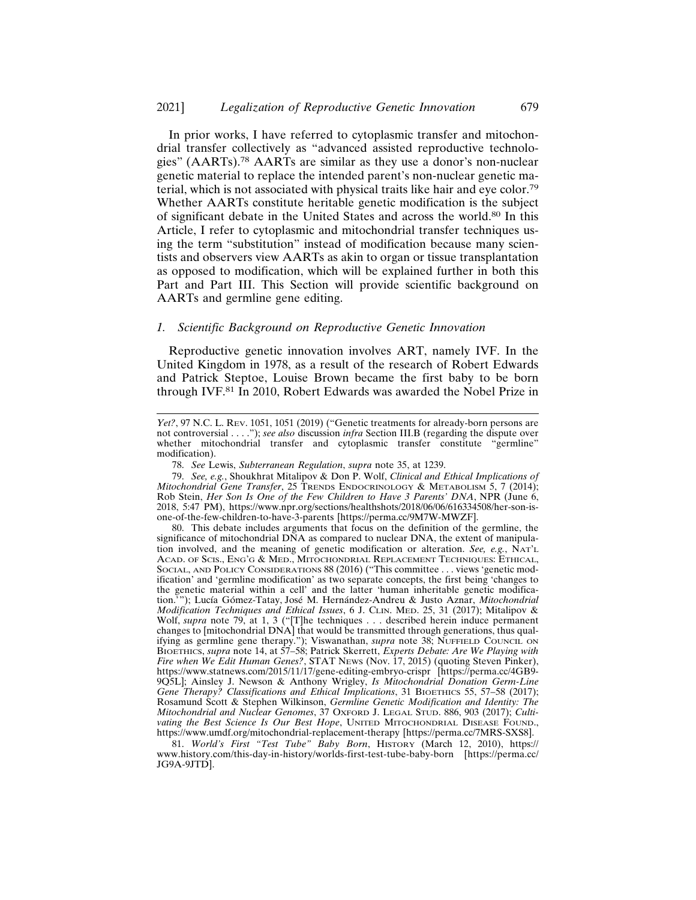In prior works, I have referred to cytoplasmic transfer and mitochondrial transfer collectively as "advanced assisted reproductive technologies" (AARTs).[78] AARTs are similar as they use a donor's non-nuclear genetic material to replace the intended parent's non-nuclear genetic material, which is not associated with physical traits like hair and eye color.[79] Whether AARTs constitute heritable genetic modification is the subject of significant debate in the United States and across the world.[80] In this Article, I refer to cytoplasmic and mitochondrial transfer techniques using the term "substitution" instead of modification because many scientists and observers view AARTs as akin to organ or tissue transplantation as opposed to modification, which will be explained further in both this Part and Part III. This Section will provide scientific background on AARTs and germline gene editing.

### *1. Scientific Background on Reproductive Genetic Innovation*

Reproductive genetic innovation involves ART, namely IVF. In the United Kingdom in 1978, as a result of the research of Robert Edwards and Patrick Steptoe, Louise Brown became the first baby to be born through IVF.[81] In 2010, Robert Edwards was awarded the Nobel Prize in

---

*Yet?*, 97 N.C. L. REV. 1051, 1051 (2019) ("Genetic treatments for already-born persons are not controversial . . . ."); *see also* discussion *infra* Section III.B (regarding the dispute over whether mitochondrial transfer and cytoplasmic transfer constitute "germline" modification).

78. *See* Lewis, *Subterranean Regulation*, *supra* note 35, at 1239.

79. *See, e.g.*, Shoukhrat Mitalipov & Don P. Wolf, *Clinical and Ethical Implications of Mitochondrial Gene Transfer*, 25 TRENDS ENDOCRINOLOGY & METABOLISM 5, 7 (2014); Rob Stein, *Her Son Is One of the Few Children to Have 3 Parents' DNA*, NPR (June 6, 2018, 5:47 PM), https://www.npr.org/sections/healthshots/2018/06/06/616334508/her-son-is-one-of-the-few-children-to-have-3-parents [https://perma.cc/9M7W-MWZF].

80. This debate includes arguments that focus on the definition of the germline, the significance of mitochondrial DNA as compared to nuclear DNA, the extent of manipulation involved, and the meaning of genetic modification or alteration. *See, e.g.*, NAT'L ACAD. OF SCIS., ENG'G & MED., MITOCHONDRIAL REPLACEMENT TECHNIQUES: ETHICAL, SOCIAL, AND POLICY CONSIDERATIONS 88 (2016) ("This committee . . . views 'genetic modification' and 'germline modification' as two separate concepts, the first being 'changes to the genetic material within a cell' and the latter 'human inheritable genetic modification.'"); Lucía Gómez-Tatay, José M. Hernández-Andreu & Justo Aznar, *Mitochondrial Modification Techniques and Ethical Issues*, 6 J. CLIN. MED. 25, 31 (2017); Mitalipov & Wolf, *supra* note 79, at 1, 3 ("[T]he techniques . . . described herein induce permanent changes to [mitochondrial DNA] that would be transmitted through generations, thus qualifying as germline gene therapy."); Viswanathan, *supra* note 38; NUFFIELD COUNCIL ON BIOETHICS, *supra* note 14, at 57–58; Patrick Skerrett, *Experts Debate: Are We Playing with Fire when We Edit Human Genes?*, STAT NEWS (Nov. 17, 2015) (quoting Steven Pinker), https://www.statnews.com/2015/11/17/gene-editing-embryo-crispr [https://perma.cc/4GB9-9Q5L]; Ainsley J. Newson & Anthony Wrigley, *Is Mitochondrial Donation Germ-Line Gene Therapy? Classifications and Ethical Implications*, 31 BIOETHICS 55, 57–58 (2017); Rosamund Scott & Stephen Wilkinson, *Germline Genetic Modification and Identity: The Mitochondrial and Nuclear Genomes*, 37 OXFORD J. LEGAL STUD. 886, 903 (2017); *Cultivating the Best Science Is Our Best Hope*, UNITED MITOCHONDRIAL DISEASE FOUND., https://www.umdf.org/mitochondrial-replacement-therapy [https://perma.cc/7MRS-SXS8].

81. *World's First "Test Tube" Baby Born*, HISTORY (March 12, 2010), https://www.history.com/this-day-in-history/worlds-first-test-tube-baby-born [https://perma.cc/JG9A-9JTD].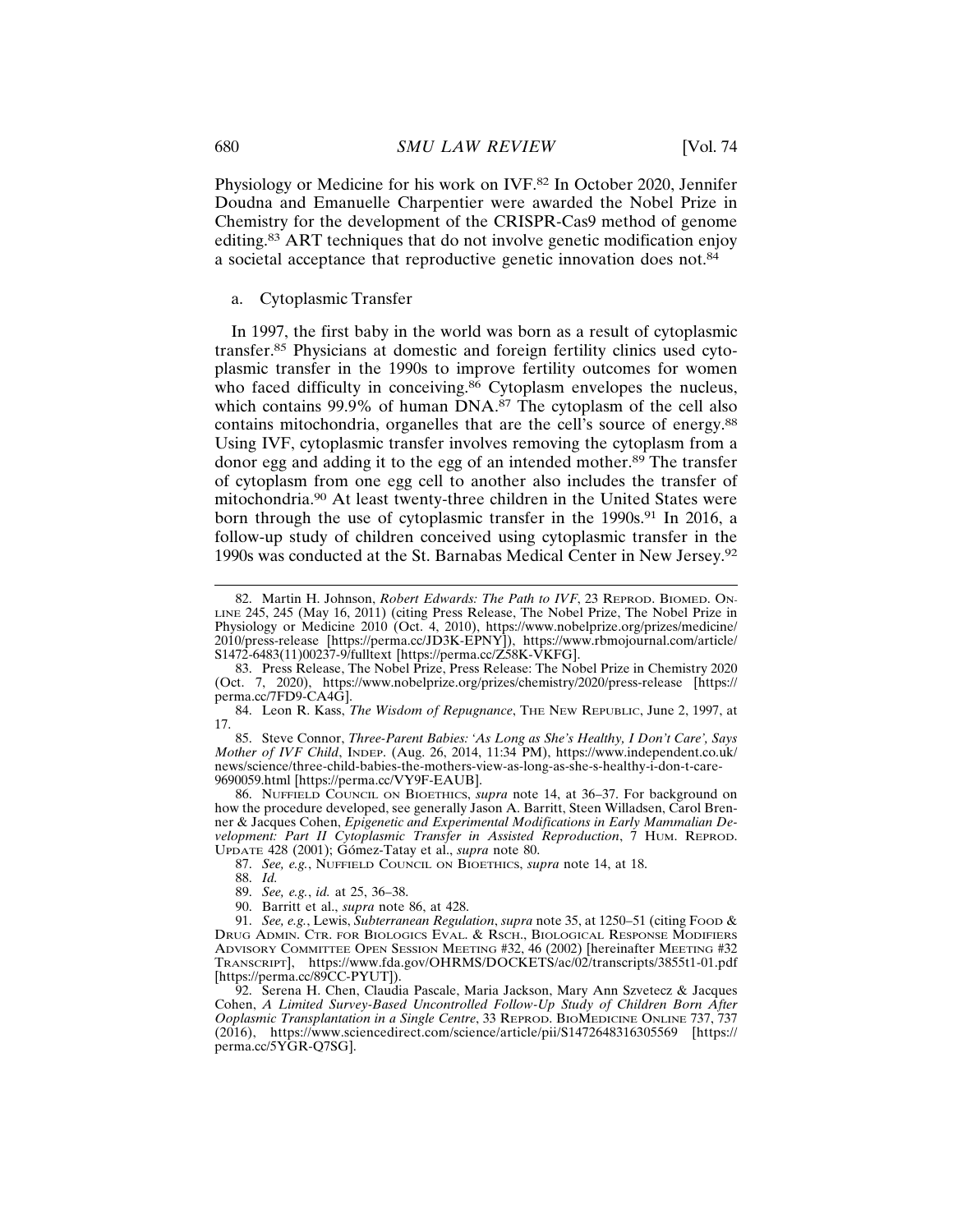Physiology or Medicine for his work on IVF.[82] In October 2020, Jennifer Doudna and Emanuelle Charpentier were awarded the Nobel Prize in Chemistry for the development of the CRISPR-Cas9 method of genome editing.[83] ART techniques that do not involve genetic modification enjoy a societal acceptance that reproductive genetic innovation does not.[84]

a. Cytoplasmic Transfer

In 1997, the first baby in the world was born as a result of cytoplasmic transfer.[85] Physicians at domestic and foreign fertility clinics used cytoplasmic transfer in the 1990s to improve fertility outcomes for women who faced difficulty in conceiving.[86] Cytoplasm envelopes the nucleus, which contains 99.9% of human DNA.[87] The cytoplasm of the cell also contains mitochondria, organelles that are the cell's source of energy.[88] Using IVF, cytoplasmic transfer involves removing the cytoplasm from a donor egg and adding it to the egg of an intended mother.[89] The transfer of cytoplasm from one egg cell to another also includes the transfer of mitochondria.[90] At least twenty-three children in the United States were born through the use of cytoplasmic transfer in the 1990s.[91] In 2016, a follow-up study of children conceived using cytoplasmic transfer in the 1990s was conducted at the St. Barnabas Medical Center in New Jersey.[92]

---

82. Martin H. Johnson, *Robert Edwards: The Path to IVF*, 23 REPROD. BIOMED. ONLINE 245, 245 (May 16, 2011) (citing Press Release, The Nobel Prize, The Nobel Prize in Physiology or Medicine 2010 (Oct. 4, 2010), https://www.nobelprize.org/prizes/medicine/2010/press-release [https://perma.cc/JD3K-EPNY]), https://www.rbmojournal.com/article/S1472-6483(11)00237-9/fulltext [https://perma.cc/Z58K-VKFG].

83. Press Release, The Nobel Prize, Press Release: The Nobel Prize in Chemistry 2020 (Oct. 7, 2020), https://www.nobelprize.org/prizes/chemistry/2020/press-release [https://perma.cc/7FD9-CA4G].

84. Leon R. Kass, *The Wisdom of Repugnance*, THE NEW REPUBLIC, June 2, 1997, at 17.

85. Steve Connor, *Three-Parent Babies: 'As Long as She's Healthy, I Don't Care', Says Mother of IVF Child*, INDEP. (Aug. 26, 2014, 11:34 PM), https://www.independent.co.uk/news/science/three-child-babies-the-mothers-view-as-long-as-she-s-healthy-i-don-t-care-9690059.html [https://perma.cc/VY9F-EAUB].

86. NUFFIELD COUNCIL ON BIOETHICS, *supra* note 14, at 36–37. For background on how the procedure developed, see generally Jason A. Barritt, Steen Willadsen, Carol Brenner & Jacques Cohen, *Epigenetic and Experimental Modifications in Early Mammalian Development: Part II Cytoplasmic Transfer in Assisted Reproduction*, 7 HUM. REPROD. UPDATE 428 (2001); Gómez-Tatay et al., *supra* note 80.

87. *See, e.g.*, NUFFIELD COUNCIL ON BIOETHICS, *supra* note 14, at 18.

88. *Id.*

89. *See, e.g.*, *id.* at 25, 36–38.

90. Barritt et al., *supra* note 86, at 428.

91. *See, e.g.*, Lewis, *Subterranean Regulation*, *supra* note 35, at 1250–51 (citing FOOD & DRUG ADMIN. CTR. FOR BIOLOGICS EVAL. & RSCH., BIOLOGICAL RESPONSE MODIFIERS ADVISORY COMMITTEE OPEN SESSION MEETING #32, 46 (2002) [hereinafter MEETING #32 TRANSCRIPT], https://www.fda.gov/OHRMS/DOCKETS/ac/02/transcripts/3855t1-01.pdf [https://perma.cc/89CC-PYUT]).

92. Serena H. Chen, Claudia Pascale, Maria Jackson, Mary Ann Szvetecz & Jacques Cohen, *A Limited Survey-Based Uncontrolled Follow-Up Study of Children Born After Ooplasmic Transplantation in a Single Centre*, 33 REPROD. BIOMEDICINE ONLINE 737, 737 (2016), https://www.sciencedirect.com/science/article/pii/S1472648316305569 [https://perma.cc/5YGR-Q7SG].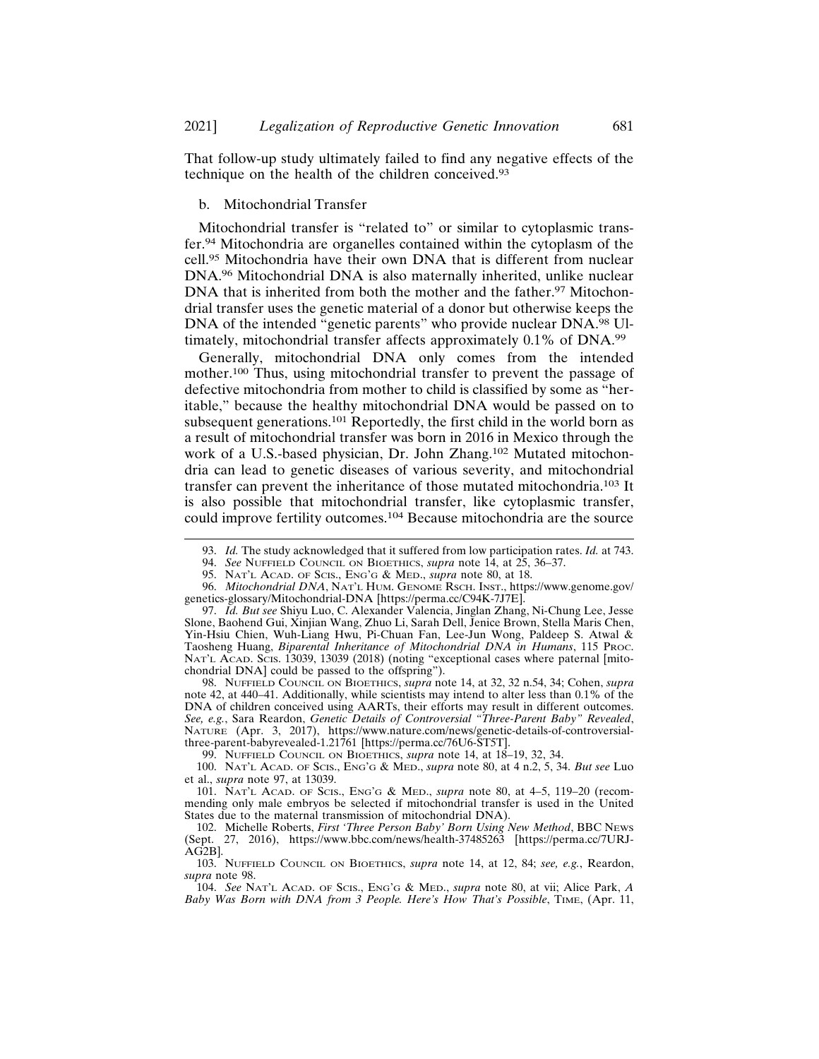That follow-up study ultimately failed to find any negative effects of the technique on the health of the children conceived.[93]

b. Mitochondrial Transfer

Mitochondrial transfer is "related to" or similar to cytoplasmic transfer.[94] Mitochondria are organelles contained within the cytoplasm of the cell.[95] Mitochondria have their own DNA that is different from nuclear DNA.[96] Mitochondrial DNA is also maternally inherited, unlike nuclear DNA that is inherited from both the mother and the father.[97] Mitochondrial transfer uses the genetic material of a donor but otherwise keeps the DNA of the intended "genetic parents" who provide nuclear DNA.[98] Ultimately, mitochondrial transfer affects approximately 0.1% of DNA.[99]

Generally, mitochondrial DNA only comes from the intended mother.[100] Thus, using mitochondrial transfer to prevent the passage of defective mitochondria from mother to child is classified by some as "heritable," because the healthy mitochondrial DNA would be passed on to subsequent generations.[101] Reportedly, the first child in the world born as a result of mitochondrial transfer was born in 2016 in Mexico through the work of a U.S.-based physician, Dr. John Zhang.[102] Mutated mitochondria can lead to genetic diseases of various severity, and mitochondrial transfer can prevent the inheritance of those mutated mitochondria.[103] It is also possible that mitochondrial transfer, like cytoplasmic transfer, could improve fertility outcomes.[104] Because mitochondria are the source

---

93. *Id.* The study acknowledged that it suffered from low participation rates. *Id.* at 743.

94. *See* Nuffield Council on Bioethics, *supra* note 14, at 25, 36–37.

95. Nat'l Acad. of Scis., Eng'g & Med., *supra* note 80, at 18.

96. *Mitochondrial DNA*, Nat'l Hum. Genome Rsch. Inst., https://www.genome.gov/genetics-glossary/Mitochondrial-DNA [https://perma.cc/C94K-7J7E].

97. *Id. But see* Shiyu Luo, C. Alexander Valencia, Jinglan Zhang, Ni-Chung Lee, Jesse Slone, Baohend Gui, Xinjian Wang, Zhuo Li, Sarah Dell, Jenice Brown, Stella Maris Chen, Yin-Hsiu Chien, Wuh-Liang Hwu, Pi-Chuan Fan, Lee-Jun Wong, Paldeep S. Atwal & Taosheng Huang, *Biparental Inheritance of Mitochondrial DNA in Humans*, 115 Proc. Nat'l Acad. Scis. 13039, 13039 (2018) (noting "exceptional cases where paternal [mitochondrial DNA] could be passed to the offspring").

98. Nuffield Council on Bioethics, *supra* note 14, at 32, 32 n.54, 34; Cohen, *supra* note 42, at 440–41. Additionally, while scientists may intend to alter less than 0.1% of the DNA of children conceived using AARTs, their efforts may result in different outcomes. *See, e.g.*, Sara Reardon, *Genetic Details of Controversial "Three-Parent Baby" Revealed*, Nature (Apr. 3, 2017), https://www.nature.com/news/genetic-details-of-controversial-three-parent-babyrevealed-1.21761 [https://perma.cc/76U6-ST5T].

99. Nuffield Council on Bioethics, *supra* note 14, at 18–19, 32, 34.

100. Nat'l Acad. of Scis., Eng'g & Med., *supra* note 80, at 4 n.2, 5, 34. *But see* Luo et al., *supra* note 97, at 13039.

101. Nat'l Acad. of Scis., Eng'g & Med., *supra* note 80, at 4–5, 119–20 (recommending only male embryos be selected if mitochondrial transfer is used in the United States due to the maternal transmission of mitochondrial DNA).

102. Michelle Roberts, *First 'Three Person Baby' Born Using New Method*, BBC News (Sept. 27, 2016), https://www.bbc.com/news/health-37485263 [https://perma.cc/7URJ-AG2B].

103. Nuffield Council on Bioethics, *supra* note 14, at 12, 84; *see, e.g.*, Reardon, *supra* note 98.

104. *See* Nat'l Acad. of Scis., Eng'g & Med., *supra* note 80, at vii; Alice Park, *A Baby Was Born with DNA from 3 People. Here's How That's Possible*, Time, (Apr. 11,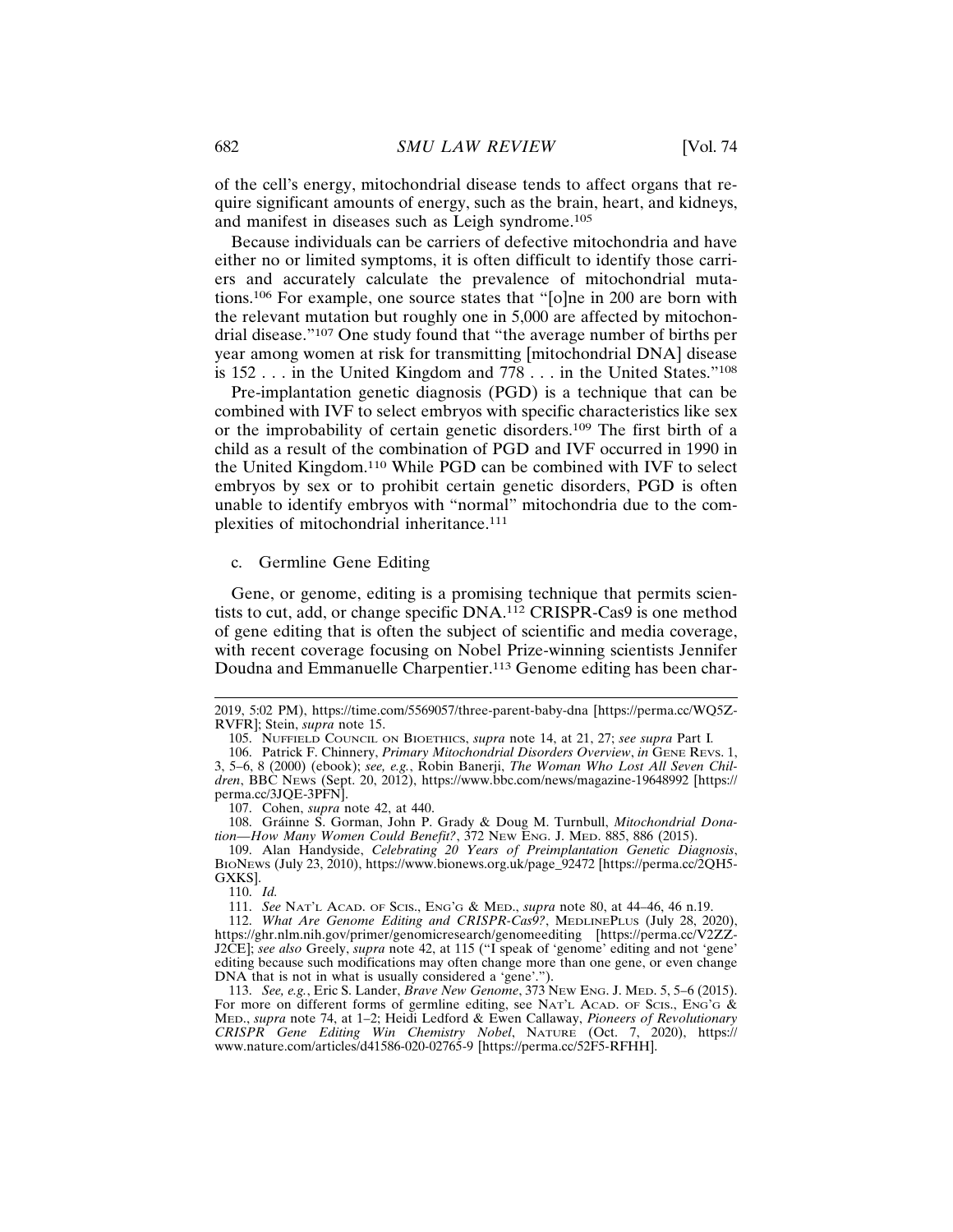of the cell's energy, mitochondrial disease tends to affect organs that require significant amounts of energy, such as the brain, heart, and kidneys, and manifest in diseases such as Leigh syndrome.[105]

Because individuals can be carriers of defective mitochondria and have either no or limited symptoms, it is often difficult to identify those carriers and accurately calculate the prevalence of mitochondrial mutations.[106] For example, one source states that "[o]ne in 200 are born with the relevant mutation but roughly one in 5,000 are affected by mitochondrial disease."[107] One study found that "the average number of births per year among women at risk for transmitting [mitochondrial DNA] disease is 152 . . . in the United Kingdom and 778 . . . in the United States."[108]

Pre-implantation genetic diagnosis (PGD) is a technique that can be combined with IVF to select embryos with specific characteristics like sex or the improbability of certain genetic disorders.[109] The first birth of a child as a result of the combination of PGD and IVF occurred in 1990 in the United Kingdom.[110] While PGD can be combined with IVF to select embryos by sex or to prohibit certain genetic disorders, PGD is often unable to identify embryos with "normal" mitochondria due to the complexities of mitochondrial inheritance.[111]

c. Germline Gene Editing

Gene, or genome, editing is a promising technique that permits scientists to cut, add, or change specific DNA.[112] CRISPR-Cas9 is one method of gene editing that is often the subject of scientific and media coverage, with recent coverage focusing on Nobel Prize-winning scientists Jennifer Doudna and Emmanuelle Charpentier.[113] Genome editing has been char-

---

2019, 5:02 PM), https://time.com/5569057/three-parent-baby-dna [https://perma.cc/WQ5Z-RVFR]; Stein, *supra* note 15.

105. NUFFIELD COUNCIL ON BIOETHICS, *supra* note 14, at 21, 27; *see supra* Part I.

106. Patrick F. Chinnery, *Primary Mitochondrial Disorders Overview*, *in* GENE REVS. 1, 3, 5–6, 8 (2000) (ebook); *see, e.g.*, Robin Banerji, *The Woman Who Lost All Seven Children*, BBC NEWS (Sept. 20, 2012), https://www.bbc.com/news/magazine-19648992 [https://perma.cc/3JQE-3PFN].

107. Cohen, *supra* note 42, at 440.

108. Gráinne S. Gorman, John P. Grady & Doug M. Turnbull, *Mitochondrial Donation—How Many Women Could Benefit?*, 372 NEW ENG. J. MED. 885, 886 (2015).

109. Alan Handyside, *Celebrating 20 Years of Preimplantation Genetic Diagnosis*, BIONEWS (July 23, 2010), https://www.bionews.org.uk/page_92472 [https://perma.cc/2QH5-GXKS].

110. *Id.*

111. *See* NAT'L ACAD. OF SCIS., ENG'G & MED., *supra* note 80, at 44–46, 46 n.19.

112. *What Are Genome Editing and CRISPR-Cas9?*, MEDLINEPLUS (July 28, 2020), https://ghr.nlm.nih.gov/primer/genomicresearch/genomeediting [https://perma.cc/V2ZZ-J2CE]; *see also* Greely, *supra* note 42, at 115 ("I speak of 'genome' editing and not 'gene' editing because such modifications may often change more than one gene, or even change DNA that is not in what is usually considered a 'gene'.").

113. *See, e.g.*, Eric S. Lander, *Brave New Genome*, 373 NEW ENG. J. MED. 5, 5–6 (2015). For more on different forms of germline editing, see NAT'L ACAD. OF SCIS., ENG'G & MED., *supra* note 74, at 1–2; Heidi Ledford & Ewen Callaway, *Pioneers of Revolutionary CRISPR Gene Editing Win Chemistry Nobel*, NATURE (Oct. 7, 2020), https://www.nature.com/articles/d41586-020-02765-9 [https://perma.cc/52F5-RFHH].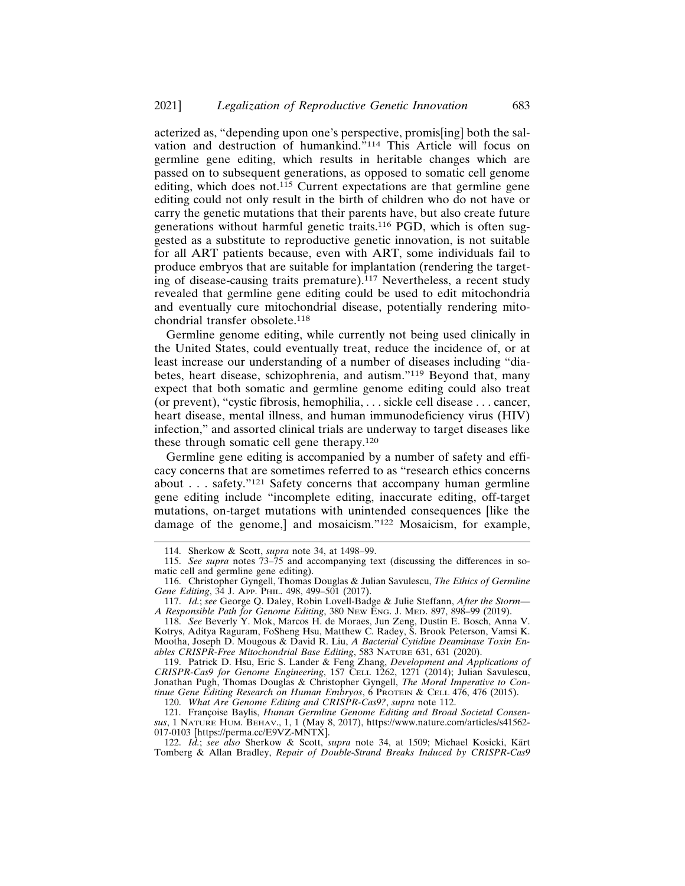acterized as, "depending upon one's perspective, promis[ing] both the salvation and destruction of humankind."[114] This Article will focus on germline gene editing, which results in heritable changes which are passed on to subsequent generations, as opposed to somatic cell genome editing, which does not.[115] Current expectations are that germline gene editing could not only result in the birth of children who do not have or carry the genetic mutations that their parents have, but also create future generations without harmful genetic traits.[116] PGD, which is often suggested as a substitute to reproductive genetic innovation, is not suitable for all ART patients because, even with ART, some individuals fail to produce embryos that are suitable for implantation (rendering the targeting of disease-causing traits premature).[117] Nevertheless, a recent study revealed that germline gene editing could be used to edit mitochondria and eventually cure mitochondrial disease, potentially rendering mitochondrial transfer obsolete.[118]

Germline genome editing, while currently not being used clinically in the United States, could eventually treat, reduce the incidence of, or at least increase our understanding of a number of diseases including "diabetes, heart disease, schizophrenia, and autism."[119] Beyond that, many expect that both somatic and germline genome editing could also treat (or prevent), "cystic fibrosis, hemophilia, . . . sickle cell disease . . . cancer, heart disease, mental illness, and human immunodeficiency virus (HIV) infection," and assorted clinical trials are underway to target diseases like these through somatic cell gene therapy.[120]

Germline gene editing is accompanied by a number of safety and efficacy concerns that are sometimes referred to as "research ethics concerns about . . . safety."[121] Safety concerns that accompany human germline gene editing include "incomplete editing, inaccurate editing, off-target mutations, on-target mutations with unintended consequences [like the damage of the genome,] and mosaicism."[122] Mosaicism, for example,

---

114. Sherkow & Scott, *supra* note 34, at 1498–99.

115. *See supra* notes 73–75 and accompanying text (discussing the differences in somatic cell and germline gene editing).

116. Christopher Gyngell, Thomas Douglas & Julian Savulescu, *The Ethics of Germline Gene Editing*, 34 J. APP. PHIL. 498, 499–501 (2017).

117. *Id.*; *see* George Q. Daley, Robin Lovell-Badge & Julie Steffann, *After the Storm—A Responsible Path for Genome Editing*, 380 NEW ENG. J. MED. 897, 898–99 (2019).

118. *See* Beverly Y. Mok, Marcos H. de Moraes, Jun Zeng, Dustin E. Bosch, Anna V. Kotrys, Aditya Raguram, FoSheng Hsu, Matthew C. Radey, S. Brook Peterson, Vamsi K. Mootha, Joseph D. Mougous & David R. Liu, *A Bacterial Cytidine Deaminase Toxin Enables CRISPR-Free Mitochondrial Base Editing*, 583 NATURE 631, 631 (2020).

119. Patrick D. Hsu, Eric S. Lander & Feng Zhang, *Development and Applications of CRISPR-Cas9 for Genome Engineering*, 157 CELL 1262, 1271 (2014); Julian Savulescu, Jonathan Pugh, Thomas Douglas & Christopher Gyngell, *The Moral Imperative to Continue Gene Editing Research on Human Embryos*, 6 PROTEIN & CELL 476, 476 (2015).

120. *What Are Genome Editing and CRISPR-Cas9?*, *supra* note 112.

121. Françoise Baylis, *Human Germline Genome Editing and Broad Societal Consensus*, 1 NATURE HUM. BEHAV., 1, 1 (May 8, 2017), https://www.nature.com/articles/s41562-017-0103 [https://perma.cc/E9VZ-MNTX].

122. *Id.*; *see also* Sherkow & Scott, *supra* note 34, at 1509; Michael Kosicki, Kärt Tomberg & Allan Bradley, *Repair of Double-Strand Breaks Induced by CRISPR-Cas9*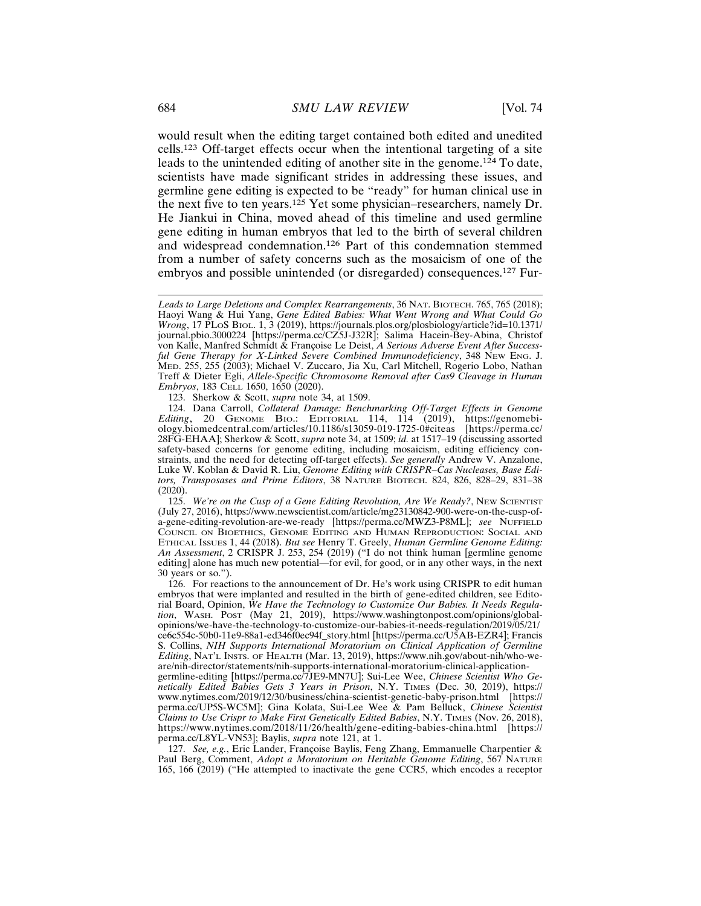would result when the editing target contained both edited and unedited cells.[123] Off-target effects occur when the intentional targeting of a site leads to the unintended editing of another site in the genome.[124] To date, scientists have made significant strides in addressing these issues, and germline gene editing is expected to be "ready" for human clinical use in the next five to ten years.[125] Yet some physician–researchers, namely Dr. He Jiankui in China, moved ahead of this timeline and used germline gene editing in human embryos that led to the birth of several children and widespread condemnation.[126] Part of this condemnation stemmed from a number of safety concerns such as the mosaicism of one of the embryos and possible unintended (or disregarded) consequences.[127] Fur-

---

*Leads to Large Deletions and Complex Rearrangements*, 36 NAT. BIOTECH. 765, 765 (2018); Haoyi Wang & Hui Yang, *Gene Edited Babies: What Went Wrong and What Could Go Wrong*, 17 PLoS BIOL. 1, 3 (2019), https://journals.plos.org/plosbiology/article?id=10.1371/journal.pbio.3000224 [https://perma.cc/CZ5J-J32R]; Salima Hacein-Bey-Abina, Christof von Kalle, Manfred Schmidt & Françoise Le Deist, *A Serious Adverse Event After Successful Gene Therapy for X-Linked Severe Combined Immunodeficiency*, 348 NEW ENG. J. MED. 255, 255 (2003); Michael V. Zuccaro, Jia Xu, Carl Mitchell, Rogerio Lobo, Nathan Treff & Dieter Egli, *Allele-Specific Chromosome Removal after Cas9 Cleavage in Human Embryos*, 183 CELL 1650, 1650 (2020).

123. Sherkow & Scott, *supra* note 34, at 1509.

124. Dana Carroll, *Collateral Damage: Benchmarking Off-Target Effects in Genome Editing*, 20 GENOME BIO.: EDITORIAL 114, 114 (2019), https://genomebiology.biomedcentral.com/articles/10.1186/s13059-019-1725-0#citeas [https://perma.cc/28FG-EHAA]; Sherkow & Scott, *supra* note 34, at 1509; *id.* at 1517–19 (discussing assorted safety-based concerns for genome editing, including mosaicism, editing efficiency constraints, and the need for detecting off-target effects). *See generally* Andrew V. Anzalone, Luke W. Koblan & David R. Liu, *Genome Editing with CRISPR–Cas Nucleases, Base Editors, Transposases and Prime Editors*, 38 NATURE BIOTECH. 824, 826, 828–29, 831–38 (2020).

125. *We're on the Cusp of a Gene Editing Revolution, Are We Ready?*, NEW SCIENTIST (July 27, 2016), https://www.newscientist.com/article/mg23130842-900-were-on-the-cusp-of-a-gene-editing-revolution-are-we-ready [https://perma.cc/MWZ3-P8ML]; *see* NUFFIELD COUNCIL ON BIOETHICS, GENOME EDITING AND HUMAN REPRODUCTION: SOCIAL AND ETHICAL ISSUES 1, 44 (2018). *But see* Henry T. Greely, *Human Germline Genome Editing: An Assessment*, 2 CRISPR J. 253, 254 (2019) ("I do not think human [germline genome editing] alone has much new potential—for evil, for good, or in any other ways, in the next 30 years or so.").

126. For reactions to the announcement of Dr. He's work using CRISPR to edit human embryos that were implanted and resulted in the birth of gene-edited children, see Editorial Board, Opinion, *We Have the Technology to Customize Our Babies. It Needs Regulation*, WASH. POST (May 21, 2019), https://www.washingtonpost.com/opinions/global-opinions/we-have-the-technology-to-customize-our-babies-it-needs-regulation/2019/05/21/ce6c554c-50b0-11e9-88a1-ed346f0ec94f_story.html [https://perma.cc/U5AB-EZR4]; Francis S. Collins, *NIH Supports International Moratorium on Clinical Application of Germline Editing*, NAT'L INSTS. OF HEALTH (Mar. 13, 2019), https://www.nih.gov/about-nih/who-we-are/nih-director/statements/nih-supports-international-moratorium-clinical-application-germline-editing [https://perma.cc/7JE9-MN7U]; Sui-Lee Wee, *Chinese Scientist Who Genetically Edited Babies Gets 3 Years in Prison*, N.Y. TIMES (Dec. 30, 2019), https://www.nytimes.com/2019/12/30/business/china-scientist-genetic-baby-prison.html [https://perma.cc/UP5S-WC5M]; Gina Kolata, Sui-Lee Wee & Pam Belluck, *Chinese Scientist Claims to Use Crispr to Make First Genetically Edited Babies*, N.Y. TIMES (Nov. 26, 2018), https://www.nytimes.com/2018/11/26/health/gene-editing-babies-china.html [https://perma.cc/L8YL-VN53]; Baylis, *supra* note 121, at 1.

127. *See, e.g.*, Eric Lander, Françoise Baylis, Feng Zhang, Emmanuelle Charpentier & Paul Berg, Comment, *Adopt a Moratorium on Heritable Genome Editing*, 567 NATURE 165, 166 (2019) ("He attempted to inactivate the gene CCR5, which encodes a receptor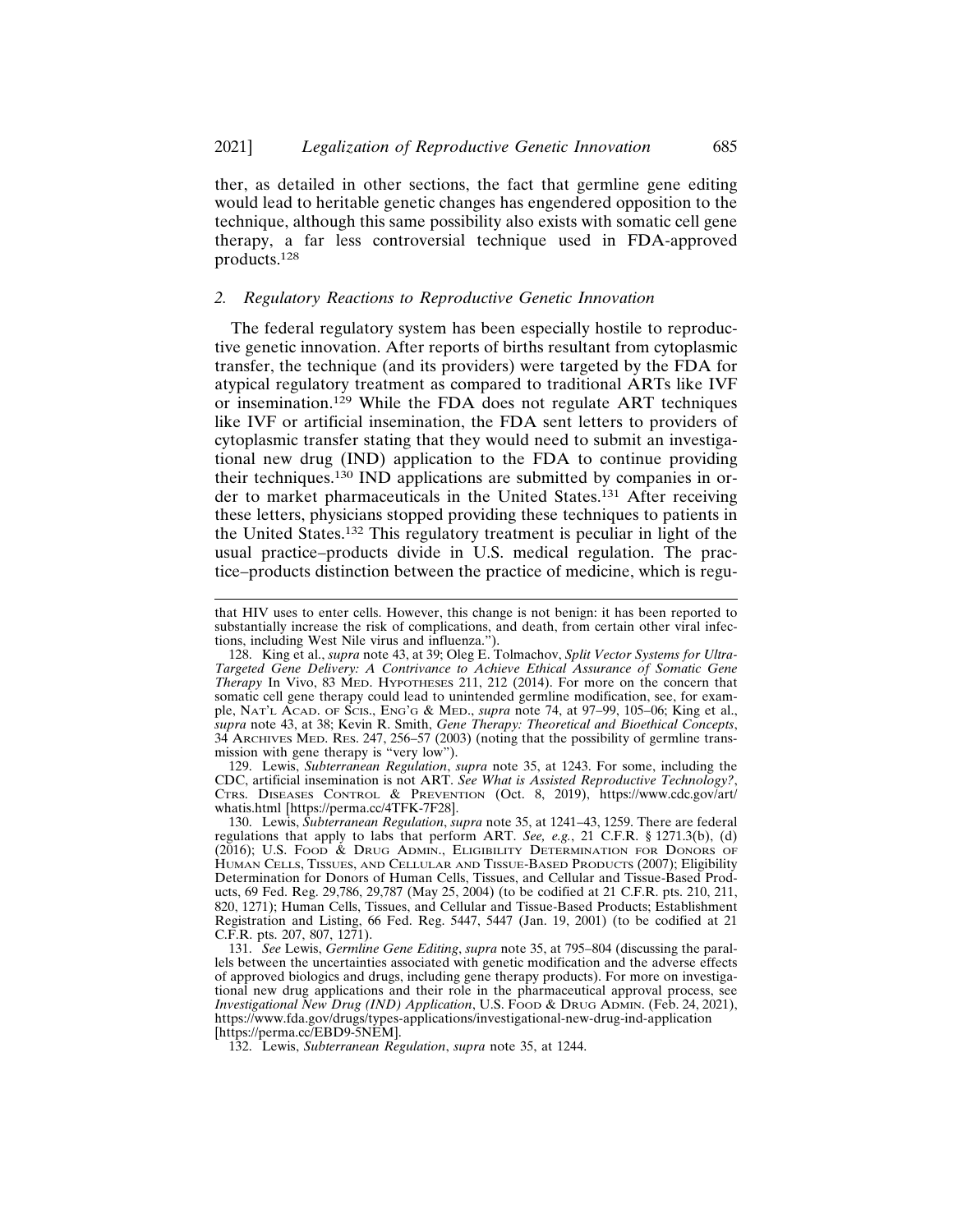ther, as detailed in other sections, the fact that germline gene editing would lead to heritable genetic changes has engendered opposition to the technique, although this same possibility also exists with somatic cell gene therapy, a far less controversial technique used in FDA-approved products.[128]

### *2. Regulatory Reactions to Reproductive Genetic Innovation*

The federal regulatory system has been especially hostile to reproductive genetic innovation. After reports of births resultant from cytoplasmic transfer, the technique (and its providers) were targeted by the FDA for atypical regulatory treatment as compared to traditional ARTs like IVF or insemination.[129] While the FDA does not regulate ART techniques like IVF or artificial insemination, the FDA sent letters to providers of cytoplasmic transfer stating that they would need to submit an investigational new drug (IND) application to the FDA to continue providing their techniques.[130] IND applications are submitted by companies in order to market pharmaceuticals in the United States.[131] After receiving these letters, physicians stopped providing these techniques to patients in the United States.[132] This regulatory treatment is peculiar in light of the usual practice–products divide in U.S. medical regulation. The practice–products distinction between the practice of medicine, which is regu-

---

that HIV uses to enter cells. However, this change is not benign: it has been reported to substantially increase the risk of complications, and death, from certain other viral infections, including West Nile virus and influenza.").

128. King et al., *supra* note 43, at 39; Oleg E. Tolmachov, *Split Vector Systems for Ultra-Targeted Gene Delivery: A Contrivance to Achieve Ethical Assurance of Somatic Gene Therapy* In Vivo, 83 MED. HYPOTHESES 211, 212 (2014). For more on the concern that somatic cell gene therapy could lead to unintended germline modification, see, for example, NAT'L ACAD. OF SCIS., ENG'G & MED., *supra* note 74, at 97–99, 105–06; King et al., *supra* note 43, at 38; Kevin R. Smith, *Gene Therapy: Theoretical and Bioethical Concepts*, 34 ARCHIVES MED. RES. 247, 256–57 (2003) (noting that the possibility of germline transmission with gene therapy is "very low").

129. Lewis, *Subterranean Regulation*, *supra* note 35, at 1243. For some, including the CDC, artificial insemination is not ART. *See What is Assisted Reproductive Technology?*, CTRS. DISEASES CONTROL & PREVENTION (Oct. 8, 2019), https://www.cdc.gov/art/whatis.html [https://perma.cc/4TFK-7F28].

130. Lewis, *Subterranean Regulation*, *supra* note 35, at 1241–43, 1259. There are federal regulations that apply to labs that perform ART. *See, e.g.*, 21 C.F.R. § 1271.3(b), (d) (2016); U.S. FOOD & DRUG ADMIN., ELIGIBILITY DETERMINATION FOR DONORS OF HUMAN CELLS, TISSUES, AND CELLULAR AND TISSUE-BASED PRODUCTS (2007); Eligibility Determination for Donors of Human Cells, Tissues, and Cellular and Tissue-Based Products, 69 Fed. Reg. 29,786, 29,787 (May 25, 2004) (to be codified at 21 C.F.R. pts. 210, 211, 820, 1271); Human Cells, Tissues, and Cellular and Tissue-Based Products; Establishment Registration and Listing, 66 Fed. Reg. 5447, 5447 (Jan. 19, 2001) (to be codified at 21 C.F.R. pts. 207, 807, 1271).

131. *See* Lewis, *Germline Gene Editing*, *supra* note 35, at 795–804 (discussing the parallels between the uncertainties associated with genetic modification and the adverse effects of approved biologics and drugs, including gene therapy products). For more on investigational new drug applications and their role in the pharmaceutical approval process, see *Investigational New Drug (IND) Application*, U.S. FOOD & DRUG ADMIN. (Feb. 24, 2021), https://www.fda.gov/drugs/types-applications/investigational-new-drug-ind-application [https://perma.cc/EBD9-5NEM].

132. Lewis, *Subterranean Regulation*, *supra* note 35, at 1244.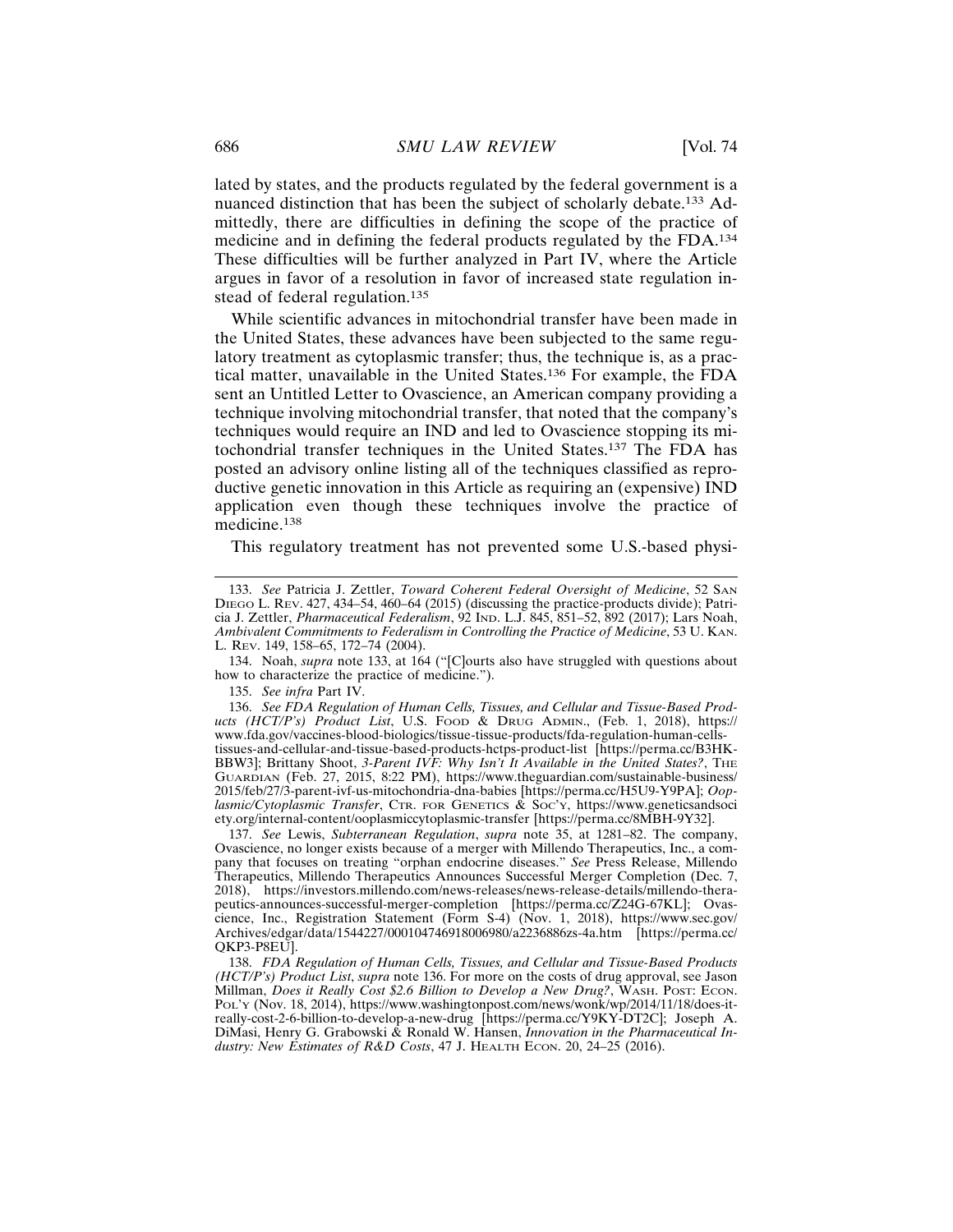lated by states, and the products regulated by the federal government is a nuanced distinction that has been the subject of scholarly debate.[133] Admittedly, there are difficulties in defining the scope of the practice of medicine and in defining the federal products regulated by the FDA.[134] These difficulties will be further analyzed in Part IV, where the Article argues in favor of a resolution in favor of increased state regulation instead of federal regulation.[135]

While scientific advances in mitochondrial transfer have been made in the United States, these advances have been subjected to the same regulatory treatment as cytoplasmic transfer; thus, the technique is, as a practical matter, unavailable in the United States.[136] For example, the FDA sent an Untitled Letter to Ovascience, an American company providing a technique involving mitochondrial transfer, that noted that the company's techniques would require an IND and led to Ovascience stopping its mitochondrial transfer techniques in the United States.[137] The FDA has posted an advisory online listing all of the techniques classified as reproductive genetic innovation in this Article as requiring an (expensive) IND application even though these techniques involve the practice of medicine.[138]

This regulatory treatment has not prevented some U.S.-based physi-

---

133. *See* Patricia J. Zettler, *Toward Coherent Federal Oversight of Medicine*, 52 SAN DIEGO L. REV. 427, 434–54, 460–64 (2015) (discussing the practice-products divide); Patricia J. Zettler, *Pharmaceutical Federalism*, 92 IND. L.J. 845, 851–52, 892 (2017); Lars Noah, *Ambivalent Commitments to Federalism in Controlling the Practice of Medicine*, 53 U. KAN. L. REV. 149, 158–65, 172–74 (2004).

134. Noah, *supra* note 133, at 164 ("[C]ourts also have struggled with questions about how to characterize the practice of medicine.").

135. *See infra* Part IV.

136. *See FDA Regulation of Human Cells, Tissues, and Cellular and Tissue-Based Products (HCT/P's) Product List*, U.S. FOOD & DRUG ADMIN., (Feb. 1, 2018), https://www.fda.gov/vaccines-blood-biologics/tissue-tissue-products/fda-regulation-human-cells-tissues-and-cellular-and-tissue-based-products-hctps-product-list [https://perma.cc/B3HK-BBW3]; Brittany Shoot, *3-Parent IVF: Why Isn't It Available in the United States?*, THE GUARDIAN (Feb. 27, 2015, 8:22 PM), https://www.theguardian.com/sustainable-business/2015/feb/27/3-parent-ivf-us-mitochondria-dna-babies [https://perma.cc/H5U9-Y9PA]; *Ooplasmic/Cytoplasmic Transfer*, CTR. FOR GENETICS & SOC'Y, https://www.geneticsandsociety.org/internal-content/ooplasmiccytoplasmic-transfer [https://perma.cc/8MBH-9Y32].

137. *See* Lewis, *Subterranean Regulation*, *supra* note 35, at 1281–82. The company, Ovascience, no longer exists because of a merger with Millendo Therapeutics, Inc., a company that focuses on treating "orphan endocrine diseases." *See* Press Release, Millendo Therapeutics, Millendo Therapeutics Announces Successful Merger Completion (Dec. 7, 2018), https://investors.millendo.com/news-releases/news-release-details/millendo-therapeutics-announces-successful-merger-completion [https://perma.cc/Z24G-67KL]; Ovascience, Inc., Registration Statement (Form S-4) (Nov. 1, 2018), https://www.sec.gov/Archives/edgar/data/1544227/000104746918006980/a2236886zs-4a.htm [https://perma.cc/QKP3-P8EU].

138. *FDA Regulation of Human Cells, Tissues, and Cellular and Tissue-Based Products (HCT/P's) Product List*, *supra* note 136. For more on the costs of drug approval, see Jason Millman, *Does it Really Cost $2.6 Billion to Develop a New Drug?*, WASH. POST: ECON. POL'Y (Nov. 18, 2014), https://www.washingtonpost.com/news/wonk/wp/2014/11/18/does-it-really-cost-2-6-billion-to-develop-a-new-drug [https://perma.cc/Y9KY-DT2C]; Joseph A. DiMasi, Henry G. Grabowski & Ronald W. Hansen, *Innovation in the Pharmaceutical Industry: New Estimates of R&D Costs*, 47 J. HEALTH ECON. 20, 24–25 (2016).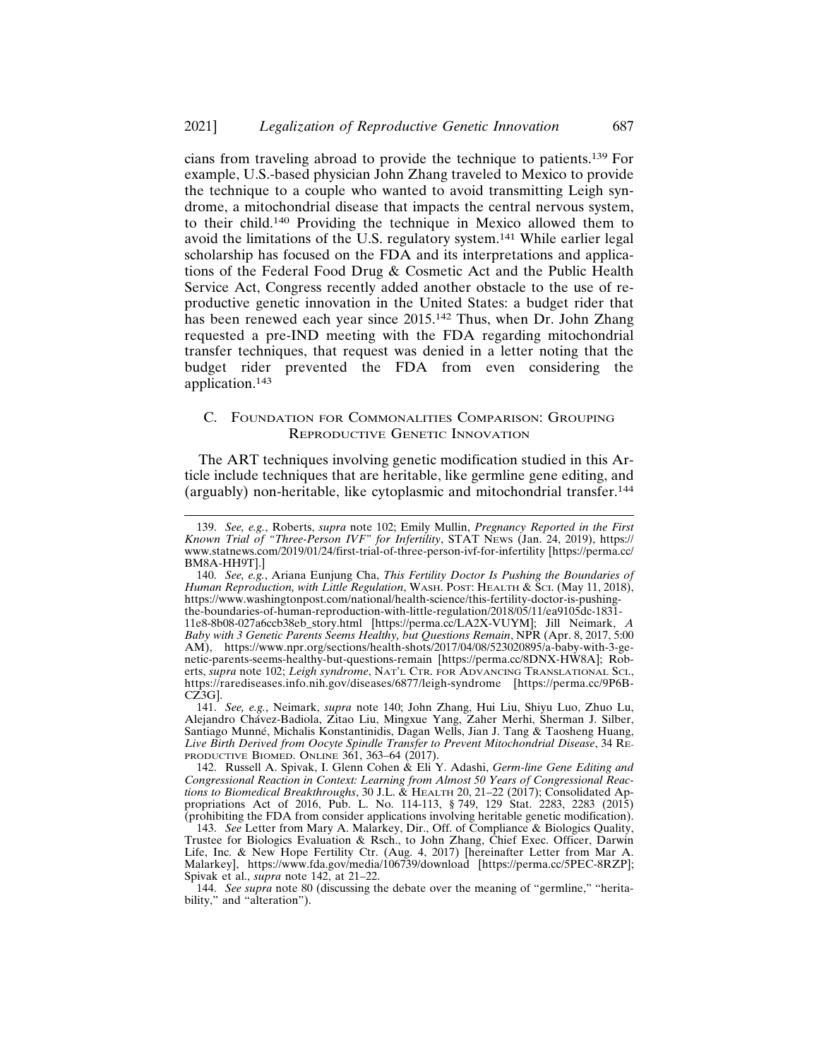cians from traveling abroad to provide the technique to patients.[139] For example, U.S.-based physician John Zhang traveled to Mexico to provide the technique to a couple who wanted to avoid transmitting Leigh syndrome, a mitochondrial disease that impacts the central nervous system, to their child.[140] Providing the technique in Mexico allowed them to avoid the limitations of the U.S. regulatory system.[141] While earlier legal scholarship has focused on the FDA and its interpretations and applications of the Federal Food Drug & Cosmetic Act and the Public Health Service Act, Congress recently added another obstacle to the use of reproductive genetic innovation in the United States: a budget rider that has been renewed each year since 2015.[142] Thus, when Dr. John Zhang requested a pre-IND meeting with the FDA regarding mitochondrial transfer techniques, that request was denied in a letter noting that the budget rider prevented the FDA from even considering the application.[143]

### C. Foundation for Commonalities Comparison: Grouping Reproductive Genetic Innovation

The ART techniques involving genetic modification studied in this Article include techniques that are heritable, like germline gene editing, and (arguably) non-heritable, like cytoplasmic and mitochondrial transfer.[144]

---

139. *See, e.g.*, Roberts, *supra* note 102; Emily Mullin, *Pregnancy Reported in the First Known Trial of "Three-Person IVF" for Infertility*, STAT News (Jan. 24, 2019), https://www.statnews.com/2019/01/24/first-trial-of-three-person-ivf-for-infertility [https://perma.cc/BM8A-HH9T].]

140. *See, e.g.*, Ariana Eunjung Cha, *This Fertility Doctor Is Pushing the Boundaries of Human Reproduction, with Little Regulation*, Wash. Post: Health & Sci. (May 11, 2018), https://www.washingtonpost.com/national/health-science/this-fertility-doctor-is-pushing-the-boundaries-of-human-reproduction-with-little-regulation/2018/05/11/ea9105dc-1831-11e8-8b08-027a6ccb38eb_story.html [https://perma.cc/LA2X-VUYM]; Jill Neimark, *A Baby with 3 Genetic Parents Seems Healthy, but Questions Remain*, NPR (Apr. 8, 2017, 5:00 AM), https://www.npr.org/sections/health-shots/2017/04/08/523020895/a-baby-with-3-genetic-parents-seems-healthy-but-questions-remain [https://perma.cc/8DNX-HW8A]; Roberts, *supra* note 102; *Leigh syndrome*, Nat'l Ctr. for Advancing Translational Sci., https://rarediseases.info.nih.gov/diseases/6877/leigh-syndrome [https://perma.cc/9P6B-CZ3G].

141. *See, e.g.*, Neimark, *supra* note 140; John Zhang, Hui Liu, Shiyu Luo, Zhuo Lu, Alejandro Chávez-Badiola, Zitao Liu, Mingxue Yang, Zaher Merhi, Sherman J. Silber, Santiago Munné, Michalis Konstantinidis, Dagan Wells, Jian J. Tang & Taosheng Huang, *Live Birth Derived from Oocyte Spindle Transfer to Prevent Mitochondrial Disease*, 34 Reproductive Biomed. Online 361, 363–64 (2017).

142. Russell A. Spivak, I. Glenn Cohen & Eli Y. Adashi, *Germ-line Gene Editing and Congressional Reaction in Context: Learning from Almost 50 Years of Congressional Reactions to Biomedical Breakthroughs*, 30 J.L. & Health 20, 21–22 (2017); Consolidated Appropriations Act of 2016, Pub. L. No. 114-113, § 749, 129 Stat. 2283, 2283 (2015) (prohibiting the FDA from consider applications involving heritable genetic modification).

143. *See* Letter from Mary A. Malarkey, Dir., Off. of Compliance & Biologics Quality, Trustee for Biologics Evaluation & Rsch., to John Zhang, Chief Exec. Officer, Darwin Life, Inc. & New Hope Fertility Ctr. (Aug. 4, 2017) [hereinafter Letter from Mar A. Malarkey], https://www.fda.gov/media/106739/download [https://perma.cc/5PEC-8RZP]; Spivak et al., *supra* note 142, at 21–22.

144. *See supra* note 80 (discussing the debate over the meaning of "germline," "heritability," and "alteration").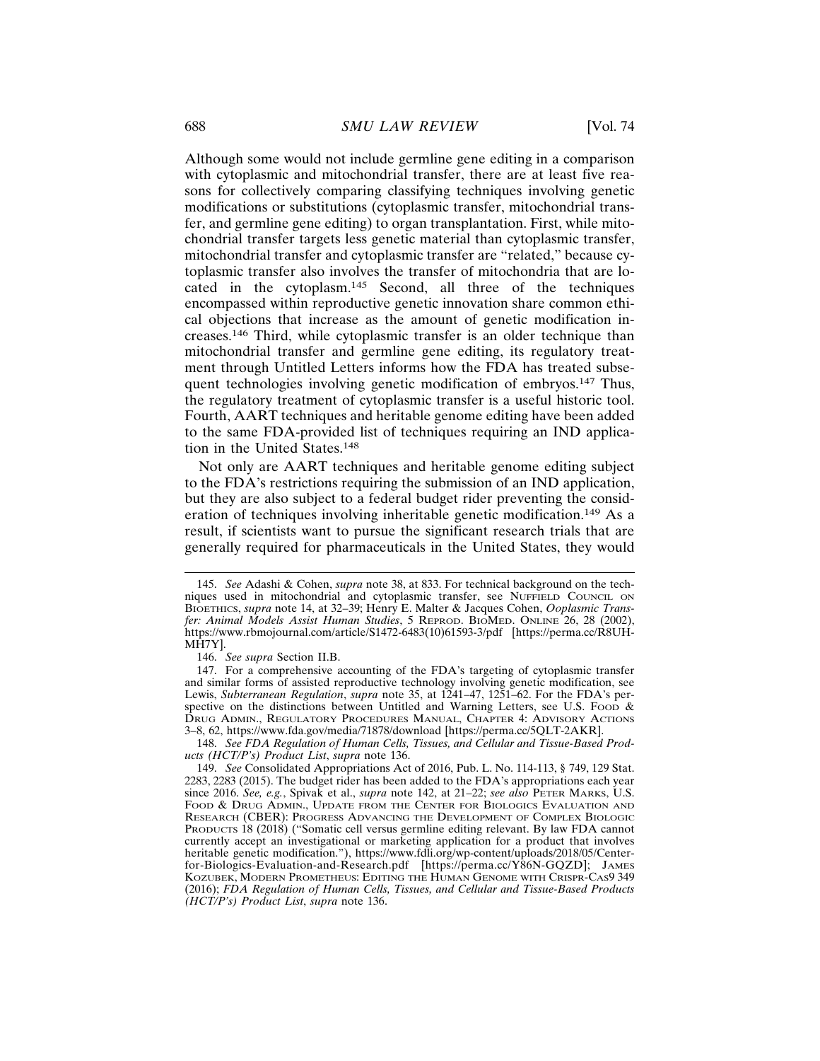Although some would not include germline gene editing in a comparison with cytoplasmic and mitochondrial transfer, there are at least five reasons for collectively comparing classifying techniques involving genetic modifications or substitutions (cytoplasmic transfer, mitochondrial transfer, and germline gene editing) to organ transplantation. First, while mitochondrial transfer targets less genetic material than cytoplasmic transfer, mitochondrial transfer and cytoplasmic transfer are "related," because cytoplasmic transfer also involves the transfer of mitochondria that are located in the cytoplasm.[145] Second, all three of the techniques encompassed within reproductive genetic innovation share common ethical objections that increase as the amount of genetic modification increases.[146] Third, while cytoplasmic transfer is an older technique than mitochondrial transfer and germline gene editing, its regulatory treatment through Untitled Letters informs how the FDA has treated subsequent technologies involving genetic modification of embryos.[147] Thus, the regulatory treatment of cytoplasmic transfer is a useful historic tool. Fourth, AART techniques and heritable genome editing have been added to the same FDA-provided list of techniques requiring an IND application in the United States.[148]

Not only are AART techniques and heritable genome editing subject to the FDA's restrictions requiring the submission of an IND application, but they are also subject to a federal budget rider preventing the consideration of techniques involving inheritable genetic modification.[149] As a result, if scientists want to pursue the significant research trials that are generally required for pharmaceuticals in the United States, they would

---

145. *See* Adashi & Cohen, *supra* note 38, at 833. For technical background on the techniques used in mitochondrial and cytoplasmic transfer, see NUFFIELD COUNCIL ON BIOETHICS, *supra* note 14, at 32–39; Henry E. Malter & Jacques Cohen, *Ooplasmic Transfer: Animal Models Assist Human Studies*, 5 REPROD. BIOMED. ONLINE 26, 28 (2002), https://www.rbmojournal.com/article/S1472-6483(10)61593-3/pdf [https://perma.cc/R8UH-MH7Y].

146. *See supra* Section II.B.

147. For a comprehensive accounting of the FDA's targeting of cytoplasmic transfer and similar forms of assisted reproductive technology involving genetic modification, see Lewis, *Subterranean Regulation*, *supra* note 35, at 1241–47, 1251–62. For the FDA's perspective on the distinctions between Untitled and Warning Letters, see U.S. FOOD & DRUG ADMIN., REGULATORY PROCEDURES MANUAL, CHAPTER 4: ADVISORY ACTIONS 3–8, 62, https://www.fda.gov/media/71878/download [https://perma.cc/5QLT-2AKR].

148. *See FDA Regulation of Human Cells, Tissues, and Cellular and Tissue-Based Products (HCT/P's) Product List*, *supra* note 136.

149. *See* Consolidated Appropriations Act of 2016, Pub. L. No. 114-113, § 749, 129 Stat. 2283, 2283 (2015). The budget rider has been added to the FDA's appropriations each year since 2016. *See, e.g.*, Spivak et al., *supra* note 142, at 21–22; *see also* PETER MARKS, U.S. FOOD & DRUG ADMIN., UPDATE FROM THE CENTER FOR BIOLOGICS EVALUATION AND RESEARCH (CBER): PROGRESS ADVANCING THE DEVELOPMENT OF COMPLEX BIOLOGIC PRODUCTS 18 (2018) ("Somatic cell versus germline editing relevant. By law FDA cannot currently accept an investigational or marketing application for a product that involves heritable genetic modification."), https://www.fdli.org/wp-content/uploads/2018/05/Center-for-Biologics-Evaluation-and-Research.pdf [https://perma.cc/Y86N-GQZD]; JAMES KOZUBEK, MODERN PROMETHEUS: EDITING THE HUMAN GENOME WITH CRISPR-CAS9 349 (2016); *FDA Regulation of Human Cells, Tissues, and Cellular and Tissue-Based Products (HCT/P's) Product List*, *supra* note 136.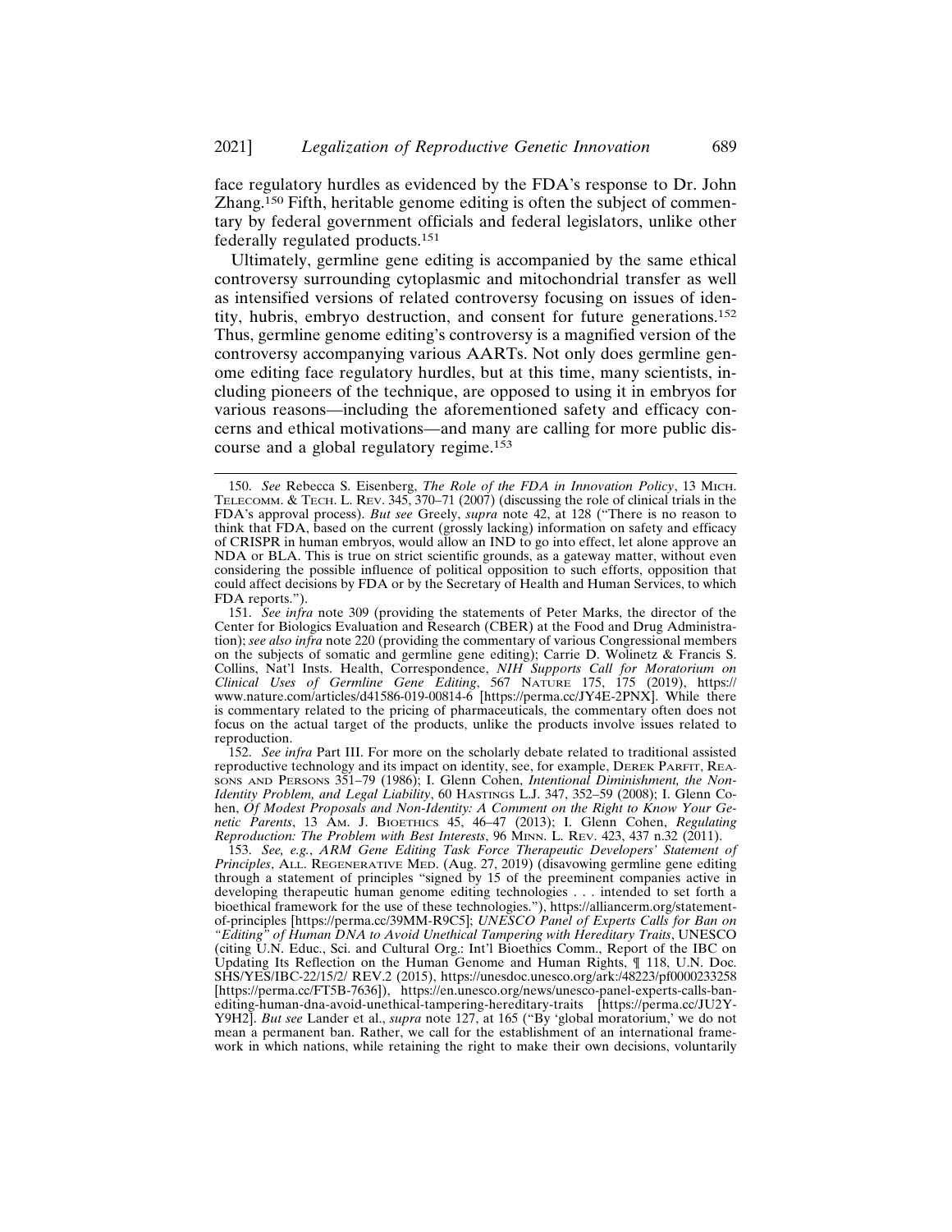face regulatory hurdles as evidenced by the FDA's response to Dr. John Zhang.[150] Fifth, heritable genome editing is often the subject of commentary by federal government officials and federal legislators, unlike other federally regulated products.[151]

Ultimately, germline gene editing is accompanied by the same ethical controversy surrounding cytoplasmic and mitochondrial transfer as well as intensified versions of related controversy focusing on issues of identity, hubris, embryo destruction, and consent for future generations.[152] Thus, germline genome editing's controversy is a magnified version of the controversy accompanying various AARTs. Not only does germline genome editing face regulatory hurdles, but at this time, many scientists, including pioneers of the technique, are opposed to using it in embryos for various reasons—including the aforementioned safety and efficacy concerns and ethical motivations—and many are calling for more public discourse and a global regulatory regime.[153]

---

150. *See* Rebecca S. Eisenberg, *The Role of the FDA in Innovation Policy*, 13 MICH. TELECOMM. & TECH. L. REV. 345, 370–71 (2007) (discussing the role of clinical trials in the FDA's approval process). *But see* Greely, *supra* note 42, at 128 ("There is no reason to think that FDA, based on the current (grossly lacking) information on safety and efficacy of CRISPR in human embryos, would allow an IND to go into effect, let alone approve an NDA or BLA. This is true on strict scientific grounds, as a gateway matter, without even considering the possible influence of political opposition to such efforts, opposition that could affect decisions by FDA or by the Secretary of Health and Human Services, to which FDA reports.").

151. *See infra* note 309 (providing the statements of Peter Marks, the director of the Center for Biologics Evaluation and Research (CBER) at the Food and Drug Administration); *see also infra* note 220 (providing the commentary of various Congressional members on the subjects of somatic and germline gene editing); Carrie D. Wolinetz & Francis S. Collins, Nat'l Insts. Health, Correspondence, *NIH Supports Call for Moratorium on Clinical Uses of Germline Gene Editing*, 567 NATURE 175, 175 (2019), https://www.nature.com/articles/d41586-019-00814-6 [https://perma.cc/JY4E-2PNX]. While there is commentary related to the pricing of pharmaceuticals, the commentary often does not focus on the actual target of the products, unlike the products involve issues related to reproduction.

152. *See infra* Part III. For more on the scholarly debate related to traditional assisted reproductive technology and its impact on identity, see, for example, DEREK PARFIT, REASONS AND PERSONS 351–79 (1986); I. Glenn Cohen, *Intentional Diminishment, the Non-Identity Problem, and Legal Liability*, 60 HASTINGS L.J. 347, 352–59 (2008); I. Glenn Cohen, *Of Modest Proposals and Non-Identity: A Comment on the Right to Know Your Genetic Parents*, 13 AM. J. BIOETHICS 45, 46–47 (2013); I. Glenn Cohen, *Regulating Reproduction: The Problem with Best Interests*, 96 MINN. L. REV. 423, 437 n.32 (2011).

153. *See, e.g.*, *ARM Gene Editing Task Force Therapeutic Developers' Statement of Principles*, ALL. REGENERATIVE MED. (Aug. 27, 2019) (disavowing germline gene editing through a statement of principles "signed by 15 of the preeminent companies active in developing therapeutic human genome editing technologies . . . intended to set forth a bioethical framework for the use of these technologies."), https://alliancerm.org/statement-of-principles [https://perma.cc/39MM-R9C5]; *UNESCO Panel of Experts Calls for Ban on "Editing" of Human DNA to Avoid Unethical Tampering with Hereditary Traits*, UNESCO (citing U.N. Educ., Sci. and Cultural Org.: Int'l Bioethics Comm., Report of the IBC on Updating Its Reflection on the Human Genome and Human Rights, ¶ 118, U.N. Doc. SHS/YES/IBC-22/15/2/ REV.2 (2015), https://unesdoc.unesco.org/ark:/48223/pf0000233258 [https://perma.cc/FT5B-7636]), https://en.unesco.org/news/unesco-panel-experts-calls-ban-editing-human-dna-avoid-unethical-tampering-hereditary-traits [https://perma.cc/JU2Y-Y9H2]. *But see* Lander et al., *supra* note 127, at 165 ("By 'global moratorium,' we do not mean a permanent ban. Rather, we call for the establishment of an international framework in which nations, while retaining the right to make their own decisions, voluntarily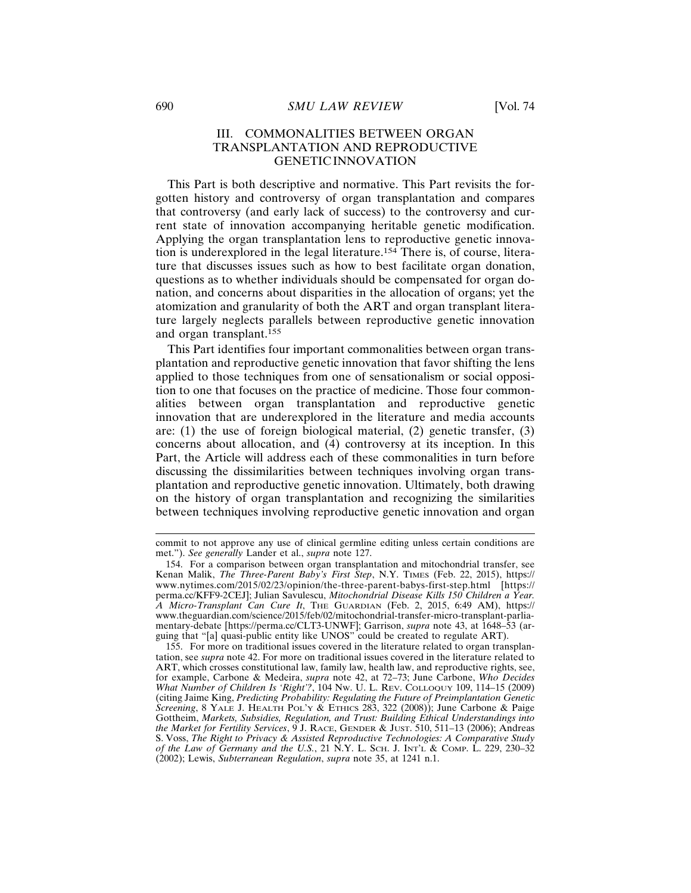## III. COMMONALITIES BETWEEN ORGAN TRANSPLANTATION AND REPRODUCTIVE GENETIC INNOVATION

This Part is both descriptive and normative. This Part revisits the forgotten history and controversy of organ transplantation and compares that controversy (and early lack of success) to the controversy and current state of innovation accompanying heritable genetic modification. Applying the organ transplantation lens to reproductive genetic innovation is underexplored in the legal literature.[154] There is, of course, literature that discusses issues such as how to best facilitate organ donation, questions as to whether individuals should be compensated for organ donation, and concerns about disparities in the allocation of organs; yet the atomization and granularity of both the ART and organ transplant literature largely neglects parallels between reproductive genetic innovation and organ transplant.[155]

This Part identifies four important commonalities between organ transplantation and reproductive genetic innovation that favor shifting the lens applied to those techniques from one of sensationalism or social opposition to one that focuses on the practice of medicine. Those four commonalities between organ transplantation and reproductive genetic innovation that are underexplored in the literature and media accounts are: (1) the use of foreign biological material, (2) genetic transfer, (3) concerns about allocation, and (4) controversy at its inception. In this Part, the Article will address each of these commonalities in turn before discussing the dissimilarities between techniques involving organ transplantation and reproductive genetic innovation. Ultimately, both drawing on the history of organ transplantation and recognizing the similarities between techniques involving reproductive genetic innovation and organ

---

commit to not approve any use of clinical germline editing unless certain conditions are met."). *See generally* Lander et al., *supra* note 127.

154. For a comparison between organ transplantation and mitochondrial transfer, see Kenan Malik, *The Three-Parent Baby's First Step*, N.Y. TIMES (Feb. 22, 2015), https://www.nytimes.com/2015/02/23/opinion/the-three-parent-babys-first-step.html [https://perma.cc/KFF9-2CEJ]; Julian Savulescu, *Mitochondrial Disease Kills 150 Children a Year. A Micro-Transplant Can Cure It*, THE GUARDIAN (Feb. 2, 2015, 6:49 AM), https://www.theguardian.com/science/2015/feb/02/mitochondrial-transfer-micro-transplant-parliamentary-debate [https://perma.cc/CLT3-UNWF]; Garrison, *supra* note 43, at 1648–53 (arguing that "[a] quasi-public entity like UNOS" could be created to regulate ART).

155. For more on traditional issues covered in the literature related to organ transplantation, see *supra* note 42. For more on traditional issues covered in the literature related to ART, which crosses constitutional law, family law, health law, and reproductive rights, see, for example, Carbone & Medeira, *supra* note 42, at 72–73; June Carbone, *Who Decides What Number of Children Is 'Right'?*, 104 NW. U. L. REV. COLLOQUY 109, 114–15 (2009) (citing Jaime King, *Predicting Probability: Regulating the Future of Preimplantation Genetic Screening*, 8 YALE J. HEALTH POL'Y & ETHICS 283, 322 (2008)); June Carbone & Paige Gottheim, *Markets, Subsidies, Regulation, and Trust: Building Ethical Understandings into the Market for Fertility Services*, 9 J. RACE, GENDER & JUST. 510, 511–13 (2006); Andreas S. Voss, *The Right to Privacy & Assisted Reproductive Technologies: A Comparative Study of the Law of Germany and the U.S.*, 21 N.Y. L. SCH. J. INT'L & COMP. L. 229, 230–32 (2002); Lewis, *Subterranean Regulation*, *supra* note 35, at 1241 n.1.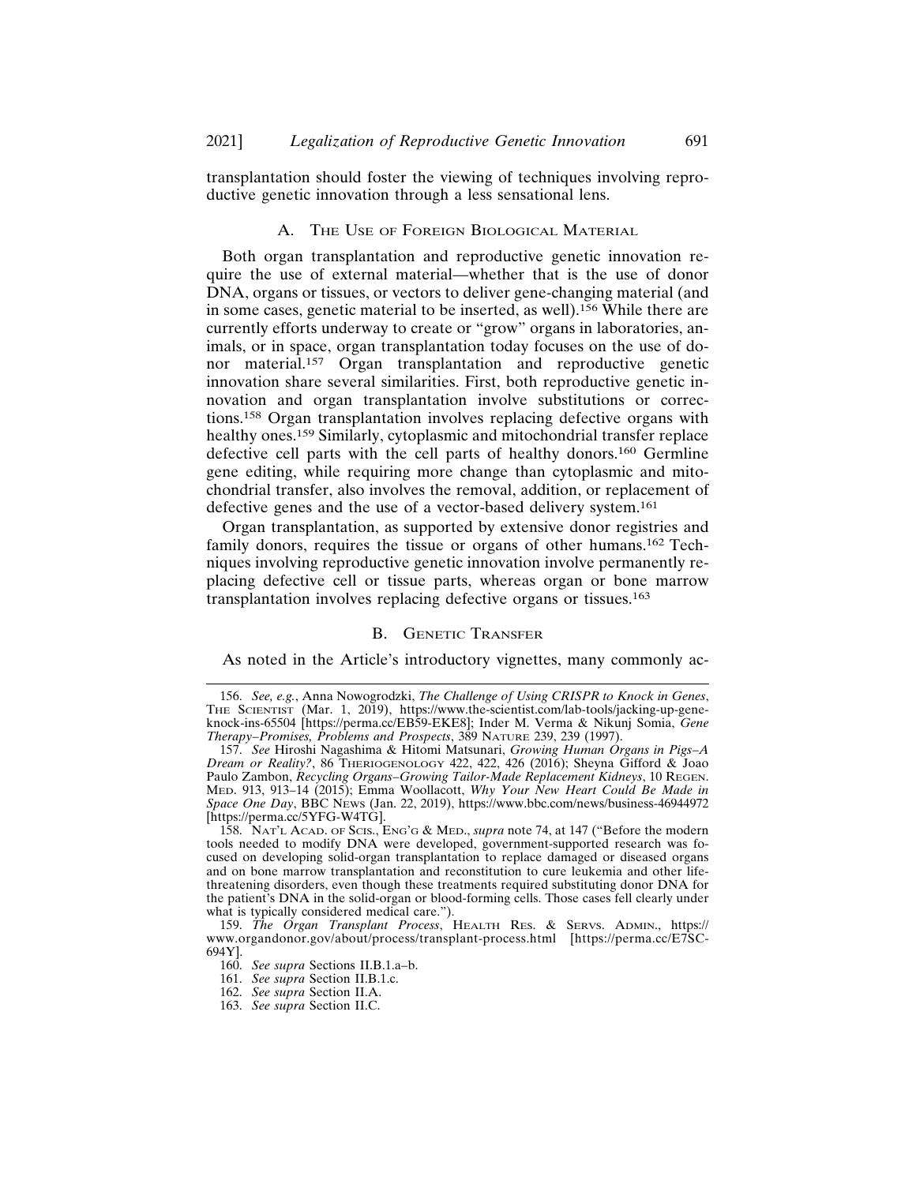transplantation should foster the viewing of techniques involving reproductive genetic innovation through a less sensational lens.

### A. The Use of Foreign Biological Material

Both organ transplantation and reproductive genetic innovation require the use of external material—whether that is the use of donor DNA, organs or tissues, or vectors to deliver gene-changing material (and in some cases, genetic material to be inserted, as well).[156] While there are currently efforts underway to create or "grow" organs in laboratories, animals, or in space, organ transplantation today focuses on the use of donor material.[157] Organ transplantation and reproductive genetic innovation share several similarities. First, both reproductive genetic innovation and organ transplantation involve substitutions or corrections.[158] Organ transplantation involves replacing defective organs with healthy ones.[159] Similarly, cytoplasmic and mitochondrial transfer replace defective cell parts with the cell parts of healthy donors.[160] Germline gene editing, while requiring more change than cytoplasmic and mitochondrial transfer, also involves the removal, addition, or replacement of defective genes and the use of a vector-based delivery system.[161]

Organ transplantation, as supported by extensive donor registries and family donors, requires the tissue or organs of other humans.[162] Techniques involving reproductive genetic innovation involve permanently replacing defective cell or tissue parts, whereas organ or bone marrow transplantation involves replacing defective organs or tissues.[163]

### B. Genetic Transfer

As noted in the Article's introductory vignettes, many commonly ac-

---

156. *See, e.g.*, Anna Nowogrodzki, *The Challenge of Using CRISPR to Knock in Genes*, The Scientist (Mar. 1, 2019), https://www.the-scientist.com/lab-tools/jacking-up-gene-knock-ins-65504 [https://perma.cc/EB59-EKE8]; Inder M. Verma & Nikunj Somia, *Gene Therapy–Promises, Problems and Prospects*, 389 Nature 239, 239 (1997).

157. *See* Hiroshi Nagashima & Hitomi Matsunari, *Growing Human Organs in Pigs–A Dream or Reality?*, 86 Theriogenology 422, 422, 426 (2016); Sheyna Gifford & Joao Paulo Zambon, *Recycling Organs–Growing Tailor-Made Replacement Kidneys*, 10 Regen. Med. 913, 913–14 (2015); Emma Woollacott, *Why Your New Heart Could Be Made in Space One Day*, BBC News (Jan. 22, 2019), https://www.bbc.com/news/business-46944972 [https://perma.cc/5YFG-W4TG].

158. Nat'l Acad. of Scis., Eng'g & Med., *supra* note 74, at 147 ("Before the modern tools needed to modify DNA were developed, government-supported research was focused on developing solid-organ transplantation to replace damaged or diseased organs and on bone marrow transplantation and reconstitution to cure leukemia and other life-threatening disorders, even though these treatments required substituting donor DNA for the patient's DNA in the solid-organ or blood-forming cells. Those cases fell clearly under what is typically considered medical care.").

159. *The Organ Transplant Process*, Health Res. & Servs. Admin., https://www.organdonor.gov/about/process/transplant-process.html [https://perma.cc/E7SC-694Y].

160. *See supra* Sections II.B.1.a–b.

161. *See supra* Section II.B.1.c.

162. *See supra* Section II.A.

163. *See supra* Section II.C.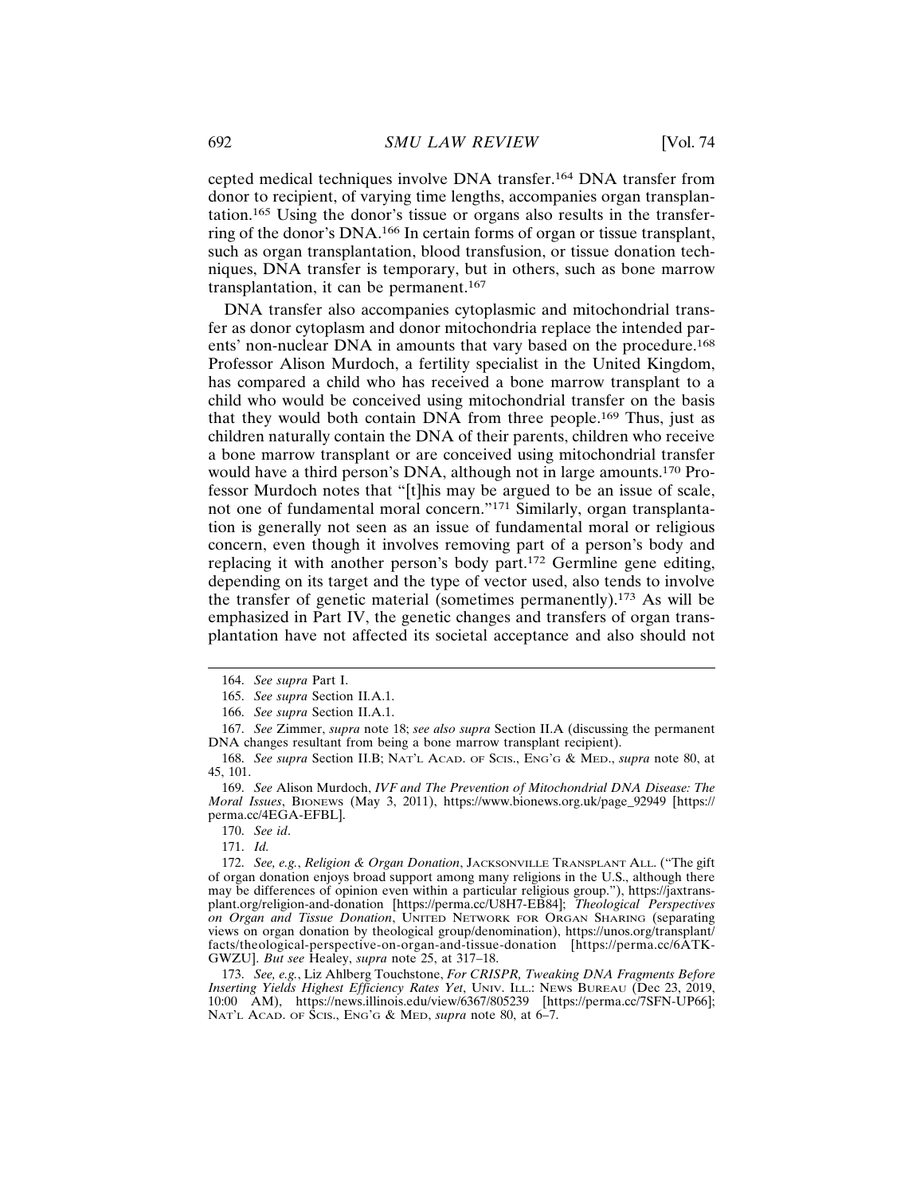cepted medical techniques involve DNA transfer.[164] DNA transfer from donor to recipient, of varying time lengths, accompanies organ transplantation.[165] Using the donor's tissue or organs also results in the transferring of the donor's DNA.[166] In certain forms of organ or tissue transplant, such as organ transplantation, blood transfusion, or tissue donation techniques, DNA transfer is temporary, but in others, such as bone marrow transplantation, it can be permanent.[167]

DNA transfer also accompanies cytoplasmic and mitochondrial transfer as donor cytoplasm and donor mitochondria replace the intended parents' non-nuclear DNA in amounts that vary based on the procedure.[168] Professor Alison Murdoch, a fertility specialist in the United Kingdom, has compared a child who has received a bone marrow transplant to a child who would be conceived using mitochondrial transfer on the basis that they would both contain DNA from three people.[169] Thus, just as children naturally contain the DNA of their parents, children who receive a bone marrow transplant or are conceived using mitochondrial transfer would have a third person's DNA, although not in large amounts.[170] Professor Murdoch notes that "[t]his may be argued to be an issue of scale, not one of fundamental moral concern."[171] Similarly, organ transplantation is generally not seen as an issue of fundamental moral or religious concern, even though it involves removing part of a person's body and replacing it with another person's body part.[172] Germline gene editing, depending on its target and the type of vector used, also tends to involve the transfer of genetic material (sometimes permanently).[173] As will be emphasized in Part IV, the genetic changes and transfers of organ transplantation have not affected its societal acceptance and also should not

---

164. *See supra* Part I.

165. *See supra* Section II.A.1.

166. *See supra* Section II.A.1.

167. *See* Zimmer, *supra* note 18; *see also supra* Section II.A (discussing the permanent DNA changes resultant from being a bone marrow transplant recipient).

168. *See supra* Section II.B; NAT'L ACAD. OF SCIS., ENG'G & MED., *supra* note 80, at 45, 101.

169. *See* Alison Murdoch, *IVF and The Prevention of Mitochondrial DNA Disease: The Moral Issues*, BIONEWS (May 3, 2011), https://www.bionews.org.uk/page_92949 [https://perma.cc/4EGA-EFBL].

170. *See id*.

171. *Id.*

172. *See, e.g.*, *Religion & Organ Donation*, JACKSONVILLE TRANSPLANT ALL. ("The gift of organ donation enjoys broad support among many religions in the U.S., although there may be differences of opinion even within a particular religious group."), https://jaxtransplant.org/religion-and-donation [https://perma.cc/U8H7-EB84]; *Theological Perspectives on Organ and Tissue Donation*, UNITED NETWORK FOR ORGAN SHARING (separating views on organ donation by theological group/denomination), https://unos.org/transplant/facts/theological-perspective-on-organ-and-tissue-donation [https://perma.cc/6ATK-GWZU]. *But see* Healey, *supra* note 25, at 317–18.

173. *See, e.g.*, Liz Ahlberg Touchstone, *For CRISPR, Tweaking DNA Fragments Before Inserting Yields Highest Efficiency Rates Yet*, UNIV. ILL.: NEWS BUREAU (Dec 23, 2019, 10:00 AM), https://news.illinois.edu/view/6367/805239 [https://perma.cc/7SFN-UP66]; NAT'L ACAD. OF SCIS., ENG'G & MED, *supra* note 80, at 6–7.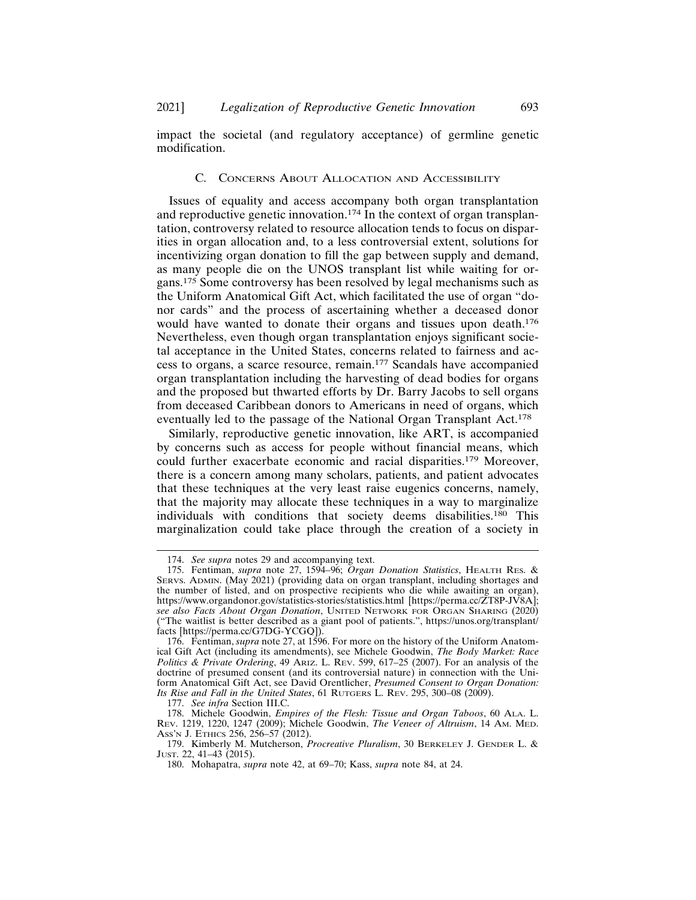impact the societal (and regulatory acceptance) of germline genetic modification.

### C. Concerns About Allocation and Accessibility

Issues of equality and access accompany both organ transplantation and reproductive genetic innovation.[174] In the context of organ transplantation, controversy related to resource allocation tends to focus on disparities in organ allocation and, to a less controversial extent, solutions for incentivizing organ donation to fill the gap between supply and demand, as many people die on the UNOS transplant list while waiting for organs.[175] Some controversy has been resolved by legal mechanisms such as the Uniform Anatomical Gift Act, which facilitated the use of organ "donor cards" and the process of ascertaining whether a deceased donor would have wanted to donate their organs and tissues upon death.[176] Nevertheless, even though organ transplantation enjoys significant societal acceptance in the United States, concerns related to fairness and access to organs, a scarce resource, remain.[177] Scandals have accompanied organ transplantation including the harvesting of dead bodies for organs and the proposed but thwarted efforts by Dr. Barry Jacobs to sell organs from deceased Caribbean donors to Americans in need of organs, which eventually led to the passage of the National Organ Transplant Act.[178]

Similarly, reproductive genetic innovation, like ART, is accompanied by concerns such as access for people without financial means, which could further exacerbate economic and racial disparities.[179] Moreover, there is a concern among many scholars, patients, and patient advocates that these techniques at the very least raise eugenics concerns, namely, that the majority may allocate these techniques in a way to marginalize individuals with conditions that society deems disabilities.[180] This marginalization could take place through the creation of a society in

---

174. *See supra* notes 29 and accompanying text.

175. Fentiman, *supra* note 27, 1594–96; *Organ Donation Statistics*, HEALTH RES. & SERVS. ADMIN. (May 2021) (providing data on organ transplant, including shortages and the number of listed, and on prospective recipients who die while awaiting an organ), https://www.organdonor.gov/statistics-stories/statistics.html [https://perma.cc/ZT8P-JV8A]; *see also Facts About Organ Donation*, UNITED NETWORK FOR ORGAN SHARING (2020) ("The waitlist is better described as a giant pool of patients.", https://unos.org/transplant/facts [https://perma.cc/G7DG-YCGQ]).

176. Fentiman, *supra* note 27, at 1596. For more on the history of the Uniform Anatomical Gift Act (including its amendments), see Michele Goodwin, *The Body Market: Race Politics & Private Ordering*, 49 ARIZ. L. REV. 599, 617–25 (2007). For an analysis of the doctrine of presumed consent (and its controversial nature) in connection with the Uniform Anatomical Gift Act, see David Orentlicher, *Presumed Consent to Organ Donation: Its Rise and Fall in the United States*, 61 RUTGERS L. REV. 295, 300–08 (2009).

177. *See infra* Section III.C.

178. Michele Goodwin, *Empires of the Flesh: Tissue and Organ Taboos*, 60 ALA. L. REV. 1219, 1220, 1247 (2009); Michele Goodwin, *The Veneer of Altruism*, 14 AM. MED. ASS'N J. ETHICS 256, 256–57 (2012).

179. Kimberly M. Mutcherson, *Procreative Pluralism*, 30 BERKELEY J. GENDER L. & JUST. 22, 41–43 (2015).

180. Mohapatra, *supra* note 42, at 69–70; Kass, *supra* note 84, at 24.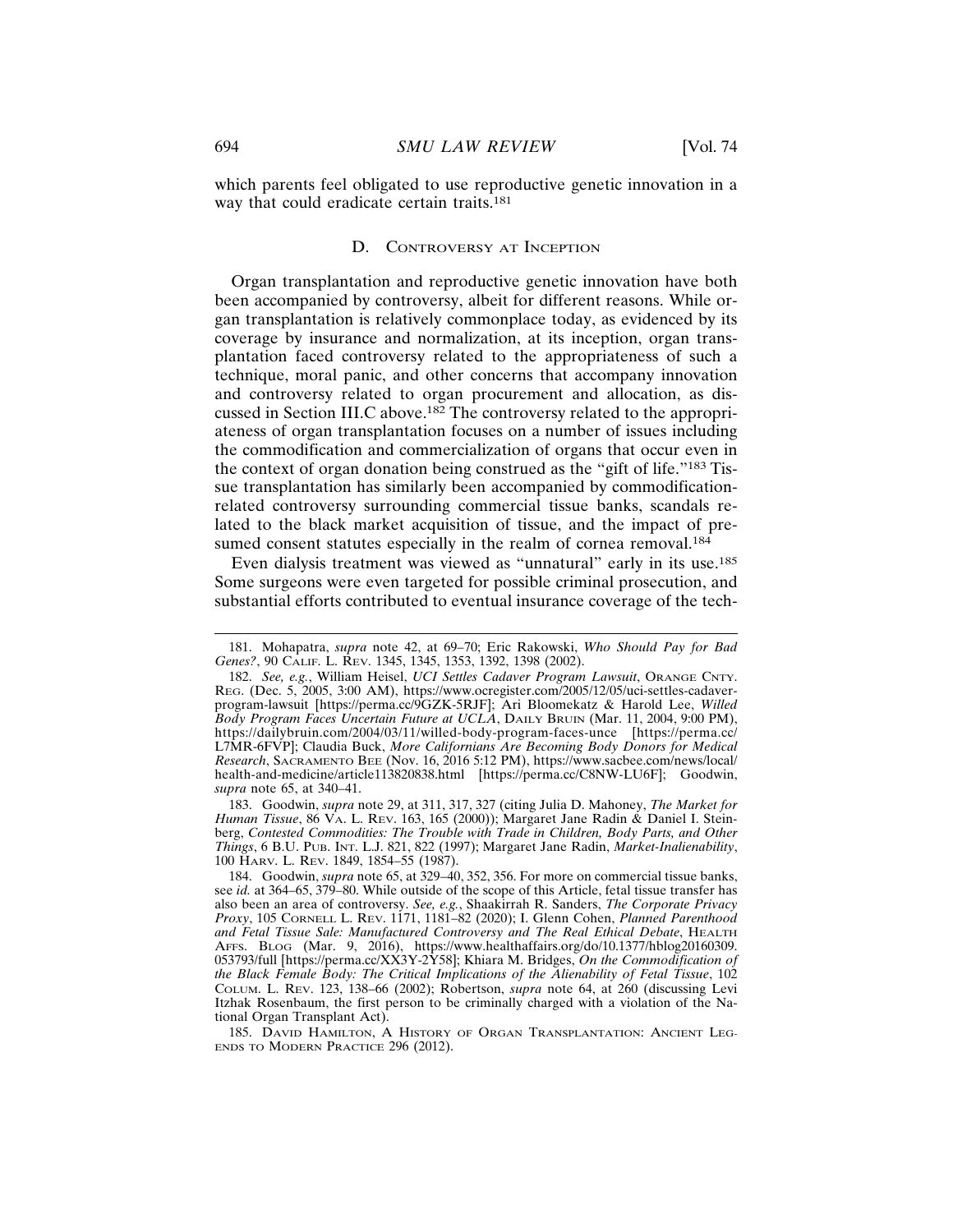which parents feel obligated to use reproductive genetic innovation in a way that could eradicate certain traits.[181]

### D. Controversy at Inception

Organ transplantation and reproductive genetic innovation have both been accompanied by controversy, albeit for different reasons. While organ transplantation is relatively commonplace today, as evidenced by its coverage by insurance and normalization, at its inception, organ transplantation faced controversy related to the appropriateness of such a technique, moral panic, and other concerns that accompany innovation and controversy related to organ procurement and allocation, as discussed in Section III.C above.[182] The controversy related to the appropriateness of organ transplantation focuses on a number of issues including the commodification and commercialization of organs that occur even in the context of organ donation being construed as the "gift of life."[183] Tissue transplantation has similarly been accompanied by commodification-related controversy surrounding commercial tissue banks, scandals related to the black market acquisition of tissue, and the impact of presumed consent statutes especially in the realm of cornea removal.[184]

Even dialysis treatment was viewed as "unnatural" early in its use.[185] Some surgeons were even targeted for possible criminal prosecution, and substantial efforts contributed to eventual insurance coverage of the tech-

---

181. Mohapatra, *supra* note 42, at 69–70; Eric Rakowski, *Who Should Pay for Bad Genes?*, 90 Calif. L. Rev. 1345, 1345, 1353, 1392, 1398 (2002).

182. *See, e.g.*, William Heisel, *UCI Settles Cadaver Program Lawsuit*, Orange Cnty. Reg. (Dec. 5, 2005, 3:00 AM), https://www.ocregister.com/2005/12/05/uci-settles-cadaver-program-lawsuit [https://perma.cc/9GZK-5RJF]; Ari Bloomekatz & Harold Lee, *Willed Body Program Faces Uncertain Future at UCLA*, Daily Bruin (Mar. 11, 2004, 9:00 PM), https://dailybruin.com/2004/03/11/willed-body-program-faces-unce [https://perma.cc/L7MR-6FVP]; Claudia Buck, *More Californians Are Becoming Body Donors for Medical Research*, Sacramento Bee (Nov. 16, 2016 5:12 PM), https://www.sacbee.com/news/local/health-and-medicine/article113820838.html [https://perma.cc/C8NW-LU6F]; Goodwin, *supra* note 65, at 340–41.

183. Goodwin, *supra* note 29, at 311, 317, 327 (citing Julia D. Mahoney, *The Market for Human Tissue*, 86 Va. L. Rev. 163, 165 (2000)); Margaret Jane Radin & Daniel I. Steinberg, *Contested Commodities: The Trouble with Trade in Children, Body Parts, and Other Things*, 6 B.U. Pub. Int. L.J. 821, 822 (1997); Margaret Jane Radin, *Market-Inalienability*, 100 Harv. L. Rev. 1849, 1854–55 (1987).

184. Goodwin, *supra* note 65, at 329–40, 352, 356. For more on commercial tissue banks, see *id.* at 364–65, 379–80. While outside of the scope of this Article, fetal tissue transfer has also been an area of controversy. *See, e.g.*, Shaakirrah R. Sanders, *The Corporate Privacy Proxy*, 105 Cornell L. Rev. 1171, 1181–82 (2020); I. Glenn Cohen, *Planned Parenthood and Fetal Tissue Sale: Manufactured Controversy and The Real Ethical Debate*, Health Affs. Blog (Mar. 9, 2016), https://www.healthaffairs.org/do/10.1377/hblog20160309.053793/full [https://perma.cc/XX3Y-2Y58]; Khiara M. Bridges, *On the Commodification of the Black Female Body: The Critical Implications of the Alienability of Fetal Tissue*, 102 Colum. L. Rev. 123, 138–66 (2002); Robertson, *supra* note 64, at 260 (discussing Levi Itzhak Rosenbaum, the first person to be criminally charged with a violation of the National Organ Transplant Act).

185. David Hamilton, A History of Organ Transplantation: Ancient Legends to Modern Practice 296 (2012).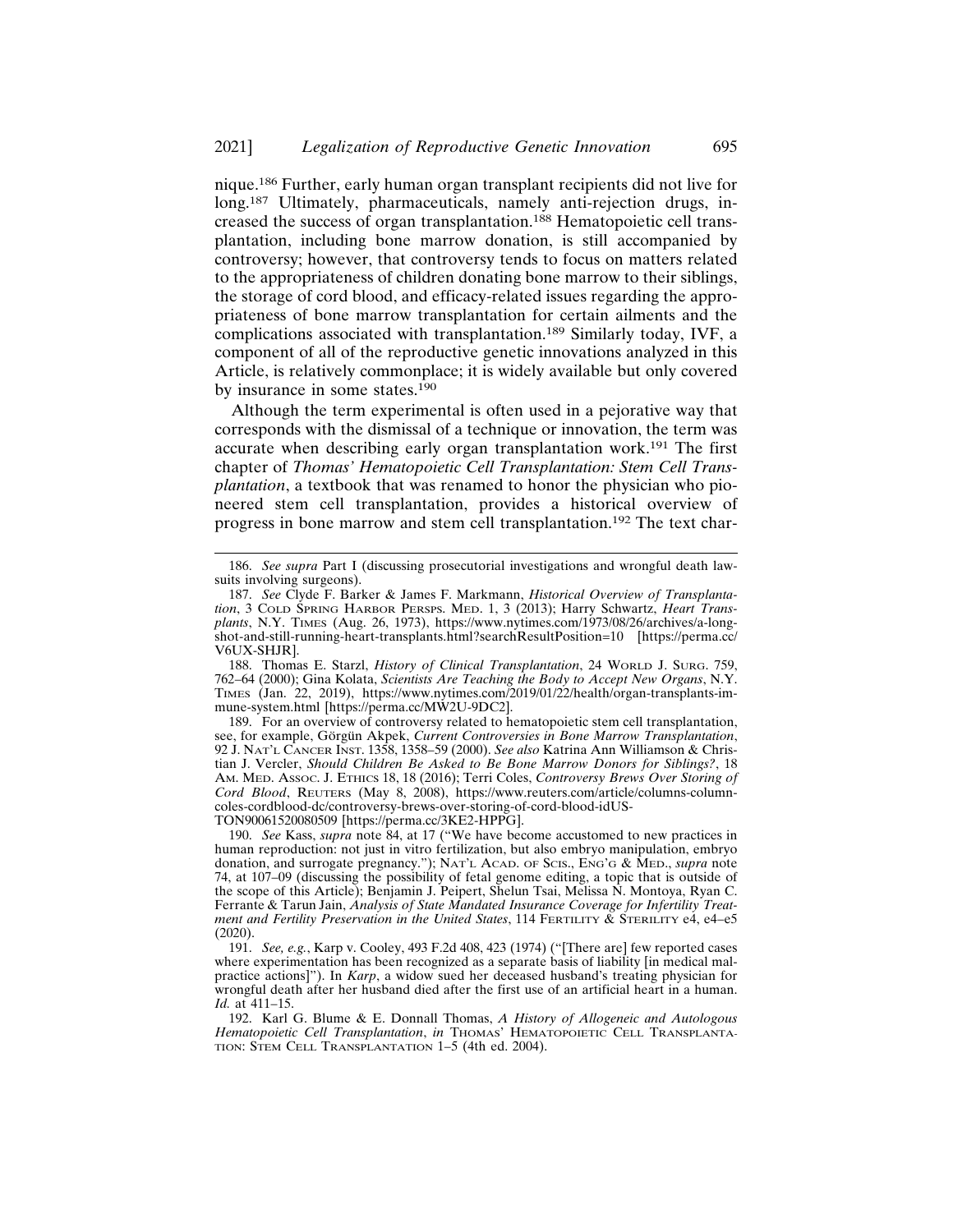nique.[186] Further, early human organ transplant recipients did not live for long.[187] Ultimately, pharmaceuticals, namely anti-rejection drugs, increased the success of organ transplantation.[188] Hematopoietic cell transplantation, including bone marrow donation, is still accompanied by controversy; however, that controversy tends to focus on matters related to the appropriateness of children donating bone marrow to their siblings, the storage of cord blood, and efficacy-related issues regarding the appropriateness of bone marrow transplantation for certain ailments and the complications associated with transplantation.[189] Similarly today, IVF, a component of all of the reproductive genetic innovations analyzed in this Article, is relatively commonplace; it is widely available but only covered by insurance in some states.[190]

Although the term experimental is often used in a pejorative way that corresponds with the dismissal of a technique or innovation, the term was accurate when describing early organ transplantation work.[191] The first chapter of *Thomas' Hematopoietic Cell Transplantation: Stem Cell Transplantation*, a textbook that was renamed to honor the physician who pioneered stem cell transplantation, provides a historical overview of progress in bone marrow and stem cell transplantation.[192] The text char-

---

186. *See supra* Part I (discussing prosecutorial investigations and wrongful death lawsuits involving surgeons).

187. *See* Clyde F. Barker & James F. Markmann, *Historical Overview of Transplantation*, 3 COLD SPRING HARBOR PERSPS. MED. 1, 3 (2013); Harry Schwartz, *Heart Transplants*, N.Y. TIMES (Aug. 26, 1973), https://www.nytimes.com/1973/08/26/archives/a-long-shot-and-still-running-heart-transplants.html?searchResultPosition=10 [https://perma.cc/V6UX-SHJR].

188. Thomas E. Starzl, *History of Clinical Transplantation*, 24 WORLD J. SURG. 759, 762–64 (2000); Gina Kolata, *Scientists Are Teaching the Body to Accept New Organs*, N.Y. TIMES (Jan. 22, 2019), https://www.nytimes.com/2019/01/22/health/organ-transplants-immune-system.html [https://perma.cc/MW2U-9DC2].

189. For an overview of controversy related to hematopoietic stem cell transplantation, see, for example, Görgün Akpek, *Current Controversies in Bone Marrow Transplantation*, 92 J. NAT'L CANCER INST. 1358, 1358–59 (2000). *See also* Katrina Ann Williamson & Christian J. Vercler, *Should Children Be Asked to Be Bone Marrow Donors for Siblings?*, 18 AM. MED. ASSOC. J. ETHICS 18, 18 (2016); Terri Coles, *Controversy Brews Over Storing of Cord Blood*, REUTERS (May 8, 2008), https://www.reuters.com/article/columns-column-coles-cordblood-dc/controversy-brews-over-storing-of-cord-blood-idUSTON90061520080509 [https://perma.cc/3KE2-HPPG].

190. *See* Kass, *supra* note 84, at 17 ("We have become accustomed to new practices in human reproduction: not just in vitro fertilization, but also embryo manipulation, embryo donation, and surrogate pregnancy."); NAT'L ACAD. OF SCIS., ENG'G & MED., *supra* note 74, at 107–09 (discussing the possibility of fetal genome editing, a topic that is outside of the scope of this Article); Benjamin J. Peipert, Shelun Tsai, Melissa N. Montoya, Ryan C. Ferrante & Tarun Jain, *Analysis of State Mandated Insurance Coverage for Infertility Treatment and Fertility Preservation in the United States*, 114 FERTILITY & STERILITY e4, e4–e5 (2020).

191. *See, e.g.*, Karp v. Cooley, 493 F.2d 408, 423 (1974) ("[There are] few reported cases where experimentation has been recognized as a separate basis of liability [in medical malpractice actions]"). In *Karp*, a widow sued her deceased husband's treating physician for wrongful death after her husband died after the first use of an artificial heart in a human. *Id.* at 411–15.

192. Karl G. Blume & E. Donnall Thomas, *A History of Allogeneic and Autologous Hematopoietic Cell Transplantation*, *in* THOMAS' HEMATOPOIETIC CELL TRANSPLANTATION: STEM CELL TRANSPLANTATION 1–5 (4th ed. 2004).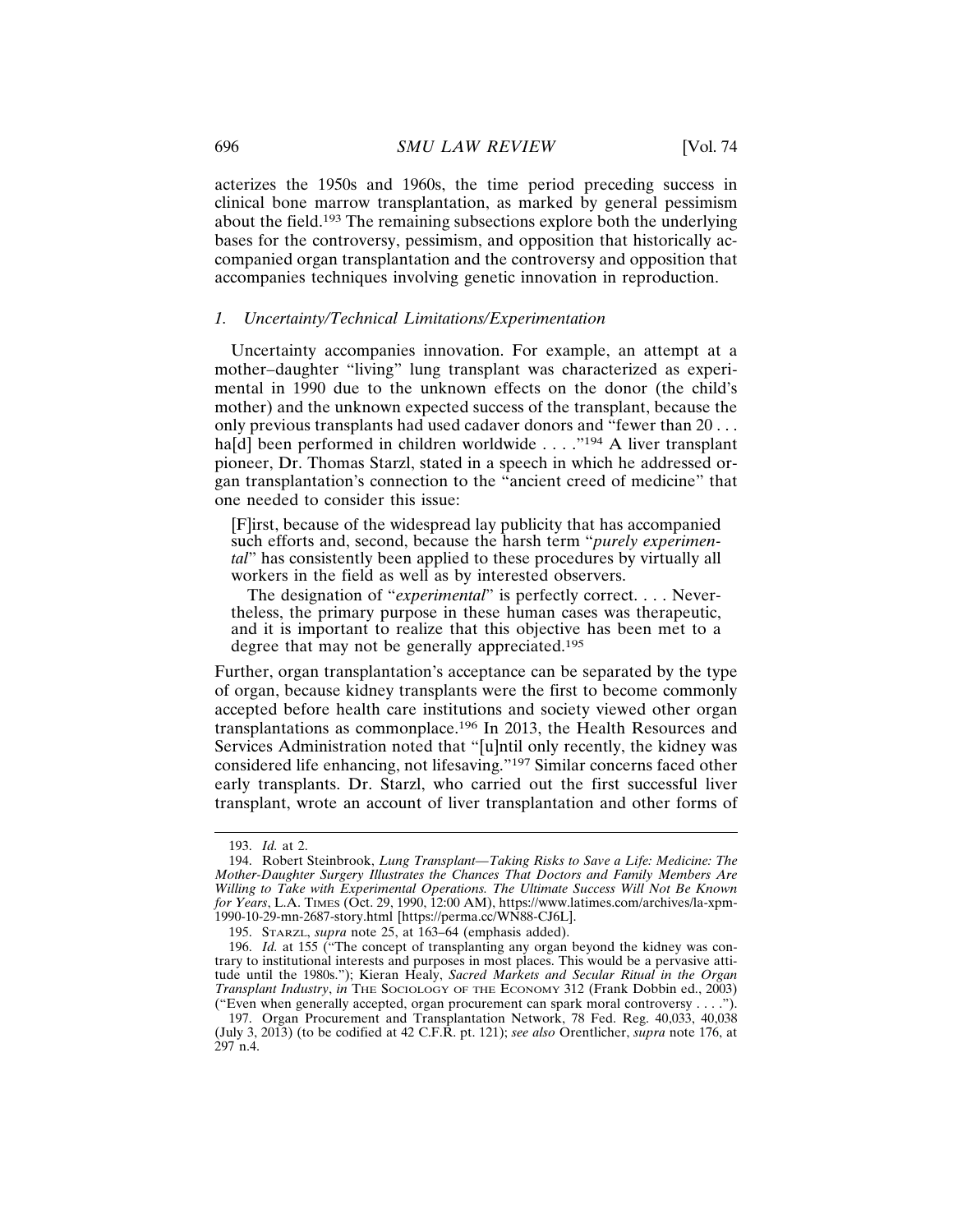acterizes the 1950s and 1960s, the time period preceding success in clinical bone marrow transplantation, as marked by general pessimism about the field.[193] The remaining subsections explore both the underlying bases for the controversy, pessimism, and opposition that historically accompanied organ transplantation and the controversy and opposition that accompanies techniques involving genetic innovation in reproduction.

### *1. Uncertainty/Technical Limitations/Experimentation*

Uncertainty accompanies innovation. For example, an attempt at a mother–daughter "living" lung transplant was characterized as experimental in 1990 due to the unknown effects on the donor (the child's mother) and the unknown expected success of the transplant, because the only previous transplants had used cadaver donors and "fewer than 20 . . . ha[d] been performed in children worldwide . . . ."[194] A liver transplant pioneer, Dr. Thomas Starzl, stated in a speech in which he addressed organ transplantation's connection to the "ancient creed of medicine" that one needed to consider this issue:

> [F]irst, because of the widespread lay publicity that has accompanied such efforts and, second, because the harsh term "*purely experimental*" has consistently been applied to these procedures by virtually all workers in the field as well as by interested observers.
>
> The designation of "*experimental*" is perfectly correct. . . . Nevertheless, the primary purpose in these human cases was therapeutic, and it is important to realize that this objective has been met to a degree that may not be generally appreciated.[195]

Further, organ transplantation's acceptance can be separated by the type of organ, because kidney transplants were the first to become commonly accepted before health care institutions and society viewed other organ transplantations as commonplace.[196] In 2013, the Health Resources and Services Administration noted that "[u]ntil only recently, the kidney was considered life enhancing, not lifesaving."[197] Similar concerns faced other early transplants. Dr. Starzl, who carried out the first successful liver transplant, wrote an account of liver transplantation and other forms of

---

193. *Id.* at 2.

194. Robert Steinbrook, *Lung Transplant—Taking Risks to Save a Life: Medicine: The Mother-Daughter Surgery Illustrates the Chances That Doctors and Family Members Are Willing to Take with Experimental Operations. The Ultimate Success Will Not Be Known for Years*, L.A. TIMES (Oct. 29, 1990, 12:00 AM), https://www.latimes.com/archives/la-xpm-1990-10-29-mn-2687-story.html [https://perma.cc/WN88-CJ6L].

195. STARZL, *supra* note 25, at 163–64 (emphasis added).

196. *Id.* at 155 ("The concept of transplanting any organ beyond the kidney was contrary to institutional interests and purposes in most places. This would be a pervasive attitude until the 1980s."); Kieran Healy, *Sacred Markets and Secular Ritual in the Organ Transplant Industry*, *in* THE SOCIOLOGY OF THE ECONOMY 312 (Frank Dobbin ed., 2003) ("Even when generally accepted, organ procurement can spark moral controversy . . . .").

197. Organ Procurement and Transplantation Network, 78 Fed. Reg. 40,033, 40,038 (July 3, 2013) (to be codified at 42 C.F.R. pt. 121); *see also* Orentlicher, *supra* note 176, at 297 n.4.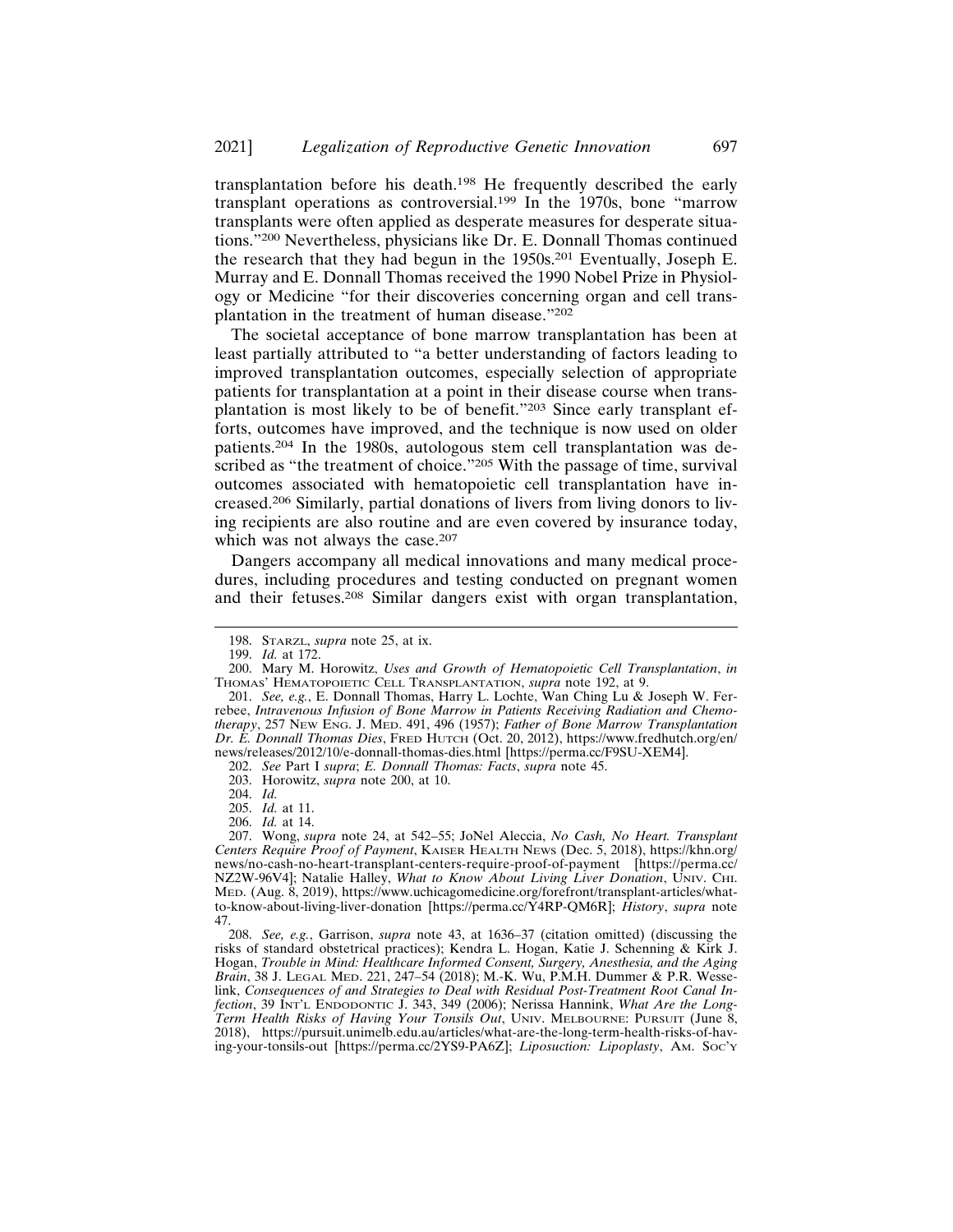transplantation before his death.[198] He frequently described the early transplant operations as controversial.[199] In the 1970s, bone "marrow transplants were often applied as desperate measures for desperate situations."[200] Nevertheless, physicians like Dr. E. Donnall Thomas continued the research that they had begun in the 1950s.[201] Eventually, Joseph E. Murray and E. Donnall Thomas received the 1990 Nobel Prize in Physiology or Medicine "for their discoveries concerning organ and cell transplantation in the treatment of human disease."[202]

The societal acceptance of bone marrow transplantation has been at least partially attributed to "a better understanding of factors leading to improved transplantation outcomes, especially selection of appropriate patients for transplantation at a point in their disease course when transplantation is most likely to be of benefit."[203] Since early transplant efforts, outcomes have improved, and the technique is now used on older patients.[204] In the 1980s, autologous stem cell transplantation was described as "the treatment of choice."[205] With the passage of time, survival outcomes associated with hematopoietic cell transplantation have increased.[206] Similarly, partial donations of livers from living donors to living recipients are also routine and are even covered by insurance today, which was not always the case.[207]

Dangers accompany all medical innovations and many medical procedures, including procedures and testing conducted on pregnant women and their fetuses.[208] Similar dangers exist with organ transplantation,

---

198. STARZL, *supra* note 25, at ix.

199. *Id.* at 172.

200. Mary M. Horowitz, *Uses and Growth of Hematopoietic Cell Transplantation*, *in* THOMAS' HEMATOPOIETIC CELL TRANSPLANTATION, *supra* note 192, at 9.

201. *See, e.g.*, E. Donnall Thomas, Harry L. Lochte, Wan Ching Lu & Joseph W. Ferrebee, *Intravenous Infusion of Bone Marrow in Patients Receiving Radiation and Chemotherapy*, 257 NEW ENG. J. MED. 491, 496 (1957); *Father of Bone Marrow Transplantation Dr. E. Donnall Thomas Dies*, FRED HUTCH (Oct. 20, 2012), https://www.fredhutch.org/en/news/releases/2012/10/e-donnall-thomas-dies.html [https://perma.cc/F9SU-XEM4].

202. *See* Part I *supra*; *E. Donnall Thomas: Facts*, *supra* note 45.

203. Horowitz, *supra* note 200, at 10.

204. *Id.*

205. *Id.* at 11.

206. *Id.* at 14.

207. Wong, *supra* note 24, at 542–55; JoNel Aleccia, *No Cash, No Heart. Transplant Centers Require Proof of Payment*, KAISER HEALTH NEWS (Dec. 5, 2018), https://khn.org/news/no-cash-no-heart-transplant-centers-require-proof-of-payment [https://perma.cc/NZ2W-96V4]; Natalie Halley, *What to Know About Living Liver Donation*, UNIV. CHI. MED. (Aug. 8, 2019), https://www.uchicagomedicine.org/forefront/transplant-articles/what-to-know-about-living-liver-donation [https://perma.cc/Y4RP-QM6R]; *History*, *supra* note 47.

208. *See, e.g.*, Garrison, *supra* note 43, at 1636–37 (citation omitted) (discussing the risks of standard obstetrical practices); Kendra L. Hogan, Katie J. Schenning & Kirk J. Hogan, *Trouble in Mind: Healthcare Informed Consent, Surgery, Anesthesia, and the Aging Brain*, 38 J. LEGAL MED. 221, 247–54 (2018); M.-K. Wu, P.M.H. Dummer & P.R. Wesselink, *Consequences of and Strategies to Deal with Residual Post-Treatment Root Canal Infection*, 39 INT'L ENDODONTIC J. 343, 349 (2006); Nerissa Hannink, *What Are the Long-Term Health Risks of Having Your Tonsils Out*, UNIV. MELBOURNE: PURSUIT (June 8, 2018), https://pursuit.unimelb.edu.au/articles/what-are-the-long-term-health-risks-of-having-your-tonsils-out [https://perma.cc/2YS9-PA6Z]; *Liposuction: Lipoplasty*, AM. SOC'Y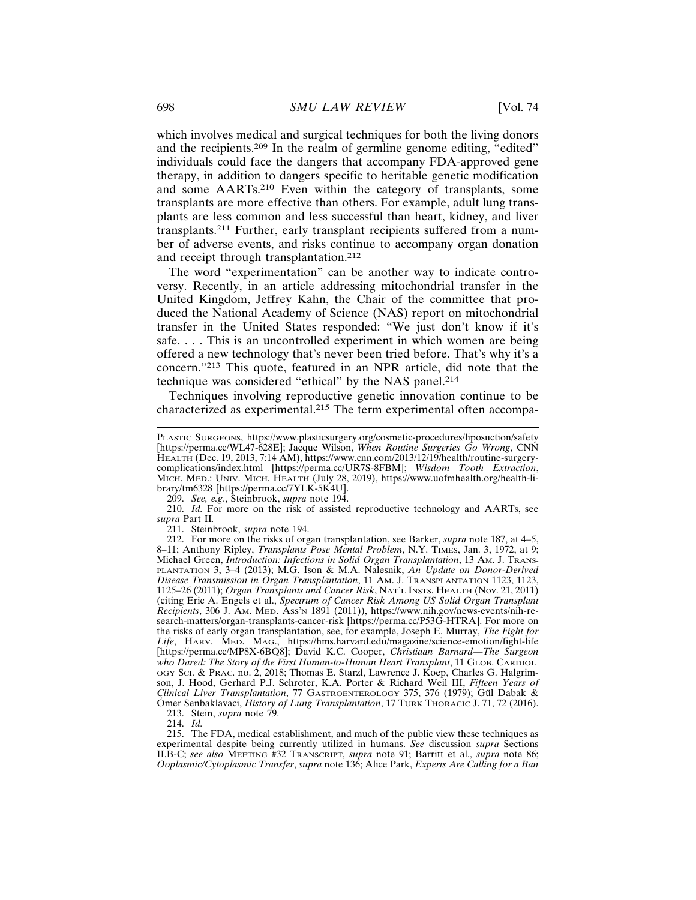which involves medical and surgical techniques for both the living donors and the recipients.[209] In the realm of germline genome editing, "edited" individuals could face the dangers that accompany FDA-approved gene therapy, in addition to dangers specific to heritable genetic modification and some AARTs.[210] Even within the category of transplants, some transplants are more effective than others. For example, adult lung transplants are less common and less successful than heart, kidney, and liver transplants.[211] Further, early transplant recipients suffered from a number of adverse events, and risks continue to accompany organ donation and receipt through transplantation.[212]

The word "experimentation" can be another way to indicate controversy. Recently, in an article addressing mitochondrial transfer in the United Kingdom, Jeffrey Kahn, the Chair of the committee that produced the National Academy of Science (NAS) report on mitochondrial transfer in the United States responded: "We just don't know if it's safe. . . . This is an uncontrolled experiment in which women are being offered a new technology that's never been tried before. That's why it's a concern."[213] This quote, featured in an NPR article, did note that the technique was considered "ethical" by the NAS panel.[214]

Techniques involving reproductive genetic innovation continue to be characterized as experimental.[215] The term experimental often accompa-

---

PLASTIC SURGEONS, https://www.plasticsurgery.org/cosmetic-procedures/liposuction/safety [https://perma.cc/WL47-628E]; Jacque Wilson, *When Routine Surgeries Go Wrong*, CNN HEALTH (Dec. 19, 2013, 7:14 AM), https://www.cnn.com/2013/12/19/health/routine-surgery-complications/index.html [https://perma.cc/UR7S-8FBM]; *Wisdom Tooth Extraction*, MICH. MED.: UNIV. MICH. HEALTH (July 28, 2019), https://www.uofmhealth.org/health-library/tm6328 [https://perma.cc/7YLK-5K4U].

209. *See, e.g.*, Steinbrook, *supra* note 194.

210. *Id.* For more on the risk of assisted reproductive technology and AARTs, see *supra* Part II.

211. Steinbrook, *supra* note 194.

212. For more on the risks of organ transplantation, see Barker, *supra* note 187, at 4–5, 8–11; Anthony Ripley, *Transplants Pose Mental Problem*, N.Y. TIMES, Jan. 3, 1972, at 9; Michael Green, *Introduction: Infections in Solid Organ Transplantation*, 13 AM. J. TRANSPLANTATION 3, 3–4 (2013); M.G. Ison & M.A. Nalesnik, *An Update on Donor-Derived Disease Transmission in Organ Transplantation*, 11 AM. J. TRANSPLANTATION 1123, 1123, 1125–26 (2011); *Organ Transplants and Cancer Risk*, NAT'L INSTS. HEALTH (Nov. 21, 2011) (citing Eric A. Engels et al., *Spectrum of Cancer Risk Among US Solid Organ Transplant Recipients*, 306 J. AM. MED. ASS'N 1891 (2011)), https://www.nih.gov/news-events/nih-research-matters/organ-transplants-cancer-risk [https://perma.cc/P53G-HTRA]. For more on the risks of early organ transplantation, see, for example, Joseph E. Murray, *The Fight for Life*, HARV. MED. MAG., https://hms.harvard.edu/magazine/science-emotion/fight-life [https://perma.cc/MP8X-6BQ8]; David K.C. Cooper, *Christiaan Barnard—The Surgeon who Dared: The Story of the First Human-to-Human Heart Transplant*, 11 GLOB. CARDIOLOGY SCI. & PRAC. no. 2, 2018; Thomas E. Starzl, Lawrence J. Koep, Charles G. Halgrimson, J. Hood, Gerhard P.J. Schroter, K.A. Porter & Richard Weil III, *Fifteen Years of Clinical Liver Transplantation*, 77 GASTROENTEROLOGY 375, 376 (1979); Gül Dabak & Ömer Senbaklavaci, *History of Lung Transplantation*, 17 TURK THORACIC J. 71, 72 (2016).

213. Stein, *supra* note 79.

214. *Id.*

215. The FDA, medical establishment, and much of the public view these techniques as experimental despite being currently utilized in humans. *See* discussion *supra* Sections II.B-C; *see also* MEETING #32 TRANSCRIPT, *supra* note 91; Barritt et al., *supra* note 86; *Ooplasmic/Cytoplasmic Transfer*, *supra* note 136; Alice Park, *Experts Are Calling for a Ban*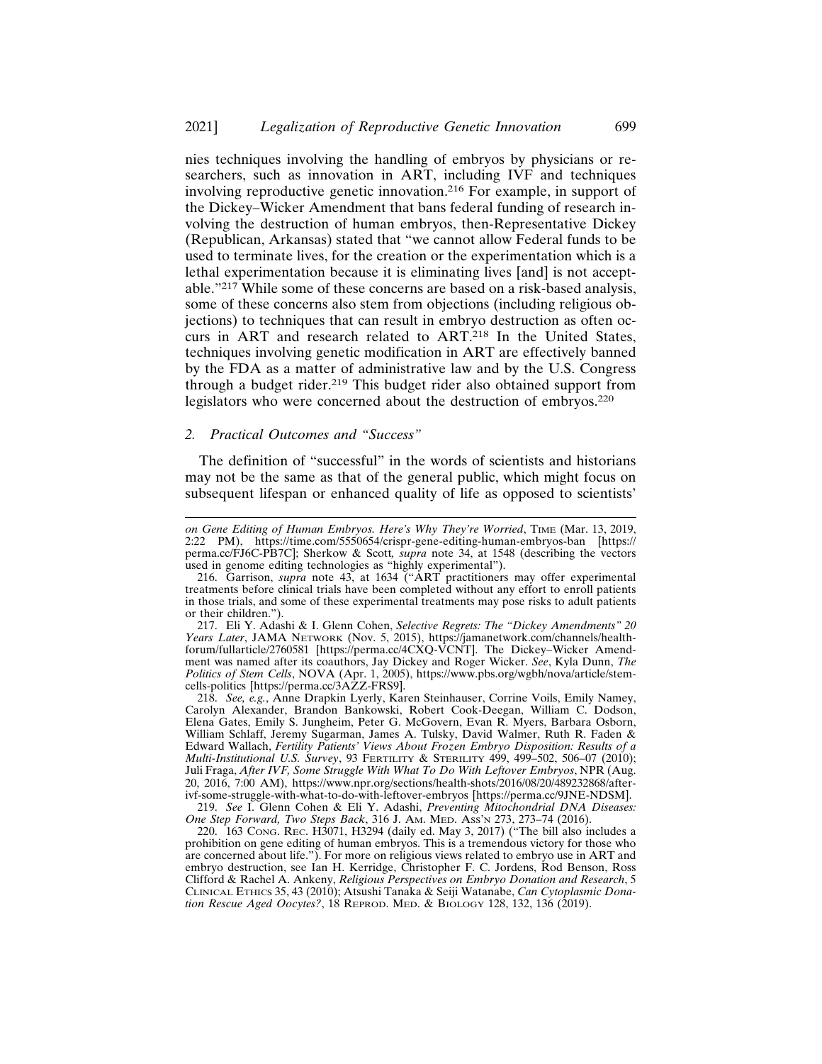nies techniques involving the handling of embryos by physicians or researchers, such as innovation in ART, including IVF and techniques involving reproductive genetic innovation.[216] For example, in support of the Dickey–Wicker Amendment that bans federal funding of research involving the destruction of human embryos, then-Representative Dickey (Republican, Arkansas) stated that "we cannot allow Federal funds to be used to terminate lives, for the creation or the experimentation which is a lethal experimentation because it is eliminating lives [and] is not acceptable."[217] While some of these concerns are based on a risk-based analysis, some of these concerns also stem from objections (including religious objections) to techniques that can result in embryo destruction as often occurs in ART and research related to ART.[218] In the United States, techniques involving genetic modification in ART are effectively banned by the FDA as a matter of administrative law and by the U.S. Congress through a budget rider.[219] This budget rider also obtained support from legislators who were concerned about the destruction of embryos.[220]

### *2. Practical Outcomes and "Success"*

The definition of "successful" in the words of scientists and historians may not be the same as that of the general public, which might focus on subsequent lifespan or enhanced quality of life as opposed to scientists'

---

*on Gene Editing of Human Embryos. Here's Why They're Worried*, TIME (Mar. 13, 2019, 2:22 PM), https://time.com/5550654/crispr-gene-editing-human-embryos-ban [https://perma.cc/FJ6C-PB7C]; Sherkow & Scott, *supra* note 34, at 1548 (describing the vectors used in genome editing technologies as "highly experimental").

216. Garrison, *supra* note 43, at 1634 ("ART practitioners may offer experimental treatments before clinical trials have been completed without any effort to enroll patients in those trials, and some of these experimental treatments may pose risks to adult patients or their children.").

217. Eli Y. Adashi & I. Glenn Cohen, *Selective Regrets: The "Dickey Amendments" 20 Years Later*, JAMA NETWORK (Nov. 5, 2015), https://jamanetwork.com/channels/health-forum/fullarticle/2760581 [https://perma.cc/4CXQ-VCNT]. The Dickey–Wicker Amendment was named after its coauthors, Jay Dickey and Roger Wicker. *See*, Kyla Dunn, *The Politics of Stem Cells*, NOVA (Apr. 1, 2005), https://www.pbs.org/wgbh/nova/article/stem-cells-politics [https://perma.cc/3AZZ-FRS9].

218. *See, e.g.*, Anne Drapkin Lyerly, Karen Steinhauser, Corrine Voils, Emily Namey, Carolyn Alexander, Brandon Bankowski, Robert Cook-Deegan, William C. Dodson, Elena Gates, Emily S. Jungheim, Peter G. McGovern, Evan R. Myers, Barbara Osborn, William Schlaff, Jeremy Sugarman, James A. Tulsky, David Walmer, Ruth R. Faden & Edward Wallach, *Fertility Patients' Views About Frozen Embryo Disposition: Results of a Multi-Institutional U.S. Survey*, 93 FERTILITY & STERILITY 499, 499–502, 506–07 (2010); Juli Fraga, *After IVF, Some Struggle With What To Do With Leftover Embryos*, NPR (Aug. 20, 2016, 7:00 AM), https://www.npr.org/sections/health-shots/2016/08/20/489232868/after-ivf-some-struggle-with-what-to-do-with-leftover-embryos [https://perma.cc/9JNE-NDSM].

219. *See* I. Glenn Cohen & Eli Y. Adashi, *Preventing Mitochondrial DNA Diseases: One Step Forward, Two Steps Back*, 316 J. AM. MED. ASS'N 273, 273–74 (2016).

220. 163 CONG. REC. H3071, H3294 (daily ed. May 3, 2017) ("The bill also includes a prohibition on gene editing of human embryos. This is a tremendous victory for those who are concerned about life."). For more on religious views related to embryo use in ART and embryo destruction, see Ian H. Kerridge, Christopher F. C. Jordens, Rod Benson, Ross Clifford & Rachel A. Ankeny, *Religious Perspectives on Embryo Donation and Research*, 5 CLINICAL ETHICS 35, 43 (2010); Atsushi Tanaka & Seiji Watanabe, *Can Cytoplasmic Donation Rescue Aged Oocytes?*, 18 REPROD. MED. & BIOLOGY 128, 132, 136 (2019).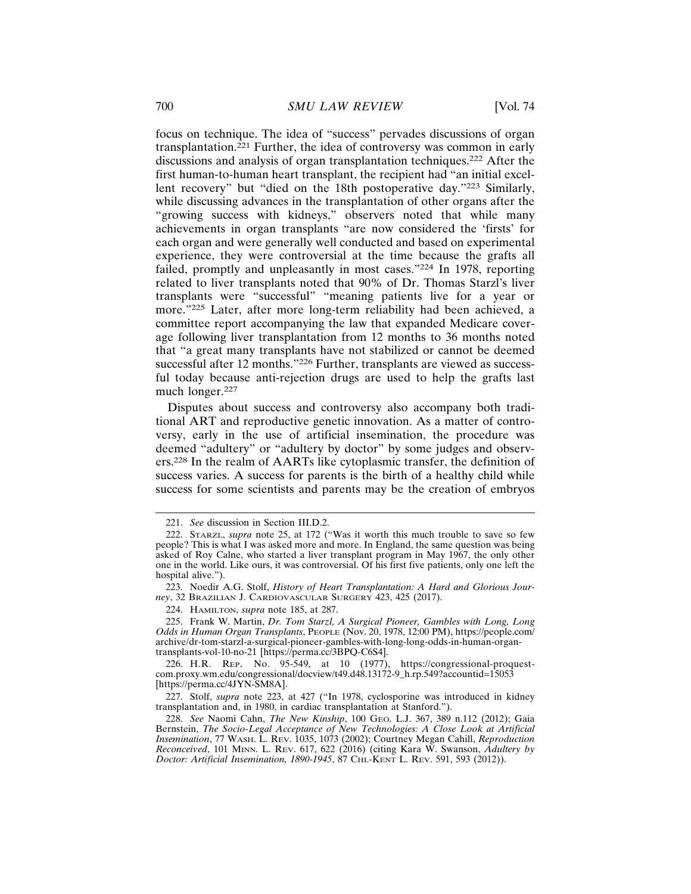focus on technique. The idea of "success" pervades discussions of organ transplantation.[221] Further, the idea of controversy was common in early discussions and analysis of organ transplantation techniques.[222] After the first human-to-human heart transplant, the recipient had "an initial excellent recovery" but "died on the 18th postoperative day."[223] Similarly, while discussing advances in the transplantation of other organs after the "growing success with kidneys," observers noted that while many achievements in organ transplants "are now considered the 'firsts' for each organ and were generally well conducted and based on experimental experience, they were controversial at the time because the grafts all failed, promptly and unpleasantly in most cases."[224] In 1978, reporting related to liver transplants noted that 90% of Dr. Thomas Starzl's liver transplants were "successful" "meaning patients live for a year or more."[225] Later, after more long-term reliability had been achieved, a committee report accompanying the law that expanded Medicare coverage following liver transplantation from 12 months to 36 months noted that "a great many transplants have not stabilized or cannot be deemed successful after 12 months."[226] Further, transplants are viewed as successful today because anti-rejection drugs are used to help the grafts last much longer.[227]

Disputes about success and controversy also accompany both traditional ART and reproductive genetic innovation. As a matter of controversy, early in the use of artificial insemination, the procedure was deemed "adultery" or "adultery by doctor" by some judges and observers.[228] In the realm of AARTs like cytoplasmic transfer, the definition of success varies. A success for parents is the birth of a healthy child while success for some scientists and parents may be the creation of embryos

---

221. *See* discussion in Section III.D.2.

222. STARZL, *supra* note 25, at 172 ("Was it worth this much trouble to save so few people? This is what I was asked more and more. In England, the same question was being asked of Roy Calne, who started a liver transplant program in May 1967, the only other one in the world. Like ours, it was controversial. Of his first five patients, only one left the hospital alive.").

223. Noedir A.G. Stolf, *History of Heart Transplantation: A Hard and Glorious Journey*, 32 BRAZILIAN J. CARDIOVASCULAR SURGERY 423, 425 (2017).

224. HAMILTON, *supra* note 185, at 287.

225. Frank W. Martin, *Dr. Tom Starzl, A Surgical Pioneer, Gambles with Long, Long Odds in Human Organ Transplants*, PEOPLE (Nov. 20, 1978, 12:00 PM), https://people.com/archive/dr-tom-starzl-a-surgical-pioneer-gambles-with-long-long-odds-in-human-organ-transplants-vol-10-no-21 [https://perma.cc/3BPQ-C6S4].

226. H.R. REP. No. 95-549, at 10 (1977), https://congressional-proquest-com.proxy.wm.edu/congressional/docview/t49.d48.13172-9_h.rp.549?accountid=15053 [https://perma.cc/4JYN-SM8A].

227. Stolf, *supra* note 223, at 427 ("In 1978, cyclosporine was introduced in kidney transplantation and, in 1980, in cardiac transplantation at Stanford.").

228. *See* Naomi Cahn, *The New Kinship*, 100 GEO. L.J. 367, 389 n.112 (2012); Gaia Bernstein, *The Socio-Legal Acceptance of New Technologies: A Close Look at Artificial Insemination*, 77 WASH. L. REV. 1035, 1073 (2002); Courtney Megan Cahill, *Reproduction Reconceived*, 101 MINN. L. REV. 617, 622 (2016) (citing Kara W. Swanson, *Adultery by Doctor: Artificial Insemination, 1890-1945*, 87 CHI.-KENT L. REV. 591, 593 (2012)).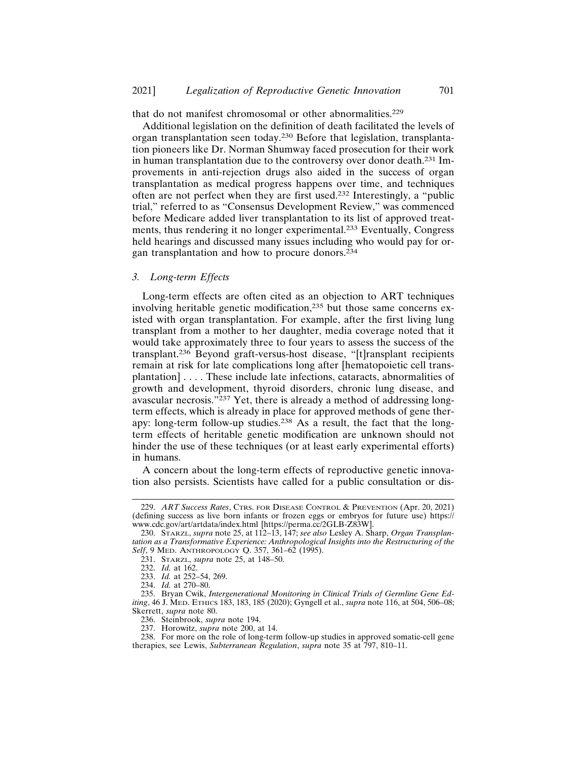that do not manifest chromosomal or other abnormalities.[229]

Additional legislation on the definition of death facilitated the levels of organ transplantation seen today.[230] Before that legislation, transplantation pioneers like Dr. Norman Shumway faced prosecution for their work in human transplantation due to the controversy over donor death.[231] Improvements in anti-rejection drugs also aided in the success of organ transplantation as medical progress happens over time, and techniques often are not perfect when they are first used.[232] Interestingly, a "public trial," referred to as "Consensus Development Review," was commenced before Medicare added liver transplantation to its list of approved treatments, thus rendering it no longer experimental.[233] Eventually, Congress held hearings and discussed many issues including who would pay for organ transplantation and how to procure donors.[234]

### 3. *Long-term Effects*

Long-term effects are often cited as an objection to ART techniques involving heritable genetic modification,[235] but those same concerns existed with organ transplantation. For example, after the first living lung transplant from a mother to her daughter, media coverage noted that it would take approximately three to four years to assess the success of the transplant.[236] Beyond graft-versus-host disease, "[t]ransplant recipients remain at risk for late complications long after [hematopoietic cell transplantation] . . . . These include late infections, cataracts, abnormalities of growth and development, thyroid disorders, chronic lung disease, and avascular necrosis."[237] Yet, there is already a method of addressing long-term effects, which is already in place for approved methods of gene therapy: long-term follow-up studies.[238] As a result, the fact that the long-term effects of heritable genetic modification are unknown should not hinder the use of these techniques (or at least early experimental efforts) in humans.

A concern about the long-term effects of reproductive genetic innovation also persists. Scientists have called for a public consultation or dis-

---

229. *ART Success Rates*, CTRS. FOR DISEASE CONTROL & PREVENTION (Apr. 20, 2021) (defining success as live born infants or frozen eggs or embryos for future use) https://www.cdc.gov/art/artdata/index.html [https://perma.cc/2GLB-Z83W].

230. STARZL, *supra* note 25, at 112–13, 147; *see also* Lesley A. Sharp, *Organ Transplantation as a Transformative Experience: Anthropological Insights into the Restructuring of the Self*, 9 MED. ANTHROPOLOGY Q. 357, 361–62 (1995).

231. STARZL, *supra* note 25, at 148–50.

232. *Id.* at 162.

233. *Id.* at 252–54, 269.

234. *Id.* at 270–80.

235. Bryan Cwik, *Intergenerational Monitoring in Clinical Trials of Germline Gene Editing*, 46 J. MED. ETHICS 183, 183, 185 (2020); Gyngell et al., *supra* note 116, at 504, 506–08; Skerrett, *supra* note 80.

236. Steinbrook, *supra* note 194.

237. Horowitz, *supra* note 200, at 14.

238. For more on the role of long-term follow-up studies in approved somatic-cell gene therapies, see Lewis, *Subterranean Regulation*, *supra* note 35 at 797, 810–11.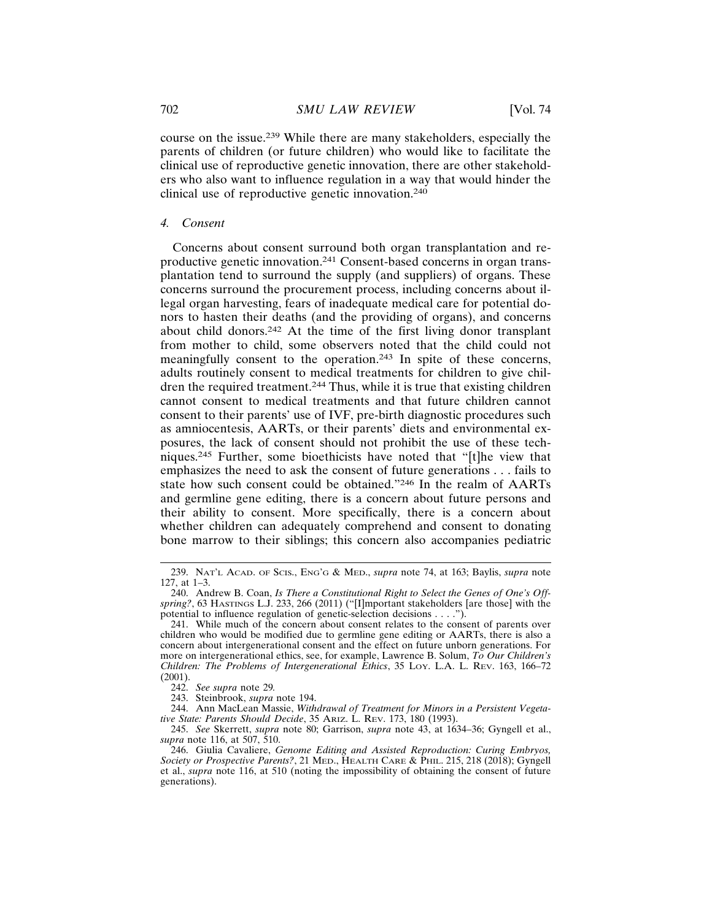course on the issue.[239] While there are many stakeholders, especially the parents of children (or future children) who would like to facilitate the clinical use of reproductive genetic innovation, there are other stakeholders who also want to influence regulation in a way that would hinder the clinical use of reproductive genetic innovation.[240]

#### *4. Consent*

Concerns about consent surround both organ transplantation and reproductive genetic innovation.[241] Consent-based concerns in organ transplantation tend to surround the supply (and suppliers) of organs. These concerns surround the procurement process, including concerns about illegal organ harvesting, fears of inadequate medical care for potential donors to hasten their deaths (and the providing of organs), and concerns about child donors.[242] At the time of the first living donor transplant from mother to child, some observers noted that the child could not meaningfully consent to the operation.[243] In spite of these concerns, adults routinely consent to medical treatments for children to give children the required treatment.[244] Thus, while it is true that existing children cannot consent to medical treatments and that future children cannot consent to their parents' use of IVF, pre-birth diagnostic procedures such as amniocentesis, AARTs, or their parents' diets and environmental exposures, the lack of consent should not prohibit the use of these techniques.[245] Further, some bioethicists have noted that "[t]he view that emphasizes the need to ask the consent of future generations . . . fails to state how such consent could be obtained."[246] In the realm of AARTs and germline gene editing, there is a concern about future persons and their ability to consent. More specifically, there is a concern about whether children can adequately comprehend and consent to donating bone marrow to their siblings; this concern also accompanies pediatric

---

239. Nat'l Acad. of Scis., Eng'g & Med., *supra* note 74, at 163; Baylis, *supra* note 127, at 1–3.

240. Andrew B. Coan, *Is There a Constitutional Right to Select the Genes of One's Offspring?*, 63 Hastings L.J. 233, 266 (2011) ("[I]mportant stakeholders [are those] with the potential to influence regulation of genetic-selection decisions . . . .").

241. While much of the concern about consent relates to the consent of parents over children who would be modified due to germline gene editing or AARTs, there is also a concern about intergenerational consent and the effect on future unborn generations. For more on intergenerational ethics, see, for example, Lawrence B. Solum, *To Our Children's Children: The Problems of Intergenerational Ethics*, 35 Loy. L.A. L. Rev. 163, 166–72 (2001).

242. *See supra* note 29.

243. Steinbrook, *supra* note 194.

244. Ann MacLean Massie, *Withdrawal of Treatment for Minors in a Persistent Vegetative State: Parents Should Decide*, 35 Ariz. L. Rev. 173, 180 (1993).

245. *See* Skerrett, *supra* note 80; Garrison, *supra* note 43, at 1634–36; Gyngell et al., *supra* note 116, at 507, 510.

246. Giulia Cavaliere, *Genome Editing and Assisted Reproduction: Curing Embryos, Society or Prospective Parents?*, 21 Med., Health Care & Phil. 215, 218 (2018); Gyngell et al., *supra* note 116, at 510 (noting the impossibility of obtaining the consent of future generations).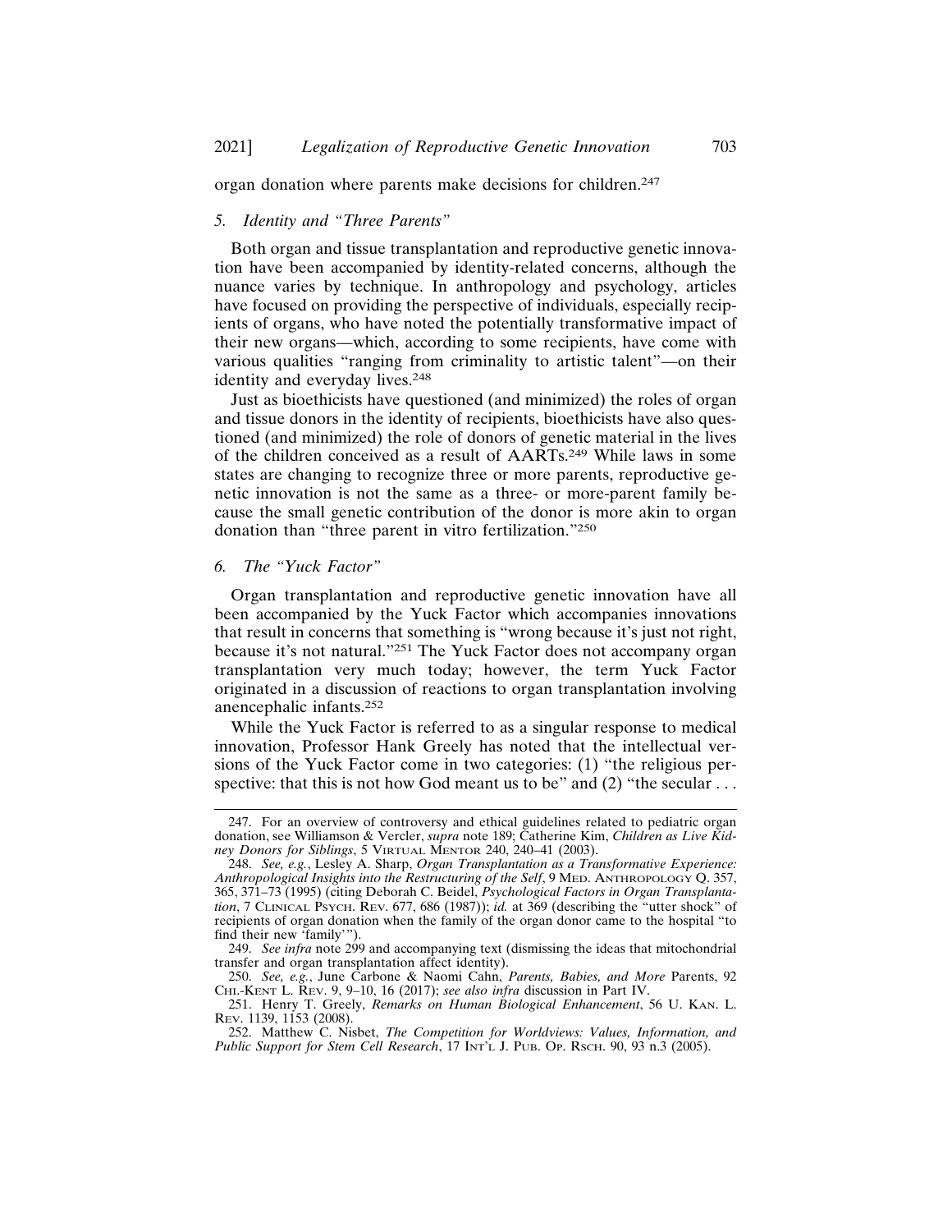organ donation where parents make decisions for children.[247]

### 5. *Identity and "Three Parents"*

Both organ and tissue transplantation and reproductive genetic innovation have been accompanied by identity-related concerns, although the nuance varies by technique. In anthropology and psychology, articles have focused on providing the perspective of individuals, especially recipients of organs, who have noted the potentially transformative impact of their new organs—which, according to some recipients, have come with various qualities "ranging from criminality to artistic talent"—on their identity and everyday lives.[248]

Just as bioethicists have questioned (and minimized) the roles of organ and tissue donors in the identity of recipients, bioethicists have also questioned (and minimized) the role of donors of genetic material in the lives of the children conceived as a result of AARTs.[249] While laws in some states are changing to recognize three or more parents, reproductive genetic innovation is not the same as a three- or more-parent family because the small genetic contribution of the donor is more akin to organ donation than "three parent in vitro fertilization."[250]

### 6. *The "Yuck Factor"*

Organ transplantation and reproductive genetic innovation have all been accompanied by the Yuck Factor which accompanies innovations that result in concerns that something is "wrong because it's just not right, because it's not natural."[251] The Yuck Factor does not accompany organ transplantation very much today; however, the term Yuck Factor originated in a discussion of reactions to organ transplantation involving anencephalic infants.[252]

While the Yuck Factor is referred to as a singular response to medical innovation, Professor Hank Greely has noted that the intellectual versions of the Yuck Factor come in two categories: (1) "the religious perspective: that this is not how God meant us to be" and (2) "the secular . . .

---

247. For an overview of controversy and ethical guidelines related to pediatric organ donation, see Williamson & Vercler, *supra* note 189; Catherine Kim, *Children as Live Kidney Donors for Siblings*, 5 VIRTUAL MENTOR 240, 240–41 (2003).

248. *See, e.g.*, Lesley A. Sharp, *Organ Transplantation as a Transformative Experience: Anthropological Insights into the Restructuring of the Self*, 9 MED. ANTHROPOLOGY Q. 357, 365, 371–73 (1995) (citing Deborah C. Beidel, *Psychological Factors in Organ Transplantation*, 7 CLINICAL PSYCH. REV. 677, 686 (1987)); *id.* at 369 (describing the "utter shock" of recipients of organ donation when the family of the organ donor came to the hospital "to find their new 'family'").

249. *See infra* note 299 and accompanying text (dismissing the ideas that mitochondrial transfer and organ transplantation affect identity).

250. *See, e.g.*, June Carbone & Naomi Cahn, *Parents, Babies, and More* Parents, 92 CHI.-KENT L. REV. 9, 9–10, 16 (2017); *see also infra* discussion in Part IV.

251. Henry T. Greely, *Remarks on Human Biological Enhancement*, 56 U. KAN. L. REV. 1139, 1153 (2008).

252. Matthew C. Nisbet, *The Competition for Worldviews: Values, Information, and Public Support for Stem Cell Research*, 17 INT'L J. PUB. OP. RSCH. 90, 93 n.3 (2005).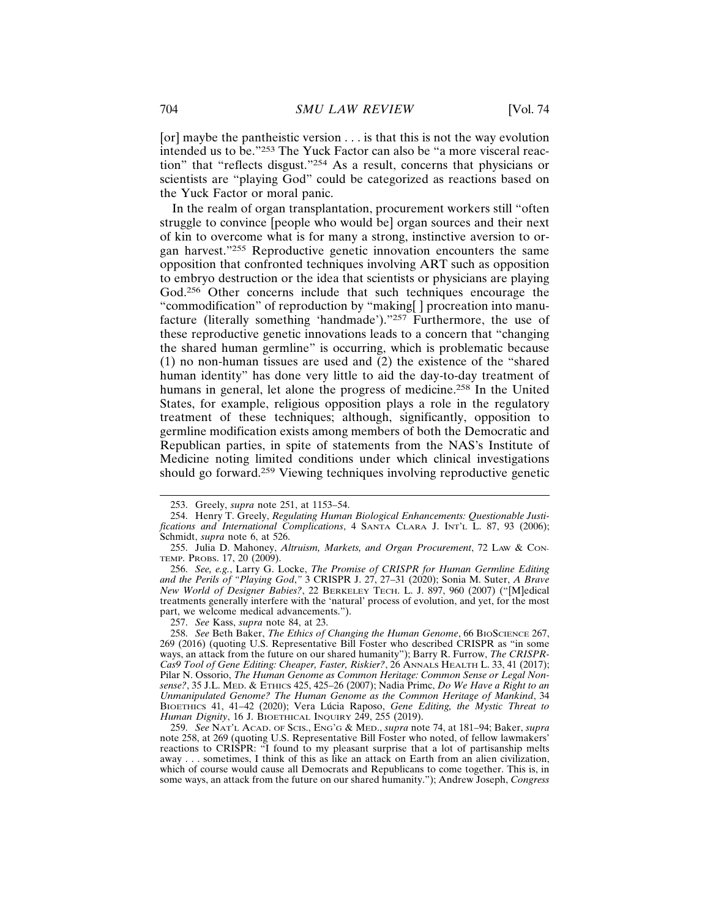[or] maybe the pantheistic version . . . is that this is not the way evolution intended us to be."[253] The Yuck Factor can also be "a more visceral reaction" that "reflects disgust."[254] As a result, concerns that physicians or scientists are "playing God" could be categorized as reactions based on the Yuck Factor or moral panic.

In the realm of organ transplantation, procurement workers still "often struggle to convince [people who would be] organ sources and their next of kin to overcome what is for many a strong, instinctive aversion to organ harvest."[255] Reproductive genetic innovation encounters the same opposition that confronted techniques involving ART such as opposition to embryo destruction or the idea that scientists or physicians are playing God.[256] Other concerns include that such techniques encourage the "commodification" of reproduction by "making[ ] procreation into manufacture (literally something 'handmade')."[257] Furthermore, the use of these reproductive genetic innovations leads to a concern that "changing the shared human germline" is occurring, which is problematic because (1) no non-human tissues are used and (2) the existence of the "shared human identity" has done very little to aid the day-to-day treatment of humans in general, let alone the progress of medicine.[258] In the United States, for example, religious opposition plays a role in the regulatory treatment of these techniques; although, significantly, opposition to germline modification exists among members of both the Democratic and Republican parties, in spite of statements from the NAS's Institute of Medicine noting limited conditions under which clinical investigations should go forward.[259] Viewing techniques involving reproductive genetic

---

253. Greely, *supra* note 251, at 1153–54.

254. Henry T. Greely, *Regulating Human Biological Enhancements: Questionable Justifications and International Complications*, 4 SANTA CLARA J. INT'L L. 87, 93 (2006); Schmidt, *supra* note 6, at 526.

255. Julia D. Mahoney, *Altruism, Markets, and Organ Procurement*, 72 LAW & CONTEMP. PROBS. 17, 20 (2009).

256. *See, e.g.*, Larry G. Locke, *The Promise of CRISPR for Human Germline Editing and the Perils of "Playing God,"* 3 CRISPR J. 27, 27–31 (2020); Sonia M. Suter, *A Brave New World of Designer Babies?*, 22 BERKELEY TECH. L. J. 897, 960 (2007) ("[M]edical treatments generally interfere with the 'natural' process of evolution, and yet, for the most part, we welcome medical advancements.").

257. *See* Kass, *supra* note 84, at 23.

258. *See* Beth Baker, *The Ethics of Changing the Human Genome*, 66 BIOSCIENCE 267, 269 (2016) (quoting U.S. Representative Bill Foster who described CRISPR as "in some ways, an attack from the future on our shared humanity"); Barry R. Furrow, *The CRISPR-Cas9 Tool of Gene Editing: Cheaper, Faster, Riskier?*, 26 ANNALS HEALTH L. 33, 41 (2017); Pilar N. Ossorio, *The Human Genome as Common Heritage: Common Sense or Legal Nonsense?*, 35 J.L. MED. & ETHICS 425, 425–26 (2007); Nadia Primc, *Do We Have a Right to an Unmanipulated Genome? The Human Genome as the Common Heritage of Mankind*, 34 BIOETHICS 41, 41–42 (2020); Vera Lúcia Raposo, *Gene Editing, the Mystic Threat to Human Dignity*, 16 J. BIOETHICAL INQUIRY 249, 255 (2019).

259. *See* NAT'L ACAD. OF SCIS., ENG'G & MED., *supra* note 74, at 181–94; Baker, *supra* note 258, at 269 (quoting U.S. Representative Bill Foster who noted, of fellow lawmakers' reactions to CRISPR: "I found to my pleasant surprise that a lot of partisanship melts away . . . sometimes, I think of this as like an attack on Earth from an alien civilization, which of course would cause all Democrats and Republicans to come together. This is, in some ways, an attack from the future on our shared humanity."); Andrew Joseph, *Congress*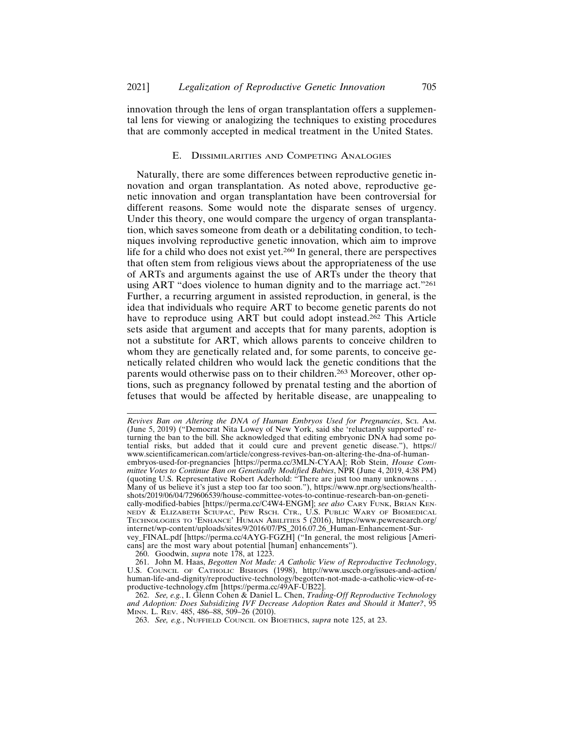innovation through the lens of organ transplantation offers a supplemental lens for viewing or analogizing the techniques to existing procedures that are commonly accepted in medical treatment in the United States.

### E. Dissimilarities and Competing Analogies

Naturally, there are some differences between reproductive genetic innovation and organ transplantation. As noted above, reproductive genetic innovation and organ transplantation have been controversial for different reasons. Some would note the disparate senses of urgency. Under this theory, one would compare the urgency of organ transplantation, which saves someone from death or a debilitating condition, to techniques involving reproductive genetic innovation, which aim to improve life for a child who does not exist yet.[260] In general, there are perspectives that often stem from religious views about the appropriateness of the use of ARTs and arguments against the use of ARTs under the theory that using ART "does violence to human dignity and to the marriage act."[261] Further, a recurring argument in assisted reproduction, in general, is the idea that individuals who require ART to become genetic parents do not have to reproduce using ART but could adopt instead.[262] This Article sets aside that argument and accepts that for many parents, adoption is not a substitute for ART, which allows parents to conceive children to whom they are genetically related and, for some parents, to conceive genetically related children who would lack the genetic conditions that the parents would otherwise pass on to their children.[263] Moreover, other options, such as pregnancy followed by prenatal testing and the abortion of fetuses that would be affected by heritable disease, are unappealing to

---

*Revives Ban on Altering the DNA of Human Embryos Used for Pregnancies*, Sci. Am. (June 5, 2019) ("Democrat Nita Lowey of New York, said she 'reluctantly supported' returning the ban to the bill. She acknowledged that editing embryonic DNA had some potential risks, but added that it could cure and prevent genetic disease."), https://www.scientificamerican.com/article/congress-revives-ban-on-altering-the-dna-of-human-embryos-used-for-pregnancies [https://perma.cc/3MLN-CYAA]; Rob Stein, *House Committee Votes to Continue Ban on Genetically Modified Babies*, NPR (June 4, 2019, 4:38 PM) (quoting U.S. Representative Robert Aderhold: "There are just too many unknowns . . . . Many of us believe it's just a step too far too soon."), https://www.npr.org/sections/health-shots/2019/06/04/729606539/house-committee-votes-to-continue-research-ban-on-genetically-modified-babies [https://perma.cc/C4W4-ENGM]; *see also* Cary Funk, Brian Kennedy & Elizabeth Sciupac, Pew Rsch. Ctr., U.S. Public Wary of Biomedical Technologies to 'Enhance' Human Abilities 5 (2016), https://www.pewresearch.org/internet/wp-content/uploads/sites/9/2016/07/PS_2016.07.26_Human-Enhancement-Survey_FINAL.pdf [https://perma.cc/4AYG-FGZH] ("In general, the most religious [Americans] are the most wary about potential [human] enhancements").

260. Goodwin, *supra* note 178, at 1223.

261. John M. Haas, *Begotten Not Made: A Catholic View of Reproductive Technology*, U.S. Council of Catholic Bishops (1998), http://www.usccb.org/issues-and-action/human-life-and-dignity/reproductive-technology/begotten-not-made-a-catholic-view-of-reproductive-technology.cfm [https://perma.cc/49AF-UB22].

262. *See, e.g.*, I. Glenn Cohen & Daniel L. Chen, *Trading-Off Reproductive Technology and Adoption: Does Subsidizing IVF Decrease Adoption Rates and Should it Matter?*, 95 Minn. L. Rev. 485, 486–88, 509–26 (2010).

263. *See, e.g.*, Nuffield Council on Bioethics, *supra* note 125, at 23.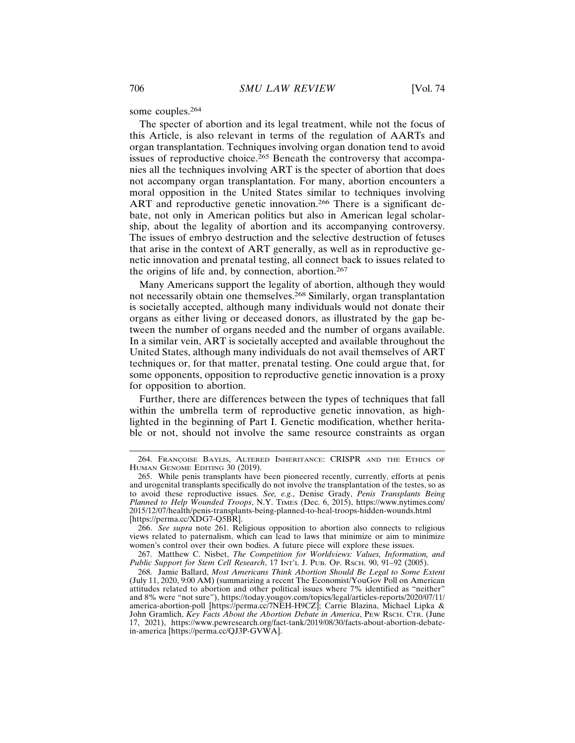some couples.[264]

The specter of abortion and its legal treatment, while not the focus of this Article, is also relevant in terms of the regulation of AARTs and organ transplantation. Techniques involving organ donation tend to avoid issues of reproductive choice.[265] Beneath the controversy that accompanies all the techniques involving ART is the specter of abortion that does not accompany organ transplantation. For many, abortion encounters a moral opposition in the United States similar to techniques involving ART and reproductive genetic innovation.[266] There is a significant debate, not only in American politics but also in American legal scholarship, about the legality of abortion and its accompanying controversy. The issues of embryo destruction and the selective destruction of fetuses that arise in the context of ART generally, as well as in reproductive genetic innovation and prenatal testing, all connect back to issues related to the origins of life and, by connection, abortion.[267]

Many Americans support the legality of abortion, although they would not necessarily obtain one themselves.[268] Similarly, organ transplantation is societally accepted, although many individuals would not donate their organs as either living or deceased donors, as illustrated by the gap between the number of organs needed and the number of organs available. In a similar vein, ART is societally accepted and available throughout the United States, although many individuals do not avail themselves of ART techniques or, for that matter, prenatal testing. One could argue that, for some opponents, opposition to reproductive genetic innovation is a proxy for opposition to abortion.

Further, there are differences between the types of techniques that fall within the umbrella term of reproductive genetic innovation, as highlighted in the beginning of Part I. Genetic modification, whether heritable or not, should not involve the same resource constraints as organ

264. Françoise Baylis, Altered Inheritance: CRISPR and the Ethics of Human Genome Editing 30 (2019).

265. While penis transplants have been pioneered recently, currently, efforts at penis and urogenital transplants specifically do not involve the transplantation of the testes, so as to avoid these reproductive issues. *See, e.g.*, Denise Grady, *Penis Transplants Being Planned to Help Wounded Troops*, N.Y. Times (Dec. 6, 2015), https://www.nytimes.com/2015/12/07/health/penis-transplants-being-planned-to-heal-troops-hidden-wounds.html [https://perma.cc/XDG7-Q5BR].

266. *See supra* note 261. Religious opposition to abortion also connects to religious views related to paternalism, which can lead to laws that minimize or aim to minimize women's control over their own bodies. A future piece will explore these issues.

267. Matthew C. Nisbet, *The Competition for Worldviews: Values, Information, and Public Support for Stem Cell Research*, 17 Int'l J. Pub. Op. Rsch. 90, 91–92 (2005).

268. Jamie Ballard, *Most Americans Think Abortion Should Be Legal to Some Extent* (July 11, 2020, 9:00 AM) (summarizing a recent The Economist/YouGov Poll on American attitudes related to abortion and other political issues where 7% identified as "neither" and 8% were "not sure"), https://today.yougov.com/topics/legal/articles-reports/2020/07/11/america-abortion-poll [https://perma.cc/7NEH-H9CZ]; Carrie Blazina, Michael Lipka & John Gramlich, *Key Facts About the Abortion Debate in America*, Pew Rsch. Ctr. (June 17, 2021), https://www.pewresearch.org/fact-tank/2019/08/30/facts-about-abortion-debate-in-america [https://perma.cc/QJ3P-GVWA].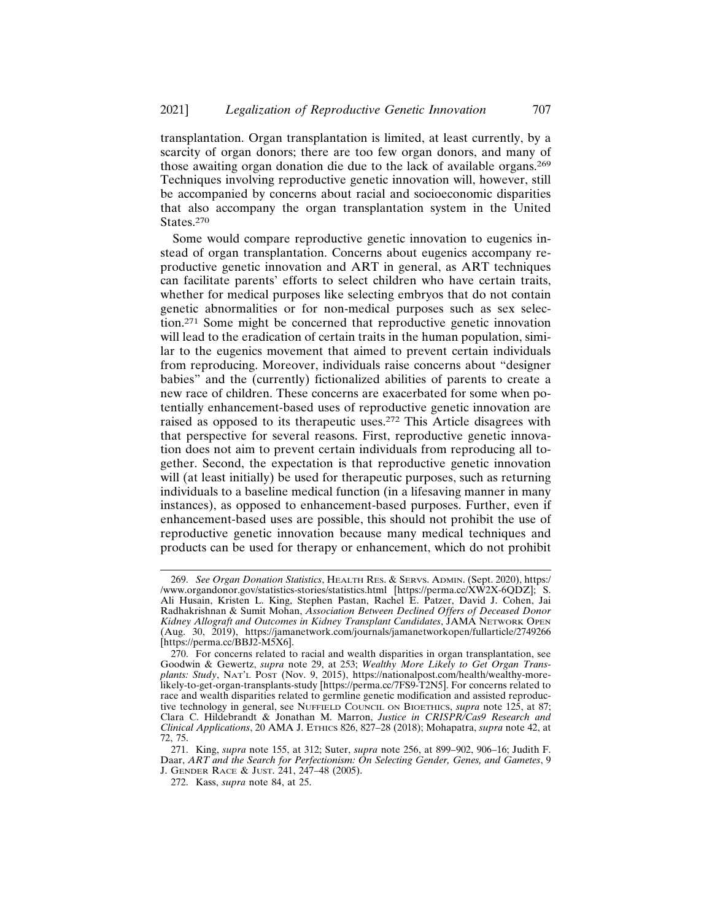transplantation. Organ transplantation is limited, at least currently, by a scarcity of organ donors; there are too few organ donors, and many of those awaiting organ donation die due to the lack of available organs.[269] Techniques involving reproductive genetic innovation will, however, still be accompanied by concerns about racial and socioeconomic disparities that also accompany the organ transplantation system in the United States.[270]

Some would compare reproductive genetic innovation to eugenics instead of organ transplantation. Concerns about eugenics accompany reproductive genetic innovation and ART in general, as ART techniques can facilitate parents' efforts to select children who have certain traits, whether for medical purposes like selecting embryos that do not contain genetic abnormalities or for non-medical purposes such as sex selection.[271] Some might be concerned that reproductive genetic innovation will lead to the eradication of certain traits in the human population, similar to the eugenics movement that aimed to prevent certain individuals from reproducing. Moreover, individuals raise concerns about "designer babies" and the (currently) fictionalized abilities of parents to create a new race of children. These concerns are exacerbated for some when potentially enhancement-based uses of reproductive genetic innovation are raised as opposed to its therapeutic uses.[272] This Article disagrees with that perspective for several reasons. First, reproductive genetic innovation does not aim to prevent certain individuals from reproducing all together. Second, the expectation is that reproductive genetic innovation will (at least initially) be used for therapeutic purposes, such as returning individuals to a baseline medical function (in a lifesaving manner in many instances), as opposed to enhancement-based purposes. Further, even if enhancement-based uses are possible, this should not prohibit the use of reproductive genetic innovation because many medical techniques and products can be used for therapy or enhancement, which do not prohibit

---

269. *See Organ Donation Statistics*, HEALTH RES. & SERVS. ADMIN. (Sept. 2020), https://www.organdonor.gov/statistics-stories/statistics.html [https://perma.cc/XW2X-6QDZ]; S. Ali Husain, Kristen L. King, Stephen Pastan, Rachel E. Patzer, David J. Cohen, Jai Radhakrishnan & Sumit Mohan, *Association Between Declined Offers of Deceased Donor Kidney Allograft and Outcomes in Kidney Transplant Candidates*, JAMA NETWORK OPEN (Aug. 30, 2019), https://jamanetwork.com/journals/jamanetworkopen/fullarticle/2749266 [https://perma.cc/BBJ2-M5X6].

270. For concerns related to racial and wealth disparities in organ transplantation, see Goodwin & Gewertz, *supra* note 29, at 253; *Wealthy More Likely to Get Organ Transplants: Study*, NAT'L POST (Nov. 9, 2015), https://nationalpost.com/health/wealthy-more-likely-to-get-organ-transplants-study [https://perma.cc/7FS9-T2N5]. For concerns related to race and wealth disparities related to germline genetic modification and assisted reproductive technology in general, see NUFFIELD COUNCIL ON BIOETHICS, *supra* note 125, at 87; Clara C. Hildebrandt & Jonathan M. Marron, *Justice in CRISPR/Cas9 Research and Clinical Applications*, 20 AMA J. ETHICS 826, 827–28 (2018); Mohapatra, *supra* note 42, at 72, 75.

271. King, *supra* note 155, at 312; Suter, *supra* note 256, at 899–902, 906–16; Judith F. Daar, *ART and the Search for Perfectionism: On Selecting Gender, Genes, and Gametes*, 9 J. GENDER RACE & JUST. 241, 247–48 (2005).

272. Kass, *supra* note 84, at 25.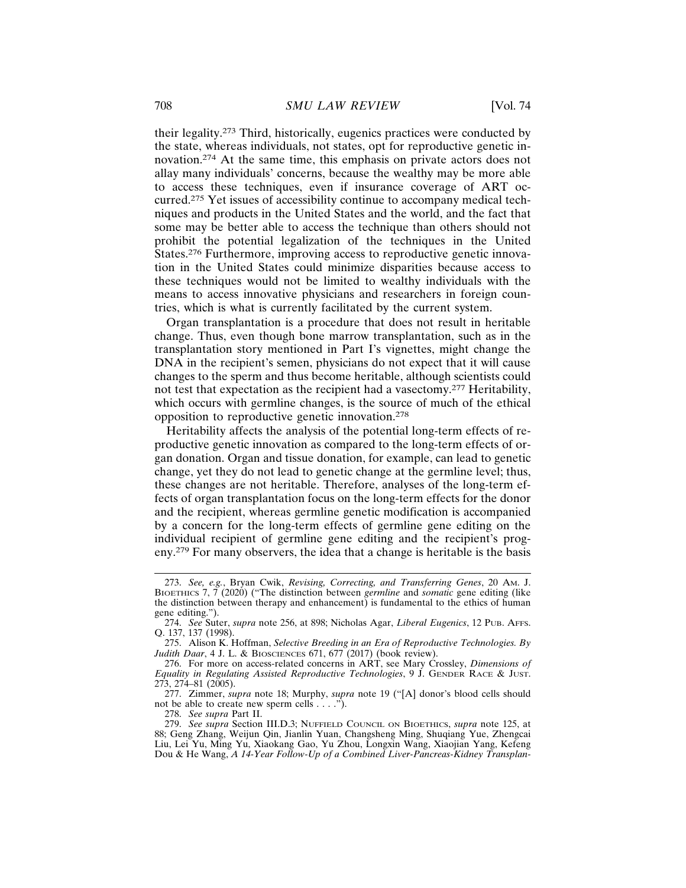their legality.[273] Third, historically, eugenics practices were conducted by the state, whereas individuals, not states, opt for reproductive genetic innovation.[274] At the same time, this emphasis on private actors does not allay many individuals' concerns, because the wealthy may be more able to access these techniques, even if insurance coverage of ART occurred.[275] Yet issues of accessibility continue to accompany medical techniques and products in the United States and the world, and the fact that some may be better able to access the technique than others should not prohibit the potential legalization of the techniques in the United States.[276] Furthermore, improving access to reproductive genetic innovation in the United States could minimize disparities because access to these techniques would not be limited to wealthy individuals with the means to access innovative physicians and researchers in foreign countries, which is what is currently facilitated by the current system.

Organ transplantation is a procedure that does not result in heritable change. Thus, even though bone marrow transplantation, such as in the transplantation story mentioned in Part I's vignettes, might change the DNA in the recipient's semen, physicians do not expect that it will cause changes to the sperm and thus become heritable, although scientists could not test that expectation as the recipient had a vasectomy.[277] Heritability, which occurs with germline changes, is the source of much of the ethical opposition to reproductive genetic innovation.[278]

Heritability affects the analysis of the potential long-term effects of reproductive genetic innovation as compared to the long-term effects of organ donation. Organ and tissue donation, for example, can lead to genetic change, yet they do not lead to genetic change at the germline level; thus, these changes are not heritable. Therefore, analyses of the long-term effects of organ transplantation focus on the long-term effects for the donor and the recipient, whereas germline genetic modification is accompanied by a concern for the long-term effects of germline gene editing on the individual recipient of germline gene editing and the recipient's progeny.[279] For many observers, the idea that a change is heritable is the basis

273. *See, e.g.*, Bryan Cwik, *Revising, Correcting, and Transferring Genes*, 20 AM. J. BIOETHICS 7, 7 (2020) ("The distinction between *germline* and *somatic* gene editing (like the distinction between therapy and enhancement) is fundamental to the ethics of human gene editing.").

274. *See* Suter, *supra* note 256, at 898; Nicholas Agar, *Liberal Eugenics*, 12 PUB. AFFS. Q. 137, 137 (1998).

275. Alison K. Hoffman, *Selective Breeding in an Era of Reproductive Technologies. By Judith Daar*, 4 J. L. & BIOSCIENCES 671, 677 (2017) (book review).

276. For more on access-related concerns in ART, see Mary Crossley, *Dimensions of Equality in Regulating Assisted Reproductive Technologies*, 9 J. GENDER RACE & JUST. 273, 274–81 (2005).

277. Zimmer, *supra* note 18; Murphy, *supra* note 19 ("[A] donor's blood cells should not be able to create new sperm cells . . . .").

278. *See supra* Part II.

279. *See supra* Section III.D.3; NUFFIELD COUNCIL ON BIOETHICS, *supra* note 125, at 88; Geng Zhang, Weijun Qin, Jianlin Yuan, Changsheng Ming, Shuqiang Yue, Zhengcai Liu, Lei Yu, Ming Yu, Xiaokang Gao, Yu Zhou, Longxin Wang, Xiaojian Yang, Kefeng Dou & He Wang, *A 14-Year Follow-Up of a Combined Liver-Pancreas-Kidney Transplan-*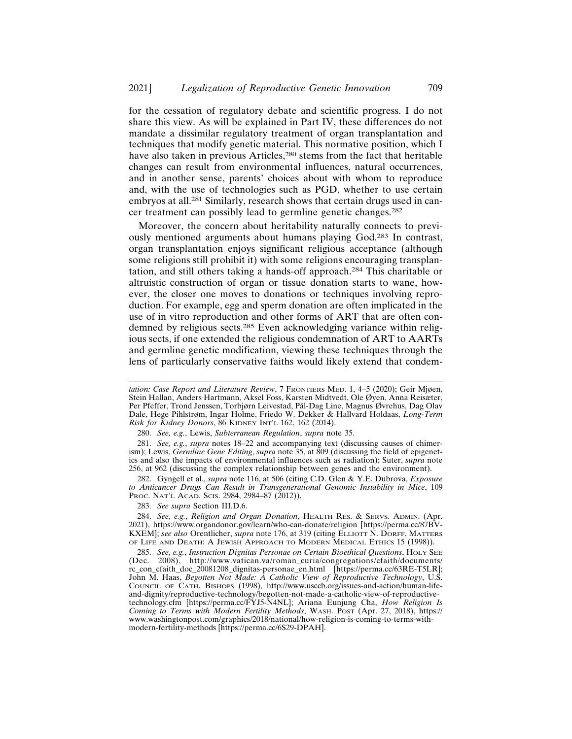for the cessation of regulatory debate and scientific progress. I do not share this view. As will be explained in Part IV, these differences do not mandate a dissimilar regulatory treatment of organ transplantation and techniques that modify genetic material. This normative position, which I have also taken in previous Articles,[280] stems from the fact that heritable changes can result from environmental influences, natural occurrences, and in another sense, parents' choices about with whom to reproduce and, with the use of technologies such as PGD, whether to use certain embryos at all.[281] Similarly, research shows that certain drugs used in cancer treatment can possibly lead to germline genetic changes.[282]

Moreover, the concern about heritability naturally connects to previously mentioned arguments about humans playing God.[283] In contrast, organ transplantation enjoys significant religious acceptance (although some religions still prohibit it) with some religions encouraging transplantation, and still others taking a hands-off approach.[284] This charitable or altruistic construction of organ or tissue donation starts to wane, however, the closer one moves to donations or techniques involving reproduction. For example, egg and sperm donation are often implicated in the use of in vitro reproduction and other forms of ART that are often condemned by religious sects.[285] Even acknowledging variance within religious sects, if one extended the religious condemnation of ART to AARTs and germline genetic modification, viewing these techniques through the lens of particularly conservative faiths would likely extend that condem-

---

*tation: Case Report and Literature Review*, 7 FRONTIERS MED. 1, 4–5 (2020); Geir Mjøen, Stein Hallan, Anders Hartmann, Aksel Foss, Karsten Midtvedt, Ole Øyen, Anna Reisæter, Per Pfeffer, Trond Jenssen, Torbjørn Leivestad, Pål-Dag Line, Magnus Øvrehus, Dag Olav Dale, Hege Pihlstrøm, Ingar Holme, Friedo W. Dekker & Hallvard Holdaas, *Long-Term Risk for Kidney Donors*, 86 KIDNEY INT'L 162, 162 (2014).

280. *See, e.g.*, Lewis, *Subterranean Regulation*, *supra* note 35.

281. *See, e.g.*, *supra* notes 18–22 and accompanying text (discussing causes of chimerism); Lewis, *Germline Gene Editing*, *supra* note 35, at 809 (discussing the field of epigenetics and also the impacts of environmental influences such as radiation); Suter, *supra* note 256, at 962 (discussing the complex relationship between genes and the environment).

282. Gyngell et al., *supra* note 116, at 506 (citing C.D. Glen & Y.E. Dubrova, *Exposure to Anticancer Drugs Can Result in Transgenerational Genomic Instability in Mice*, 109 PROC. NAT'L ACAD. SCIS. 2984, 2984–87 (2012)).

283. *See supra* Section III.D.6.

284. *See, e.g.*, *Religion and Organ Donation*, HEALTH RES. & SERVS. ADMIN. (Apr. 2021), https://www.organdonor.gov/learn/who-can-donate/religion [https://perma.cc/87BV-KXEM]; *see also* Orentlicher, *supra* note 176, at 319 (citing ELLIOTT N. DORFF, MATTERS OF LIFE AND DEATH: A JEWISH APPROACH TO MODERN MEDICAL ETHICS 15 (1998)).

285. *See, e.g.*, *Instruction Dignitas Personae on Certain Bioethical Questions*, HOLY SEE (Dec. 2008), http://www.vatican.va/roman_curia/congregations/cfaith/documents/rc_con_cfaith_doc_20081208_dignitas-personae_en.html [https://perma.cc/63RE-T5LR]; John M. Haas, *Begotten Not Made: A Catholic View of Reproductive Technology*, U.S. COUNCIL OF CATH. BISHOPS (1998), http://www.usccb.org/issues-and-action/human-life-and-dignity/reproductive-technology/begotten-not-made-a-catholic-view-of-reproductive-technology.cfm [https://perma.cc/FYJ5-N4NL]; Ariana Eunjung Cha, *How Religion Is Coming to Terms with Modern Fertility Methods*, WASH. POST (Apr. 27, 2018), https://www.washingtonpost.com/graphics/2018/national/how-religion-is-coming-to-terms-with-modern-fertility-methods [https://perma.cc/6S29-DPAH].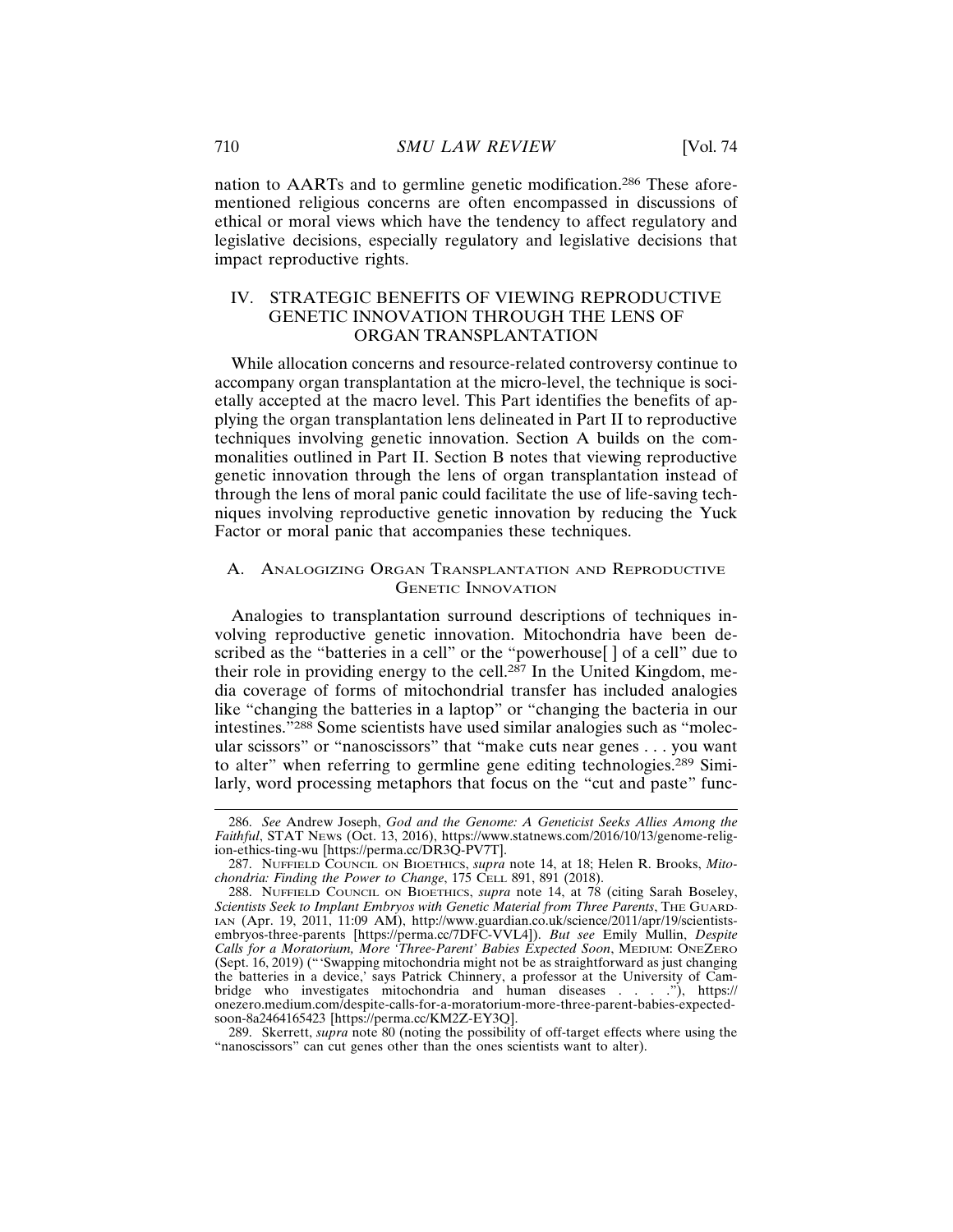nation to AARTs and to germline genetic modification.[286] These aforementioned religious concerns are often encompassed in discussions of ethical or moral views which have the tendency to affect regulatory and legislative decisions, especially regulatory and legislative decisions that impact reproductive rights.

## IV. STRATEGIC BENEFITS OF VIEWING REPRODUCTIVE GENETIC INNOVATION THROUGH THE LENS OF ORGAN TRANSPLANTATION

While allocation concerns and resource-related controversy continue to accompany organ transplantation at the micro-level, the technique is societally accepted at the macro level. This Part identifies the benefits of applying the organ transplantation lens delineated in Part II to reproductive techniques involving genetic innovation. Section A builds on the commonalities outlined in Part II. Section B notes that viewing reproductive genetic innovation through the lens of organ transplantation instead of through the lens of moral panic could facilitate the use of life-saving techniques involving reproductive genetic innovation by reducing the Yuck Factor or moral panic that accompanies these techniques.

### A. ANALOGIZING ORGAN TRANSPLANTATION AND REPRODUCTIVE GENETIC INNOVATION

Analogies to transplantation surround descriptions of techniques involving reproductive genetic innovation. Mitochondria have been described as the "batteries in a cell" or the "powerhouse[ ] of a cell" due to their role in providing energy to the cell.[287] In the United Kingdom, media coverage of forms of mitochondrial transfer has included analogies like "changing the batteries in a laptop" or "changing the bacteria in our intestines."[288] Some scientists have used similar analogies such as "molecular scissors" or "nanoscissors" that "make cuts near genes . . . you want to alter" when referring to germline gene editing technologies.[289] Similarly, word processing metaphors that focus on the "cut and paste" func-

---

286. *See* Andrew Joseph, *God and the Genome: A Geneticist Seeks Allies Among the Faithful*, STAT NEWS (Oct. 13, 2016), https://www.statnews.com/2016/10/13/genome-religion-ethics-ting-wu [https://perma.cc/DR3Q-PV7T].

287. NUFFIELD COUNCIL ON BIOETHICS, *supra* note 14, at 18; Helen R. Brooks, *Mitochondria: Finding the Power to Change*, 175 CELL 891, 891 (2018).

288. NUFFIELD COUNCIL ON BIOETHICS, *supra* note 14, at 78 (citing Sarah Boseley, *Scientists Seek to Implant Embryos with Genetic Material from Three Parents*, THE GUARDIAN (Apr. 19, 2011, 11:09 AM), http://www.guardian.co.uk/science/2011/apr/19/scientists-embryos-three-parents [https://perma.cc/7DFC-VVL4]). *But see* Emily Mullin, *Despite Calls for a Moratorium, More 'Three-Parent' Babies Expected Soon*, MEDIUM: ONEZERO (Sept. 16, 2019) ("'Swapping mitochondria might not be as straightforward as just changing the batteries in a device,' says Patrick Chinnery, a professor at the University of Cambridge who investigates mitochondria and human diseases . . . ."), https://onezero.medium.com/despite-calls-for-a-moratorium-more-three-parent-babies-expected-soon-8a2464165423 [https://perma.cc/KM2Z-EY3Q].

289. Skerrett, *supra* note 80 (noting the possibility of off-target effects where using the "nanoscissors" can cut genes other than the ones scientists want to alter).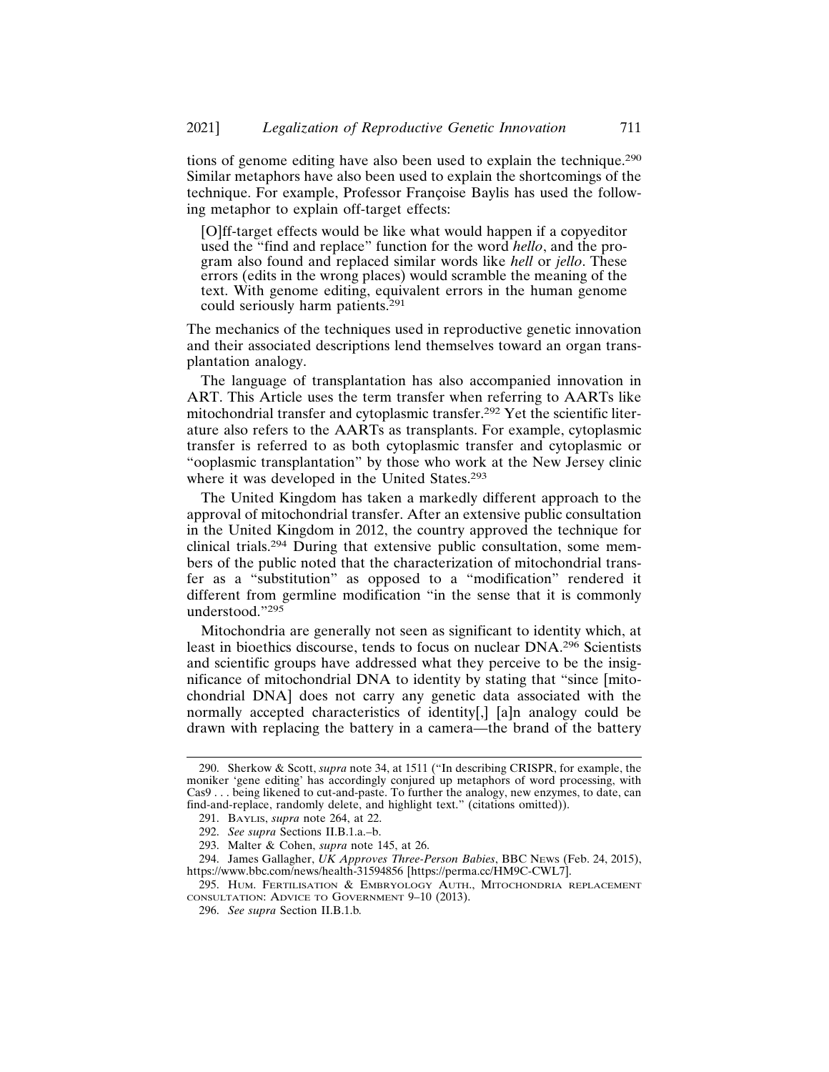tions of genome editing have also been used to explain the technique.[290] Similar metaphors have also been used to explain the shortcomings of the technique. For example, Professor Françoise Baylis has used the following metaphor to explain off-target effects:

> [O]ff-target effects would be like what would happen if a copyeditor used the "find and replace" function for the word *hello*, and the program also found and replaced similar words like *hell* or *jello*. These errors (edits in the wrong places) would scramble the meaning of the text. With genome editing, equivalent errors in the human genome could seriously harm patients.[291]

The mechanics of the techniques used in reproductive genetic innovation and their associated descriptions lend themselves toward an organ transplantation analogy.

The language of transplantation has also accompanied innovation in ART. This Article uses the term transfer when referring to AARTs like mitochondrial transfer and cytoplasmic transfer.[292] Yet the scientific literature also refers to the AARTs as transplants. For example, cytoplasmic transfer is referred to as both cytoplasmic transfer and cytoplasmic or "ooplasmic transplantation" by those who work at the New Jersey clinic where it was developed in the United States.[293]

The United Kingdom has taken a markedly different approach to the approval of mitochondrial transfer. After an extensive public consultation in the United Kingdom in 2012, the country approved the technique for clinical trials.[294] During that extensive public consultation, some members of the public noted that the characterization of mitochondrial transfer as a "substitution" as opposed to a "modification" rendered it different from germline modification "in the sense that it is commonly understood."[295]

Mitochondria are generally not seen as significant to identity which, at least in bioethics discourse, tends to focus on nuclear DNA.[296] Scientists and scientific groups have addressed what they perceive to be the insignificance of mitochondrial DNA to identity by stating that "since [mitochondrial DNA] does not carry any genetic data associated with the normally accepted characteristics of identity[,] [a]n analogy could be drawn with replacing the battery in a camera—the brand of the battery

---

290. Sherkow & Scott, *supra* note 34, at 1511 ("In describing CRISPR, for example, the moniker 'gene editing' has accordingly conjured up metaphors of word processing, with Cas9 . . . being likened to cut-and-paste. To further the analogy, new enzymes, to date, can find-and-replace, randomly delete, and highlight text." (citations omitted)).

291. Baylis, *supra* note 264, at 22.

292. *See supra* Sections II.B.1.a.–b.

293. Malter & Cohen, *supra* note 145, at 26.

294. James Gallagher, *UK Approves Three-Person Babies*, BBC News (Feb. 24, 2015), https://www.bbc.com/news/health-31594856 [https://perma.cc/HM9C-CWL7].

295. Hum. Fertilisation & Embryology Auth., Mitochondria replacement consultation: Advice to Government 9–10 (2013).

296. *See supra* Section II.B.1.b.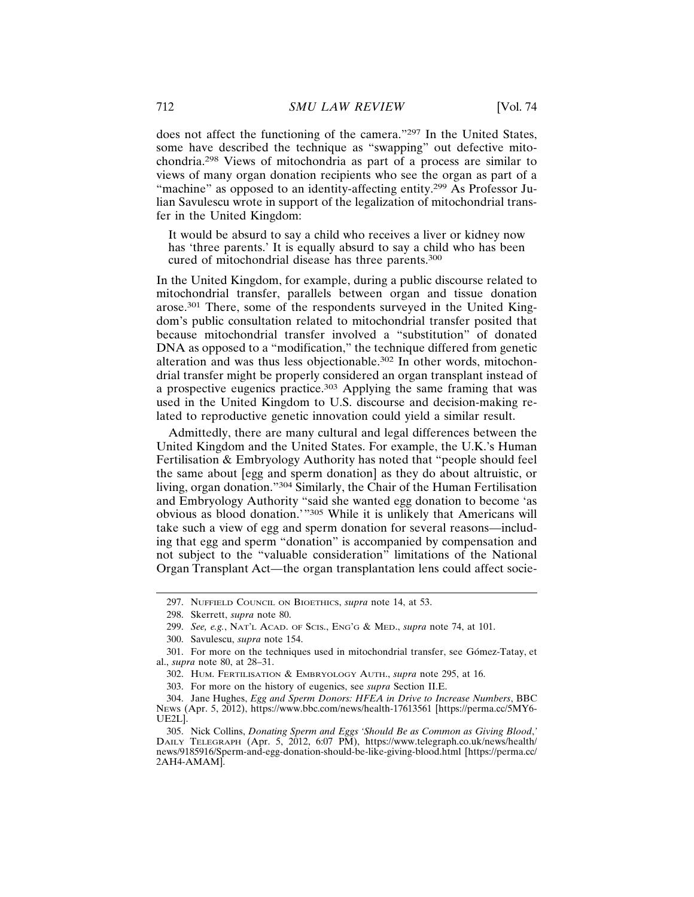does not affect the functioning of the camera."[297] In the United States, some have described the technique as "swapping" out defective mitochondria.[298] Views of mitochondria as part of a process are similar to views of many organ donation recipients who see the organ as part of a "machine" as opposed to an identity-affecting entity.[299] As Professor Julian Savulescu wrote in support of the legalization of mitochondrial transfer in the United Kingdom:

> It would be absurd to say a child who receives a liver or kidney now has 'three parents.' It is equally absurd to say a child who has been cured of mitochondrial disease has three parents.[300]

In the United Kingdom, for example, during a public discourse related to mitochondrial transfer, parallels between organ and tissue donation arose.[301] There, some of the respondents surveyed in the United Kingdom's public consultation related to mitochondrial transfer posited that because mitochondrial transfer involved a "substitution" of donated DNA as opposed to a "modification," the technique differed from genetic alteration and was thus less objectionable.[302] In other words, mitochondrial transfer might be properly considered an organ transplant instead of a prospective eugenics practice.[303] Applying the same framing that was used in the United Kingdom to U.S. discourse and decision-making related to reproductive genetic innovation could yield a similar result.

Admittedly, there are many cultural and legal differences between the United Kingdom and the United States. For example, the U.K.'s Human Fertilisation & Embryology Authority has noted that "people should feel the same about [egg and sperm donation] as they do about altruistic, or living, organ donation."[304] Similarly, the Chair of the Human Fertilisation and Embryology Authority "said she wanted egg donation to become 'as obvious as blood donation.'"[305] While it is unlikely that Americans will take such a view of egg and sperm donation for several reasons—including that egg and sperm "donation" is accompanied by compensation and not subject to the "valuable consideration" limitations of the National Organ Transplant Act—the organ transplantation lens could affect socie-

---

297. NUFFIELD COUNCIL ON BIOETHICS, *supra* note 14, at 53.

298. Skerrett, *supra* note 80.

299. *See, e.g.*, NAT'L ACAD. OF SCIS., ENG'G & MED., *supra* note 74, at 101.

300. Savulescu, *supra* note 154.

301. For more on the techniques used in mitochondrial transfer, see Gómez-Tatay, et al., *supra* note 80, at 28–31.

302. HUM. FERTILISATION & EMBRYOLOGY AUTH., *supra* note 295, at 16.

303. For more on the history of eugenics, see *supra* Section II.E.

304. Jane Hughes, *Egg and Sperm Donors: HFEA in Drive to Increase Numbers*, BBC NEWS (Apr. 5, 2012), https://www.bbc.com/news/health-17613561 [https://perma.cc/5MY6-UE2L].

305. Nick Collins, *Donating Sperm and Eggs 'Should Be as Common as Giving Blood*,' DAILY TELEGRAPH (Apr. 5, 2012, 6:07 PM), https://www.telegraph.co.uk/news/health/news/9185916/Sperm-and-egg-donation-should-be-like-giving-blood.html [https://perma.cc/2AH4-AMAM].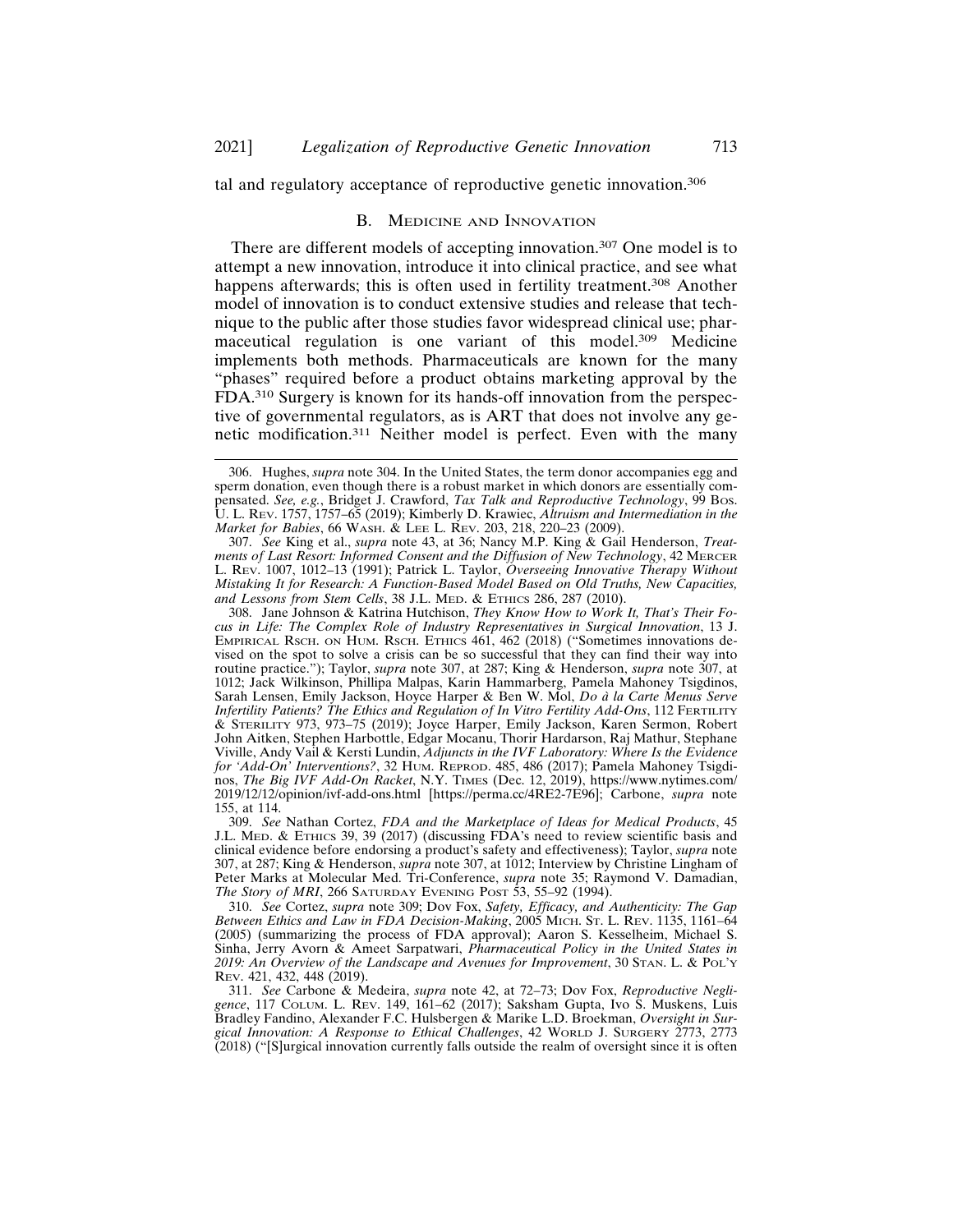tal and regulatory acceptance of reproductive genetic innovation.[306]

## B. Medicine and Innovation

There are different models of accepting innovation.[307] One model is to attempt a new innovation, introduce it into clinical practice, and see what happens afterwards; this is often used in fertility treatment.[308] Another model of innovation is to conduct extensive studies and release that technique to the public after those studies favor widespread clinical use; pharmaceutical regulation is one variant of this model.[309] Medicine implements both methods. Pharmaceuticals are known for the many "phases" required before a product obtains marketing approval by the FDA.[310] Surgery is known for its hands-off innovation from the perspective of governmental regulators, as is ART that does not involve any genetic modification.[311] Neither model is perfect. Even with the many

---

306. Hughes, *supra* note 304. In the United States, the term donor accompanies egg and sperm donation, even though there is a robust market in which donors are essentially compensated. *See, e.g.*, Bridget J. Crawford, *Tax Talk and Reproductive Technology*, 99 Bos. U. L. Rev. 1757, 1757–65 (2019); Kimberly D. Krawiec, *Altruism and Intermediation in the Market for Babies*, 66 Wash. & Lee L. Rev. 203, 218, 220–23 (2009).

307. *See* King et al., *supra* note 43, at 36; Nancy M.P. King & Gail Henderson, *Treatments of Last Resort: Informed Consent and the Diffusion of New Technology*, 42 Mercer L. Rev. 1007, 1012–13 (1991); Patrick L. Taylor, *Overseeing Innovative Therapy Without Mistaking It for Research: A Function-Based Model Based on Old Truths, New Capacities, and Lessons from Stem Cells*, 38 J.L. Med. & Ethics 286, 287 (2010).

308. Jane Johnson & Katrina Hutchison, *They Know How to Work It, That's Their Focus in Life: The Complex Role of Industry Representatives in Surgical Innovation*, 13 J. Empirical Rsch. on Hum. Rsch. Ethics 461, 462 (2018) ("Sometimes innovations devised on the spot to solve a crisis can be so successful that they can find their way into routine practice."); Taylor, *supra* note 307, at 287; King & Henderson, *supra* note 307, at 1012; Jack Wilkinson, Phillipa Malpas, Karin Hammarberg, Pamela Mahoney Tsigdinos, Sarah Lensen, Emily Jackson, Hoyce Harper & Ben W. Mol, *Do à la Carte Menus Serve Infertility Patients? The Ethics and Regulation of In Vitro Fertility Add-Ons*, 112 Fertility & Sterility 973, 973–75 (2019); Joyce Harper, Emily Jackson, Karen Sermon, Robert John Aitken, Stephen Harbottle, Edgar Mocanu, Thorir Hardarson, Raj Mathur, Stephane Viville, Andy Vail & Kersti Lundin, *Adjuncts in the IVF Laboratory: Where Is the Evidence for 'Add-On' Interventions?*, 32 Hum. Reprod. 485, 486 (2017); Pamela Mahoney Tsigdinos, *The Big IVF Add-On Racket*, N.Y. Times (Dec. 12, 2019), https://www.nytimes.com/2019/12/12/opinion/ivf-add-ons.html [https://perma.cc/4RE2-7E96]; Carbone, *supra* note 155, at 114.

309. *See* Nathan Cortez, *FDA and the Marketplace of Ideas for Medical Products*, 45 J.L. Med. & Ethics 39, 39 (2017) (discussing FDA's need to review scientific basis and clinical evidence before endorsing a product's safety and effectiveness); Taylor, *supra* note 307, at 287; King & Henderson, *supra* note 307, at 1012; Interview by Christine Lingham of Peter Marks at Molecular Med. Tri-Conference, *supra* note 35; Raymond V. Damadian, *The Story of MRI*, 266 Saturday Evening Post 53, 55–92 (1994).

310. *See* Cortez, *supra* note 309; Dov Fox, *Safety, Efficacy, and Authenticity: The Gap Between Ethics and Law in FDA Decision-Making*, 2005 Mich. St. L. Rev. 1135, 1161–64 (2005) (summarizing the process of FDA approval); Aaron S. Kesselheim, Michael S. Sinha, Jerry Avorn & Ameet Sarpatwari, *Pharmaceutical Policy in the United States in 2019: An Overview of the Landscape and Avenues for Improvement*, 30 Stan. L. & Pol'y Rev. 421, 432, 448 (2019).

311. *See* Carbone & Medeira, *supra* note 42, at 72–73; Dov Fox, *Reproductive Negligence*, 117 Colum. L. Rev. 149, 161–62 (2017); Saksham Gupta, Ivo S. Muskens, Luis Bradley Fandino, Alexander F.C. Hulsbergen & Marike L.D. Broekman, *Oversight in Surgical Innovation: A Response to Ethical Challenges*, 42 World J. Surgery 2773, 2773 (2018) ("[S]urgical innovation currently falls outside the realm of oversight since it is often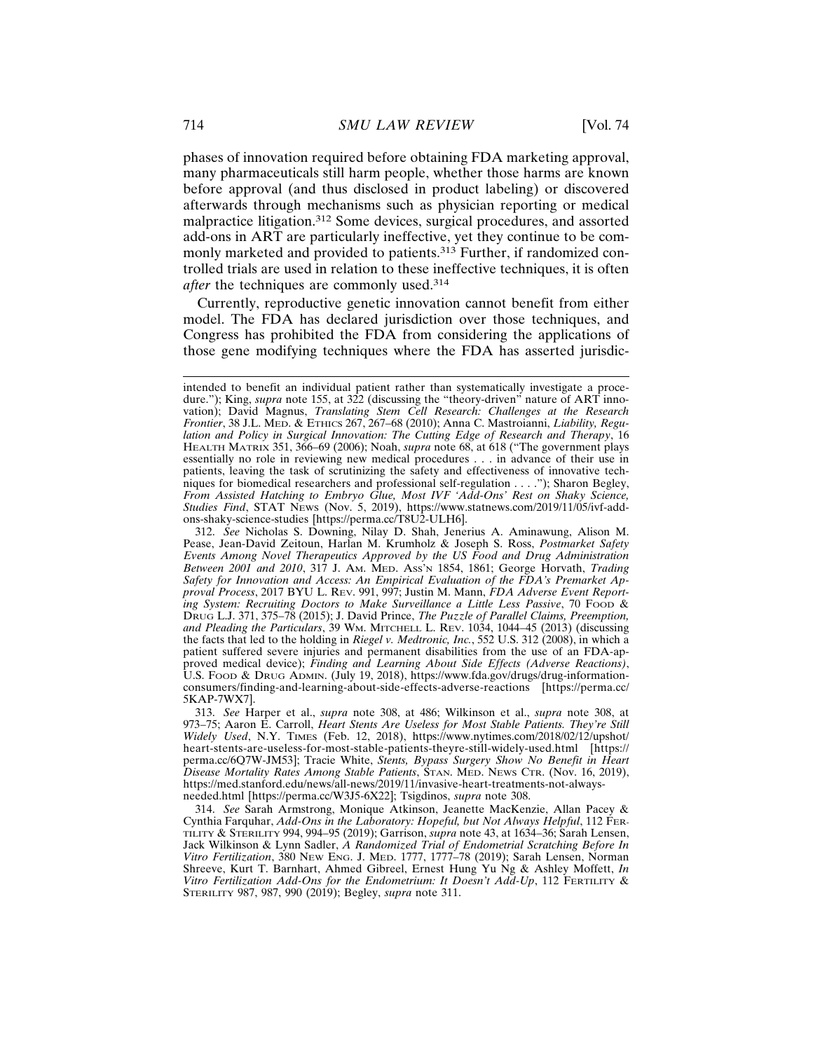phases of innovation required before obtaining FDA marketing approval, many pharmaceuticals still harm people, whether those harms are known before approval (and thus disclosed in product labeling) or discovered afterwards through mechanisms such as physician reporting or medical malpractice litigation.[312] Some devices, surgical procedures, and assorted add-ons in ART are particularly ineffective, yet they continue to be commonly marketed and provided to patients.[313] Further, if randomized controlled trials are used in relation to these ineffective techniques, it is often *after* the techniques are commonly used.[314]

Currently, reproductive genetic innovation cannot benefit from either model. The FDA has declared jurisdiction over those techniques, and Congress has prohibited the FDA from considering the applications of those gene modifying techniques where the FDA has asserted jurisdic-

---

intended to benefit an individual patient rather than systematically investigate a procedure."); King, *supra* note 155, at 322 (discussing the "theory-driven" nature of ART innovation); David Magnus, *Translating Stem Cell Research: Challenges at the Research Frontier*, 38 J.L. MED. & ETHICS 267, 267–68 (2010); Anna C. Mastroianni, *Liability, Regulation and Policy in Surgical Innovation: The Cutting Edge of Research and Therapy*, 16 HEALTH MATRIX 351, 366–69 (2006); Noah, *supra* note 68, at 618 ("The government plays essentially no role in reviewing new medical procedures . . . in advance of their use in patients, leaving the task of scrutinizing the safety and effectiveness of innovative techniques for biomedical researchers and professional self-regulation . . . ."); Sharon Begley, *From Assisted Hatching to Embryo Glue, Most IVF 'Add-Ons' Rest on Shaky Science, Studies Find*, STAT NEWS (Nov. 5, 2019), https://www.statnews.com/2019/11/05/ivf-add-ons-shaky-science-studies [https://perma.cc/T8U2-ULH6].

312. *See* Nicholas S. Downing, Nilay D. Shah, Jenerius A. Aminawung, Alison M. Pease, Jean-David Zeitoun, Harlan M. Krumholz & Joseph S. Ross, *Postmarket Safety Events Among Novel Therapeutics Approved by the US Food and Drug Administration Between 2001 and 2010*, 317 J. AM. MED. ASS'N 1854, 1861; George Horvath, *Trading Safety for Innovation and Access: An Empirical Evaluation of the FDA's Premarket Approval Process*, 2017 BYU L. REV. 991, 997; Justin M. Mann, *FDA Adverse Event Reporting System: Recruiting Doctors to Make Surveillance a Little Less Passive*, 70 FOOD & DRUG L.J. 371, 375–78 (2015); J. David Prince, *The Puzzle of Parallel Claims, Preemption, and Pleading the Particulars*, 39 WM. MITCHELL L. REV. 1034, 1044–45 (2013) (discussing the facts that led to the holding in *Riegel v. Medtronic, Inc.*, 552 U.S. 312 (2008), in which a patient suffered severe injuries and permanent disabilities from the use of an FDA-approved medical device); *Finding and Learning About Side Effects (Adverse Reactions)*, U.S. FOOD & DRUG ADMIN. (July 19, 2018), https://www.fda.gov/drugs/drug-information-consumers/finding-and-learning-about-side-effects-adverse-reactions [https://perma.cc/5KAP-7WX7].

313. *See* Harper et al., *supra* note 308, at 486; Wilkinson et al., *supra* note 308, at 973–75; Aaron E. Carroll, *Heart Stents Are Useless for Most Stable Patients. They're Still Widely Used*, N.Y. TIMES (Feb. 12, 2018), https://www.nytimes.com/2018/02/12/upshot/heart-stents-are-useless-for-most-stable-patients-theyre-still-widely-used.html [https://perma.cc/6Q7W-JM53]; Tracie White, *Stents, Bypass Surgery Show No Benefit in Heart Disease Mortality Rates Among Stable Patients*, STAN. MED. NEWS CTR. (Nov. 16, 2019), https://med.stanford.edu/news/all-news/2019/11/invasive-heart-treatments-not-always-needed.html [https://perma.cc/W3J5-6X22]; Tsigdinos, *supra* note 308.

314. *See* Sarah Armstrong, Monique Atkinson, Jeanette MacKenzie, Allan Pacey & Cynthia Farquhar, *Add-Ons in the Laboratory: Hopeful, but Not Always Helpful*, 112 FERTILITY & STERILITY 994, 994–95 (2019); Garrison, *supra* note 43, at 1634–36; Sarah Lensen, Jack Wilkinson & Lynn Sadler, *A Randomized Trial of Endometrial Scratching Before In Vitro Fertilization*, 380 NEW ENG. J. MED. 1777, 1777–78 (2019); Sarah Lensen, Norman Shreeve, Kurt T. Barnhart, Ahmed Gibreel, Ernest Hung Yu Ng & Ashley Moffett, *In Vitro Fertilization Add-Ons for the Endometrium: It Doesn't Add-Up*, 112 FERTILITY & STERILITY 987, 987, 990 (2019); Begley, *supra* note 311.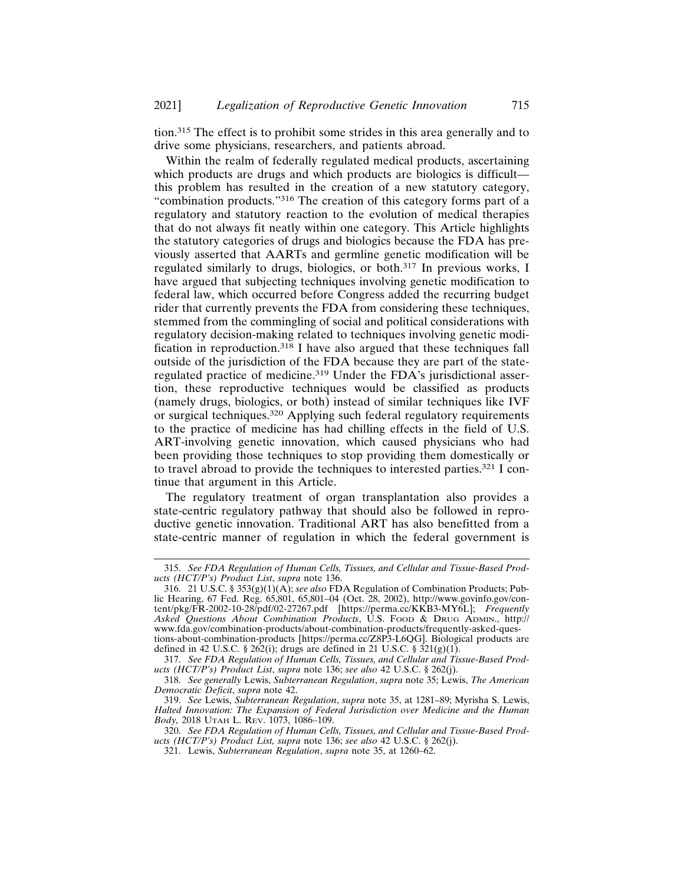tion.[315] The effect is to prohibit some strides in this area generally and to drive some physicians, researchers, and patients abroad.

Within the realm of federally regulated medical products, ascertaining which products are drugs and which products are biologics is difficult—this problem has resulted in the creation of a new statutory category, "combination products."[316] The creation of this category forms part of a regulatory and statutory reaction to the evolution of medical therapies that do not always fit neatly within one category. This Article highlights the statutory categories of drugs and biologics because the FDA has previously asserted that AARTs and germline genetic modification will be regulated similarly to drugs, biologics, or both.[317] In previous works, I have argued that subjecting techniques involving genetic modification to federal law, which occurred before Congress added the recurring budget rider that currently prevents the FDA from considering these techniques, stemmed from the commingling of social and political considerations with regulatory decision-making related to techniques involving genetic modification in reproduction.[318] I have also argued that these techniques fall outside of the jurisdiction of the FDA because they are part of the state-regulated practice of medicine.[319] Under the FDA's jurisdictional assertion, these reproductive techniques would be classified as products (namely drugs, biologics, or both) instead of similar techniques like IVF or surgical techniques.[320] Applying such federal regulatory requirements to the practice of medicine has had chilling effects in the field of U.S. ART-involving genetic innovation, which caused physicians who had been providing those techniques to stop providing them domestically or to travel abroad to provide the techniques to interested parties.[321] I continue that argument in this Article.

The regulatory treatment of organ transplantation also provides a state-centric regulatory pathway that should also be followed in reproductive genetic innovation. Traditional ART has also benefitted from a state-centric manner of regulation in which the federal government is

---

315. *See FDA Regulation of Human Cells, Tissues, and Cellular and Tissue-Based Products (HCT/P's) Product List*, *supra* note 136.

316. 21 U.S.C. § 353(g)(1)(A); *see also* FDA Regulation of Combination Products; Public Hearing, 67 Fed. Reg. 65,801, 65,801–04 (Oct. 28, 2002), http://www.govinfo.gov/content/pkg/FR-2002-10-28/pdf/02-27267.pdf [https://perma.cc/KKB3-MY6L]; *Frequently Asked Questions About Combination Products*, U.S. Food & Drug Admin., http://www.fda.gov/combination-products/about-combination-products/frequently-asked-questions-about-combination-products [https://perma.cc/Z8P3-L6QG]. Biological products are defined in 42 U.S.C. § 262(i); drugs are defined in 21 U.S.C. § 321(g)(1).

317. *See FDA Regulation of Human Cells, Tissues, and Cellular and Tissue-Based Products (HCT/P's) Product List*, *supra* note 136; *see also* 42 U.S.C. § 262(j).

318. *See generally* Lewis, *Subterranean Regulation*, *supra* note 35; Lewis, *The American Democratic Deficit*, *supra* note 42.

319. *See* Lewis, *Subterranean Regulation*, *supra* note 35, at 1281–89; Myrisha S. Lewis, *Halted Innovation: The Expansion of Federal Jurisdiction over Medicine and the Human Body,* 2018 Utah L. Rev. 1073, 1086–109.

320. *See FDA Regulation of Human Cells, Tissues, and Cellular and Tissue-Based Products (HCT/P's) Product List, supra* note 136; *see also* 42 U.S.C. § 262(j).

321. Lewis, *Subterranean Regulation*, *supra* note 35, at 1260–62.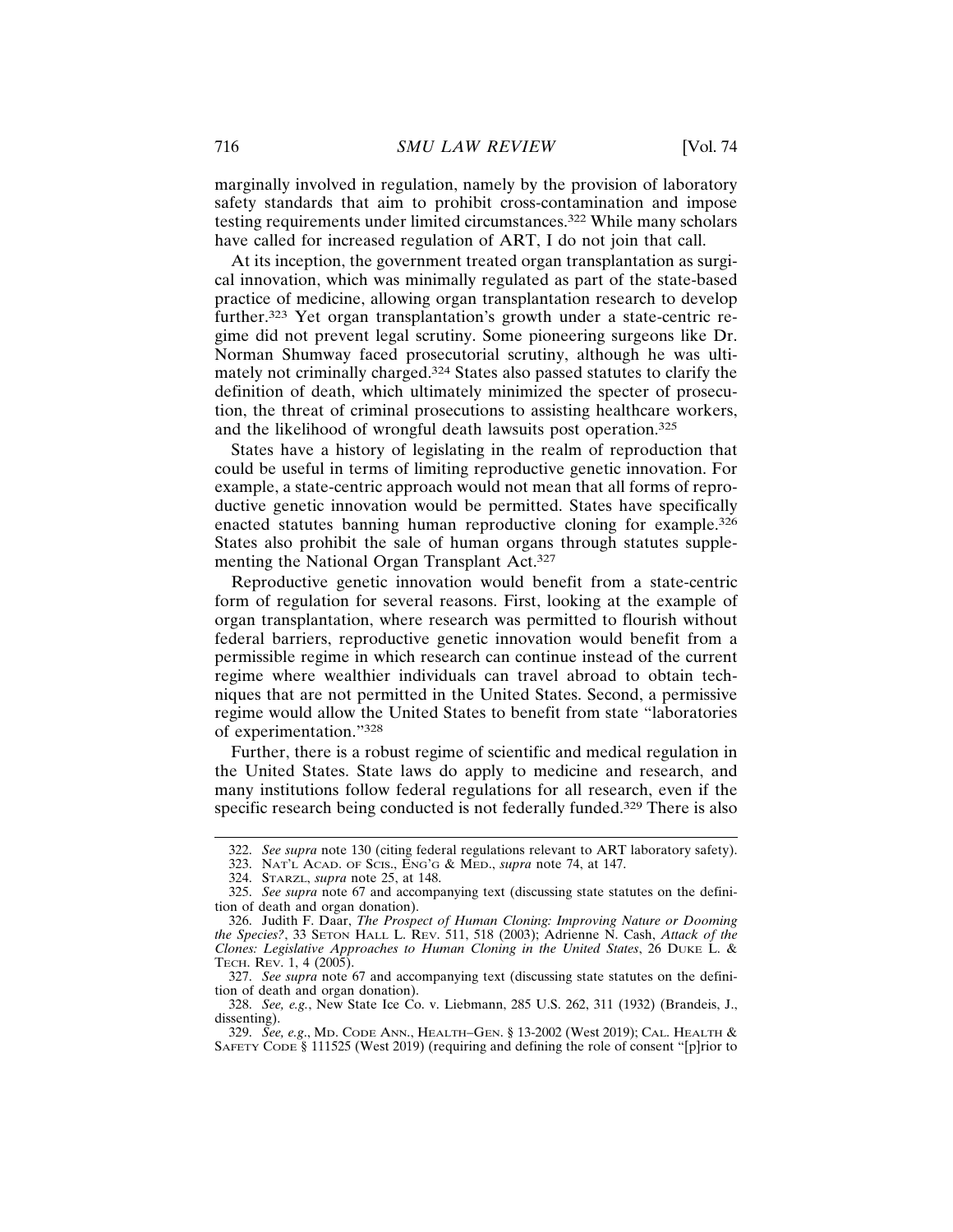marginally involved in regulation, namely by the provision of laboratory safety standards that aim to prohibit cross-contamination and impose testing requirements under limited circumstances.[322] While many scholars have called for increased regulation of ART, I do not join that call.

At its inception, the government treated organ transplantation as surgical innovation, which was minimally regulated as part of the state-based practice of medicine, allowing organ transplantation research to develop further.[323] Yet organ transplantation's growth under a state-centric regime did not prevent legal scrutiny. Some pioneering surgeons like Dr. Norman Shumway faced prosecutorial scrutiny, although he was ultimately not criminally charged.[324] States also passed statutes to clarify the definition of death, which ultimately minimized the specter of prosecution, the threat of criminal prosecutions to assisting healthcare workers, and the likelihood of wrongful death lawsuits post operation.[325]

States have a history of legislating in the realm of reproduction that could be useful in terms of limiting reproductive genetic innovation. For example, a state-centric approach would not mean that all forms of reproductive genetic innovation would be permitted. States have specifically enacted statutes banning human reproductive cloning for example.[326] States also prohibit the sale of human organs through statutes supplementing the National Organ Transplant Act.[327]

Reproductive genetic innovation would benefit from a state-centric form of regulation for several reasons. First, looking at the example of organ transplantation, where research was permitted to flourish without federal barriers, reproductive genetic innovation would benefit from a permissible regime in which research can continue instead of the current regime where wealthier individuals can travel abroad to obtain techniques that are not permitted in the United States. Second, a permissive regime would allow the United States to benefit from state "laboratories of experimentation."[328]

Further, there is a robust regime of scientific and medical regulation in the United States. State laws do apply to medicine and research, and many institutions follow federal regulations for all research, even if the specific research being conducted is not federally funded.[329] There is also

---

322. *See supra* note 130 (citing federal regulations relevant to ART laboratory safety).

323. NAT'L ACAD. OF SCIS., ENG'G & MED., *supra* note 74, at 147.

324. STARZL, *supra* note 25, at 148.

325. *See supra* note 67 and accompanying text (discussing state statutes on the definition of death and organ donation).

326. Judith F. Daar, *The Prospect of Human Cloning: Improving Nature or Dooming the Species?*, 33 SETON HALL L. REV. 511, 518 (2003); Adrienne N. Cash, *Attack of the Clones: Legislative Approaches to Human Cloning in the United States*, 26 DUKE L. & TECH. REV. 1, 4 (2005).

327. *See supra* note 67 and accompanying text (discussing state statutes on the definition of death and organ donation).

328. *See, e.g.*, New State Ice Co. v. Liebmann, 285 U.S. 262, 311 (1932) (Brandeis, J., dissenting).

329. *See, e.g.*, MD. CODE ANN., HEALTH–GEN. § 13-2002 (West 2019); CAL. HEALTH & SAFETY CODE § 111525 (West 2019) (requiring and defining the role of consent "[p]rior to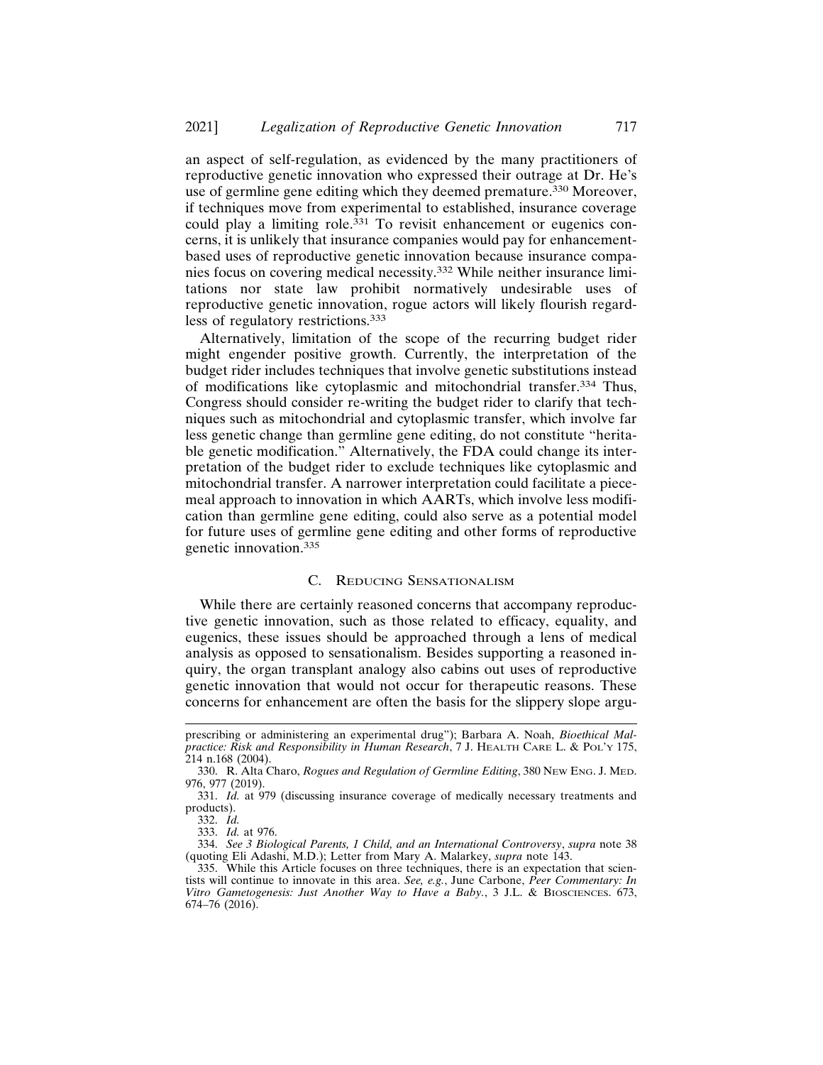an aspect of self-regulation, as evidenced by the many practitioners of reproductive genetic innovation who expressed their outrage at Dr. He's use of germline gene editing which they deemed premature.[330] Moreover, if techniques move from experimental to established, insurance coverage could play a limiting role.[331] To revisit enhancement or eugenics concerns, it is unlikely that insurance companies would pay for enhancement-based uses of reproductive genetic innovation because insurance companies focus on covering medical necessity.[332] While neither insurance limitations nor state law prohibit normatively undesirable uses of reproductive genetic innovation, rogue actors will likely flourish regardless of regulatory restrictions.[333]

Alternatively, limitation of the scope of the recurring budget rider might engender positive growth. Currently, the interpretation of the budget rider includes techniques that involve genetic substitutions instead of modifications like cytoplasmic and mitochondrial transfer.[334] Thus, Congress should consider re-writing the budget rider to clarify that techniques such as mitochondrial and cytoplasmic transfer, which involve far less genetic change than germline gene editing, do not constitute "heritable genetic modification." Alternatively, the FDA could change its interpretation of the budget rider to exclude techniques like cytoplasmic and mitochondrial transfer. A narrower interpretation could facilitate a piecemeal approach to innovation in which AARTs, which involve less modification than germline gene editing, could also serve as a potential model for future uses of germline gene editing and other forms of reproductive genetic innovation.[335]

### C. Reducing Sensationalism

While there are certainly reasoned concerns that accompany reproductive genetic innovation, such as those related to efficacy, equality, and eugenics, these issues should be approached through a lens of medical analysis as opposed to sensationalism. Besides supporting a reasoned inquiry, the organ transplant analogy also cabins out uses of reproductive genetic innovation that would not occur for therapeutic reasons. These concerns for enhancement are often the basis for the slippery slope argu-

---

prescribing or administering an experimental drug"); Barbara A. Noah, *Bioethical Malpractice: Risk and Responsibility in Human Research*, 7 J. Health Care L. & Pol'y 175, 214 n.168 (2004).

330. R. Alta Charo, *Rogues and Regulation of Germline Editing*, 380 New Eng. J. Med. 976, 977 (2019).

331. *Id.* at 979 (discussing insurance coverage of medically necessary treatments and products).

332. *Id.*

333. *Id.* at 976.

334. *See 3 Biological Parents, 1 Child, and an International Controversy*, *supra* note 38 (quoting Eli Adashi, M.D.); Letter from Mary A. Malarkey, *supra* note 143.

335. While this Article focuses on three techniques, there is an expectation that scientists will continue to innovate in this area. *See, e.g.*, June Carbone, *Peer Commentary: In Vitro Gametogenesis: Just Another Way to Have a Baby.*, 3 J.L. & Biosciences. 673, 674–76 (2016).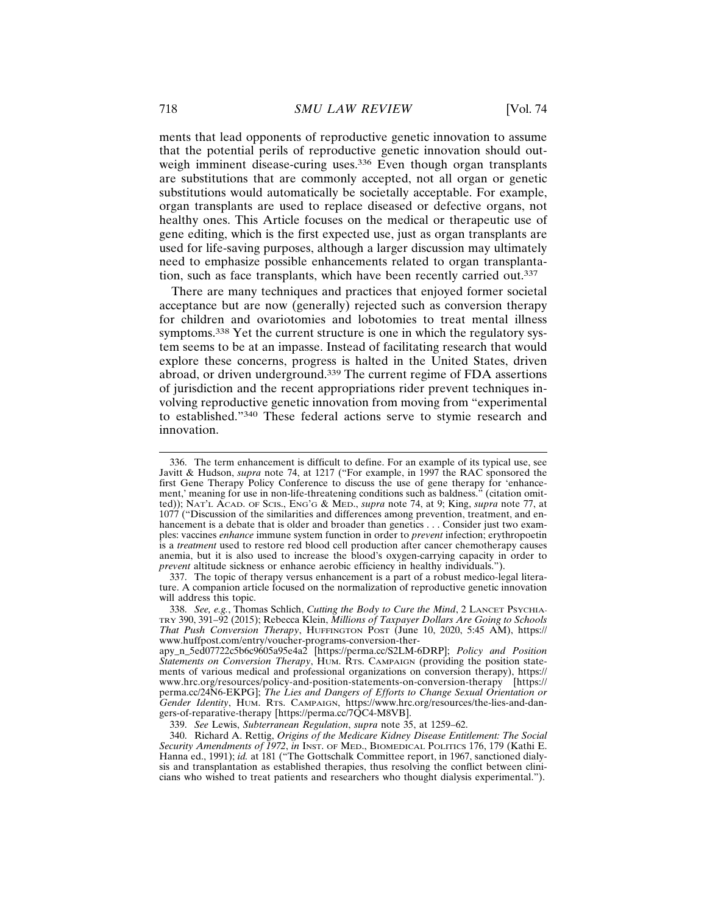ments that lead opponents of reproductive genetic innovation to assume that the potential perils of reproductive genetic innovation should outweigh imminent disease-curing uses.[336] Even though organ transplants are substitutions that are commonly accepted, not all organ or genetic substitutions would automatically be societally acceptable. For example, organ transplants are used to replace diseased or defective organs, not healthy ones. This Article focuses on the medical or therapeutic use of gene editing, which is the first expected use, just as organ transplants are used for life-saving purposes, although a larger discussion may ultimately need to emphasize possible enhancements related to organ transplantation, such as face transplants, which have been recently carried out.[337]

There are many techniques and practices that enjoyed former societal acceptance but are now (generally) rejected such as conversion therapy for children and ovariotomies and lobotomies to treat mental illness symptoms.[338] Yet the current structure is one in which the regulatory system seems to be at an impasse. Instead of facilitating research that would explore these concerns, progress is halted in the United States, driven abroad, or driven underground.[339] The current regime of FDA assertions of jurisdiction and the recent appropriations rider prevent techniques involving reproductive genetic innovation from moving from "experimental to established."[340] These federal actions serve to stymie research and innovation.

---

336. The term enhancement is difficult to define. For an example of its typical use, see Javitt & Hudson, *supra* note 74, at 1217 ("For example, in 1997 the RAC sponsored the first Gene Therapy Policy Conference to discuss the use of gene therapy for 'enhancement,' meaning for use in non-life-threatening conditions such as baldness." (citation omitted)); NAT'L ACAD. OF SCIS., ENG'G & MED., *supra* note 74, at 9; King, *supra* note 77, at 1077 ("Discussion of the similarities and differences among prevention, treatment, and enhancement is a debate that is older and broader than genetics . . . Consider just two examples: vaccines *enhance* immune system function in order to *prevent* infection; erythropoetin is a *treatment* used to restore red blood cell production after cancer chemotherapy causes anemia, but it is also used to increase the blood's oxygen-carrying capacity in order to *prevent* altitude sickness or enhance aerobic efficiency in healthy individuals.").

337. The topic of therapy versus enhancement is a part of a robust medico-legal literature. A companion article focused on the normalization of reproductive genetic innovation will address this topic.

338. *See, e.g.*, Thomas Schlich, *Cutting the Body to Cure the Mind*, 2 LANCET PSYCHIATRY 390, 391–92 (2015); Rebecca Klein, *Millions of Taxpayer Dollars Are Going to Schools That Push Conversion Therapy*, HUFFINGTON POST (June 10, 2020, 5:45 AM), https://www.huffpost.com/entry/voucher-programs-conversion-therapy_n_5ed07722c5b6c9605a95e4a2 [https://perma.cc/S2LM-6DRP]; *Policy and Position Statements on Conversion Therapy*, HUM. RTS. CAMPAIGN (providing the position statements of various medical and professional organizations on conversion therapy), https://www.hrc.org/resources/policy-and-position-statements-on-conversion-therapy [https://perma.cc/24N6-EKPG]; *The Lies and Dangers of Efforts to Change Sexual Orientation or Gender Identity*, HUM. RTS. CAMPAIGN, https://www.hrc.org/resources/the-lies-and-dangers-of-reparative-therapy [https://perma.cc/7QC4-M8VB].

339. *See* Lewis, *Subterranean Regulation*, *supra* note 35, at 1259–62.

340. Richard A. Rettig, *Origins of the Medicare Kidney Disease Entitlement: The Social Security Amendments of 1972*, *in* INST. OF MED., BIOMEDICAL POLITICS 176, 179 (Kathi E. Hanna ed., 1991); *id.* at 181 ("The Gottschalk Committee report, in 1967, sanctioned dialysis and transplantation as established therapies, thus resolving the conflict between clinicians who wished to treat patients and researchers who thought dialysis experimental.").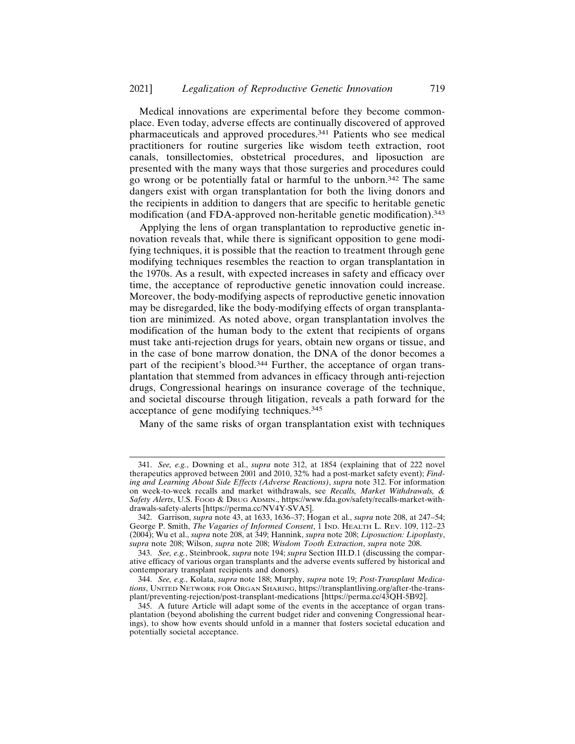Medical innovations are experimental before they become commonplace. Even today, adverse effects are continually discovered of approved pharmaceuticals and approved procedures.[341] Patients who see medical practitioners for routine surgeries like wisdom teeth extraction, root canals, tonsillectomies, obstetrical procedures, and liposuction are presented with the many ways that those surgeries and procedures could go wrong or be potentially fatal or harmful to the unborn.[342] The same dangers exist with organ transplantation for both the living donors and the recipients in addition to dangers that are specific to heritable genetic modification (and FDA-approved non-heritable genetic modification).[343]

Applying the lens of organ transplantation to reproductive genetic innovation reveals that, while there is significant opposition to gene modifying techniques, it is possible that the reaction to treatment through gene modifying techniques resembles the reaction to organ transplantation in the 1970s. As a result, with expected increases in safety and efficacy over time, the acceptance of reproductive genetic innovation could increase. Moreover, the body-modifying aspects of reproductive genetic innovation may be disregarded, like the body-modifying effects of organ transplantation are minimized. As noted above, organ transplantation involves the modification of the human body to the extent that recipients of organs must take anti-rejection drugs for years, obtain new organs or tissue, and in the case of bone marrow donation, the DNA of the donor becomes a part of the recipient's blood.[344] Further, the acceptance of organ transplantation that stemmed from advances in efficacy through anti-rejection drugs, Congressional hearings on insurance coverage of the technique, and societal discourse through litigation, reveals a path forward for the acceptance of gene modifying techniques.[345]

Many of the same risks of organ transplantation exist with techniques

---

341. *See, e.g.*, Downing et al., *supra* note 312, at 1854 (explaining that of 222 novel therapeutics approved between 2001 and 2010, 32% had a post-market safety event); *Finding and Learning About Side Effects (Adverse Reactions)*, *supra* note 312. For information on week-to-week recalls and market withdrawals, see *Recalls, Market Withdrawals, & Safety Alerts*, U.S. FOOD & DRUG ADMIN., https://www.fda.gov/safety/recalls-market-withdrawals-safety-alerts [https://perma.cc/NV4Y-SVA5].

342. Garrison, *supra* note 43, at 1633, 1636–37; Hogan et al., *supra* note 208, at 247–54; George P. Smith, *The Vagaries of Informed Consent*, 1 IND. HEALTH L. REV. 109, 112–23 (2004); Wu et al., *supra* note 208, at 349; Hannink, *supra* note 208; *Liposuction: Lipoplasty*, *supra* note 208; Wilson, *supra* note 208; *Wisdom Tooth Extraction*, *supra* note 208.

343. *See, e.g.*, Steinbrook, *supra* note 194; *supra* Section III.D.1 (discussing the comparative efficacy of various organ transplants and the adverse events suffered by historical and contemporary transplant recipients and donors).

344. *See, e.g.*, Kolata, *supra* note 188; Murphy, *supra* note 19; *Post-Transplant Medications*, UNITED NETWORK FOR ORGAN SHARING, https://transplantliving.org/after-the-transplant/preventing-rejection/post-transplant-medications [https://perma.cc/43QH-5B92].

345. A future Article will adapt some of the events in the acceptance of organ transplantation (beyond abolishing the current budget rider and convening Congressional hearings), to show how events should unfold in a manner that fosters societal education and potentially societal acceptance.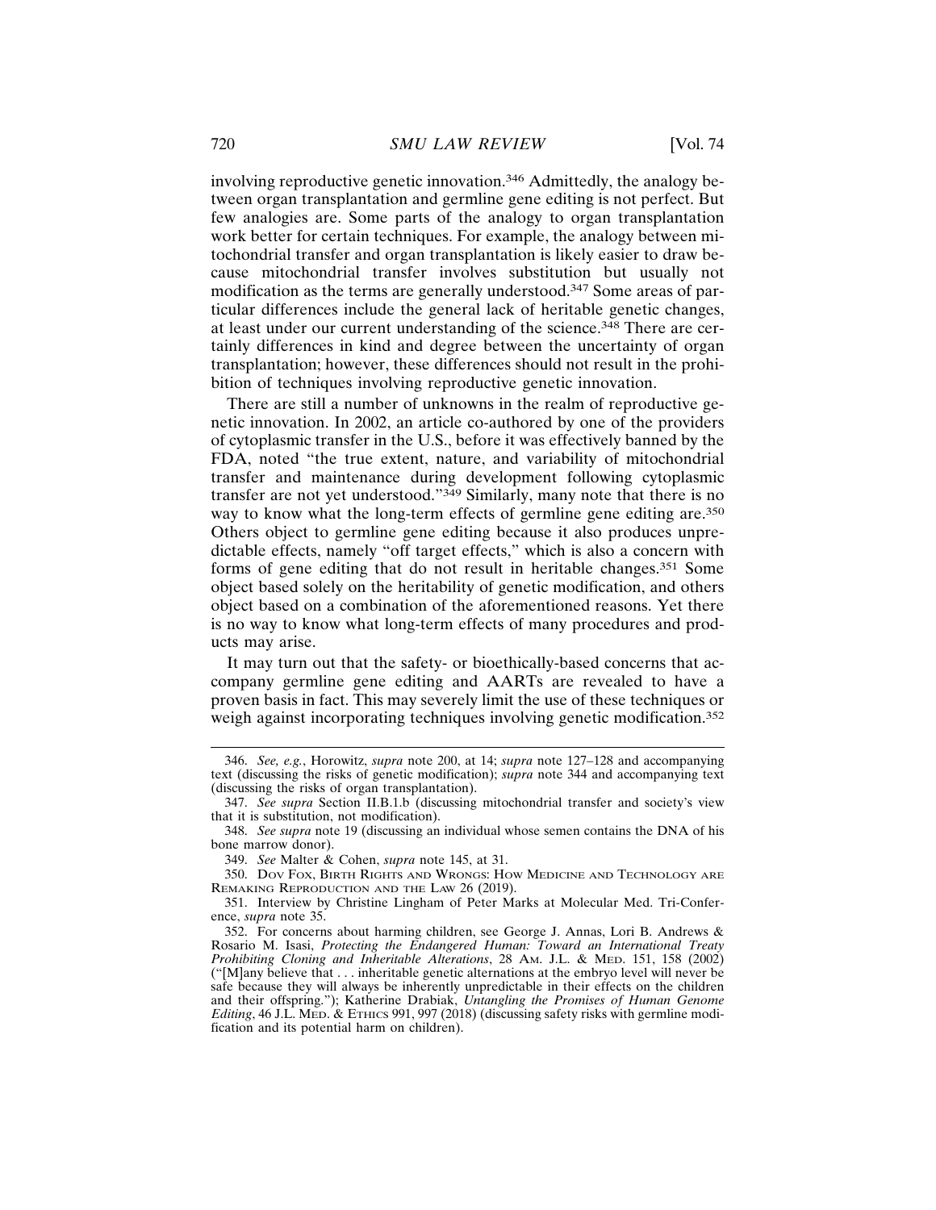involving reproductive genetic innovation.[346] Admittedly, the analogy between organ transplantation and germline gene editing is not perfect. But few analogies are. Some parts of the analogy to organ transplantation work better for certain techniques. For example, the analogy between mitochondrial transfer and organ transplantation is likely easier to draw because mitochondrial transfer involves substitution but usually not modification as the terms are generally understood.[347] Some areas of particular differences include the general lack of heritable genetic changes, at least under our current understanding of the science.[348] There are certainly differences in kind and degree between the uncertainty of organ transplantation; however, these differences should not result in the prohibition of techniques involving reproductive genetic innovation.

There are still a number of unknowns in the realm of reproductive genetic innovation. In 2002, an article co-authored by one of the providers of cytoplasmic transfer in the U.S., before it was effectively banned by the FDA, noted "the true extent, nature, and variability of mitochondrial transfer and maintenance during development following cytoplasmic transfer are not yet understood."[349] Similarly, many note that there is no way to know what the long-term effects of germline gene editing are.[350] Others object to germline gene editing because it also produces unpredictable effects, namely "off target effects," which is also a concern with forms of gene editing that do not result in heritable changes.[351] Some object based solely on the heritability of genetic modification, and others object based on a combination of the aforementioned reasons. Yet there is no way to know what long-term effects of many procedures and products may arise.

It may turn out that the safety- or bioethically-based concerns that accompany germline gene editing and AARTs are revealed to have a proven basis in fact. This may severely limit the use of these techniques or weigh against incorporating techniques involving genetic modification.[352]

---

346. *See, e.g.*, Horowitz, *supra* note 200, at 14; *supra* note 127–128 and accompanying text (discussing the risks of genetic modification); *supra* note 344 and accompanying text (discussing the risks of organ transplantation).

347. *See supra* Section II.B.1.b (discussing mitochondrial transfer and society's view that it is substitution, not modification).

348. *See supra* note 19 (discussing an individual whose semen contains the DNA of his bone marrow donor).

349. *See* Malter & Cohen, *supra* note 145, at 31.

350. Dov Fox, Birth Rights and Wrongs: How Medicine and Technology are Remaking Reproduction and the Law 26 (2019).

351. Interview by Christine Lingham of Peter Marks at Molecular Med. Tri-Conference, *supra* note 35.

352. For concerns about harming children, see George J. Annas, Lori B. Andrews & Rosario M. Isasi, *Protecting the Endangered Human: Toward an International Treaty Prohibiting Cloning and Inheritable Alterations*, 28 Am. J.L. & Med. 151, 158 (2002) ("[M]any believe that . . . inheritable genetic alternations at the embryo level will never be safe because they will always be inherently unpredictable in their effects on the children and their offspring."); Katherine Drabiak, *Untangling the Promises of Human Genome Editing*, 46 J.L. Med. & Ethics 991, 997 (2018) (discussing safety risks with germline modification and its potential harm on children).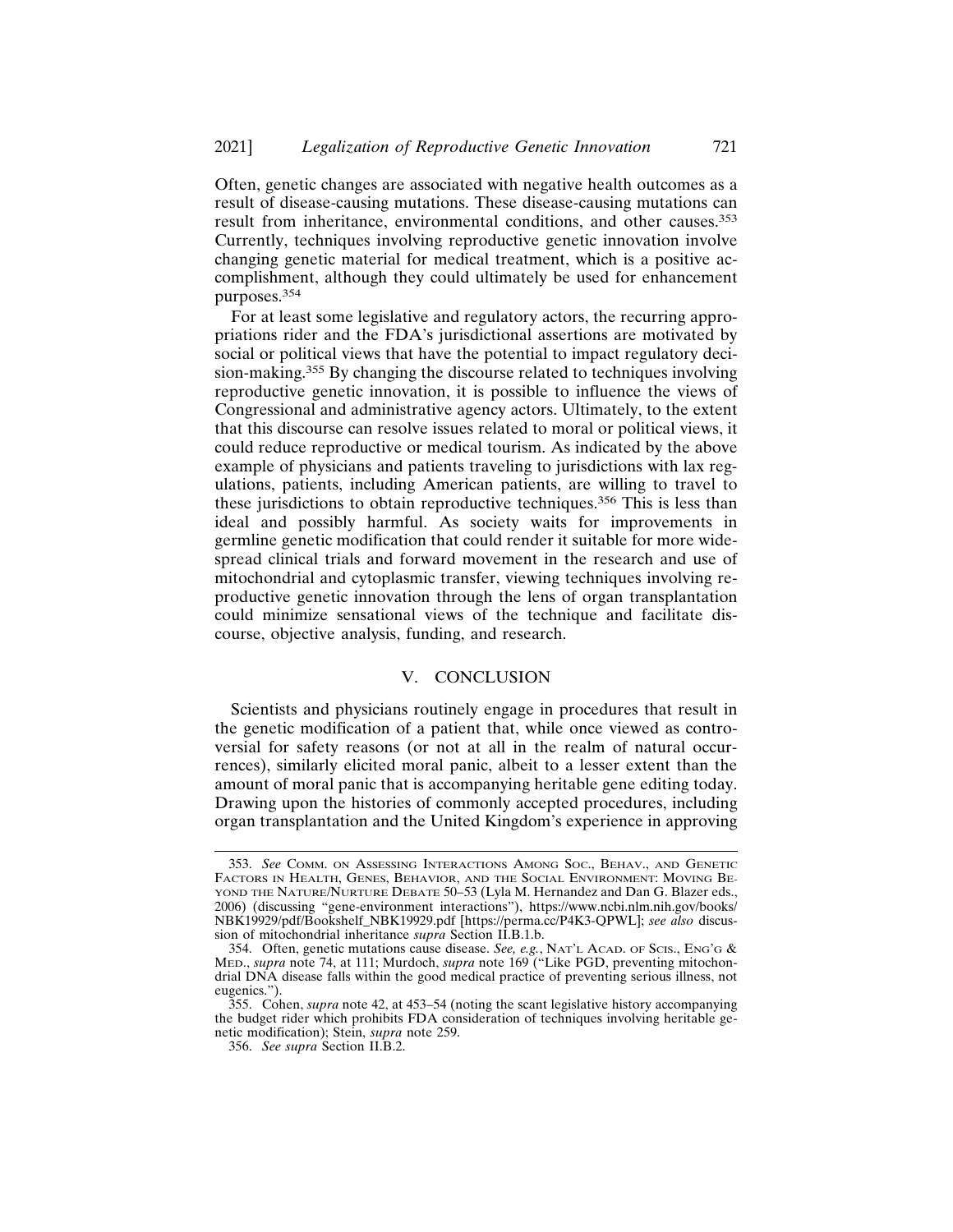Often, genetic changes are associated with negative health outcomes as a result of disease-causing mutations. These disease-causing mutations can result from inheritance, environmental conditions, and other causes.[353] Currently, techniques involving reproductive genetic innovation involve changing genetic material for medical treatment, which is a positive accomplishment, although they could ultimately be used for enhancement purposes.[354]

For at least some legislative and regulatory actors, the recurring appropriations rider and the FDA's jurisdictional assertions are motivated by social or political views that have the potential to impact regulatory decision-making.[355] By changing the discourse related to techniques involving reproductive genetic innovation, it is possible to influence the views of Congressional and administrative agency actors. Ultimately, to the extent that this discourse can resolve issues related to moral or political views, it could reduce reproductive or medical tourism. As indicated by the above example of physicians and patients traveling to jurisdictions with lax regulations, patients, including American patients, are willing to travel to these jurisdictions to obtain reproductive techniques.[356] This is less than ideal and possibly harmful. As society waits for improvements in germline genetic modification that could render it suitable for more widespread clinical trials and forward movement in the research and use of mitochondrial and cytoplasmic transfer, viewing techniques involving reproductive genetic innovation through the lens of organ transplantation could minimize sensational views of the technique and facilitate discourse, objective analysis, funding, and research.

## V. CONCLUSION

Scientists and physicians routinely engage in procedures that result in the genetic modification of a patient that, while once viewed as controversial for safety reasons (or not at all in the realm of natural occurrences), similarly elicited moral panic, albeit to a lesser extent than the amount of moral panic that is accompanying heritable gene editing today. Drawing upon the histories of commonly accepted procedures, including organ transplantation and the United Kingdom's experience in approving

---

353. *See* COMM. ON ASSESSING INTERACTIONS AMONG SOC., BEHAV., AND GENETIC FACTORS IN HEALTH, GENES, BEHAVIOR, AND THE SOCIAL ENVIRONMENT: MOVING BEYOND THE NATURE/NURTURE DEBATE 50–53 (Lyla M. Hernandez and Dan G. Blazer eds., 2006) (discussing "gene-environment interactions"), https://www.ncbi.nlm.nih.gov/books/NBK19929/pdf/Bookshelf_NBK19929.pdf [https://perma.cc/P4K3-QPWL]; *see also* discussion of mitochondrial inheritance *supra* Section II.B.1.b.

354. Often, genetic mutations cause disease. *See, e.g.*, NAT'L ACAD. OF SCIS., ENG'G & MED., *supra* note 74, at 111; Murdoch, *supra* note 169 ("Like PGD, preventing mitochondrial DNA disease falls within the good medical practice of preventing serious illness, not eugenics.").

355. Cohen, *supra* note 42, at 453–54 (noting the scant legislative history accompanying the budget rider which prohibits FDA consideration of techniques involving heritable genetic modification); Stein, *supra* note 259.

356. *See supra* Section II.B.2.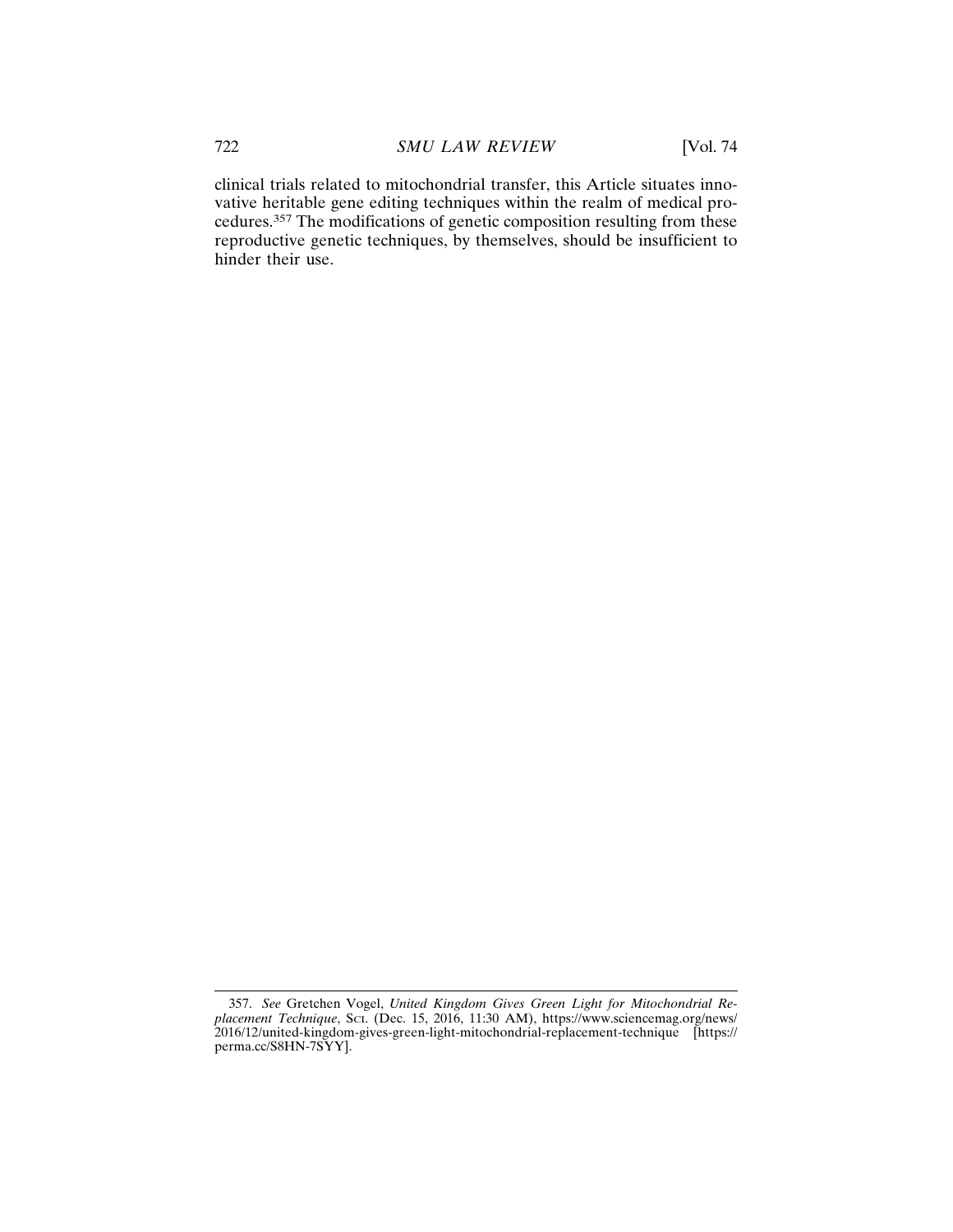clinical trials related to mitochondrial transfer, this Article situates innovative heritable gene editing techniques within the realm of medical procedures.[357] The modifications of genetic composition resulting from these reproductive genetic techniques, by themselves, should be insufficient to hinder their use.

---

357. *See* Gretchen Vogel, *United Kingdom Gives Green Light for Mitochondrial Replacement Technique*, SCI. (Dec. 15, 2016, 11:30 AM), https://www.sciencemag.org/news/2016/12/united-kingdom-gives-green-light-mitochondrial-replacement-technique [https://perma.cc/S8HN-7SYY].